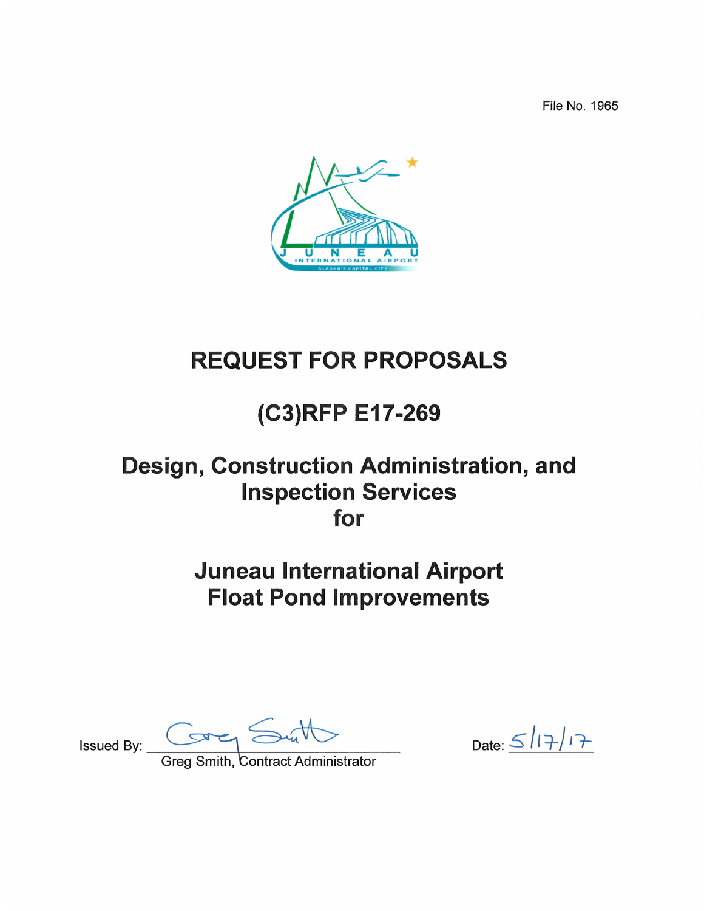File No. 1965

JUNEAU INTERNATIONAL AIRPORT ALASKA'S CAPITAL CITY

# REQUEST FOR PROPOSALS

# (C3)RFP E17-269

# Design, Construction Administration, and Inspection Services for

# Juneau International Airport Float Pond Improvements

Issued By: Greg Smith, Contract Administrator

Date: 5/17/17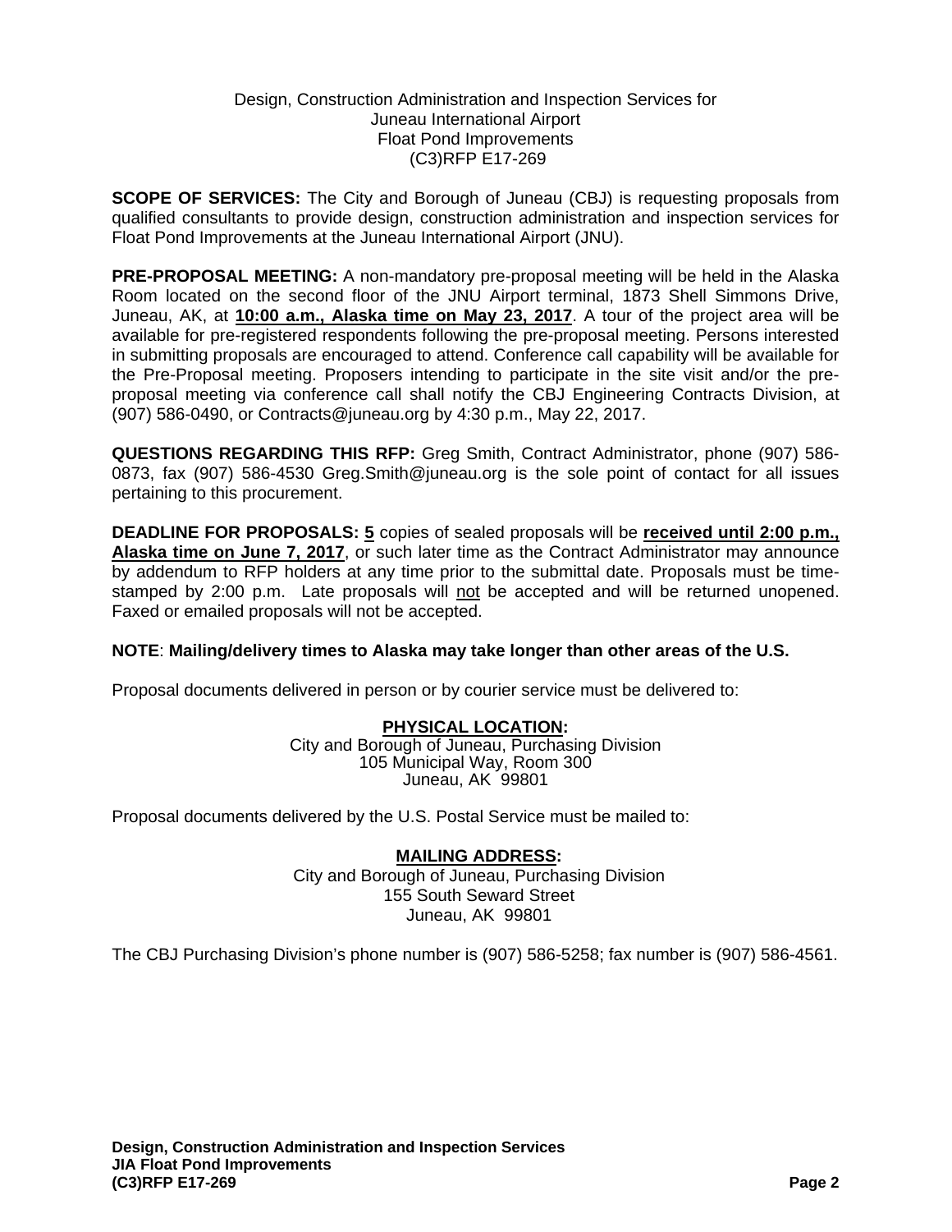Design, Construction Administration and Inspection Services for
Juneau International Airport
Float Pond Improvements
(C3)RFP E17-269

**SCOPE OF SERVICES:** The City and Borough of Juneau (CBJ) is requesting proposals from qualified consultants to provide design, construction administration and inspection services for Float Pond Improvements at the Juneau International Airport (JNU).

**PRE-PROPOSAL MEETING:** A non-mandatory pre-proposal meeting will be held in the Alaska Room located on the second floor of the JNU Airport terminal, 1873 Shell Simmons Drive, Juneau, AK, at **10:00 a.m., Alaska time on May 23, 2017**. A tour of the project area will be available for pre-registered respondents following the pre-proposal meeting. Persons interested in submitting proposals are encouraged to attend. Conference call capability will be available for the Pre-Proposal meeting. Proposers intending to participate in the site visit and/or the pre-proposal meeting via conference call shall notify the CBJ Engineering Contracts Division, at (907) 586-0490, or Contracts@juneau.org by 4:30 p.m., May 22, 2017.

**QUESTIONS REGARDING THIS RFP:** Greg Smith, Contract Administrator, phone (907) 586-0873, fax (907) 586-4530 Greg.Smith@juneau.org is the sole point of contact for all issues pertaining to this procurement.

**DEADLINE FOR PROPOSALS:** **5** copies of sealed proposals will be **received until 2:00 p.m., Alaska time on June 7, 2017**, or such later time as the Contract Administrator may announce by addendum to RFP holders at any time prior to the submittal date. Proposals must be time-stamped by 2:00 p.m. Late proposals will not be accepted and will be returned unopened. Faxed or emailed proposals will not be accepted.

**NOTE**: **Mailing/delivery times to Alaska may take longer than other areas of the U.S.**

Proposal documents delivered in person or by courier service must be delivered to:

**PHYSICAL LOCATION:**
City and Borough of Juneau, Purchasing Division
105 Municipal Way, Room 300
Juneau, AK 99801

Proposal documents delivered by the U.S. Postal Service must be mailed to:

**MAILING ADDRESS:**
City and Borough of Juneau, Purchasing Division
155 South Seward Street
Juneau, AK 99801

The CBJ Purchasing Division's phone number is (907) 586-5258; fax number is (907) 586-4561.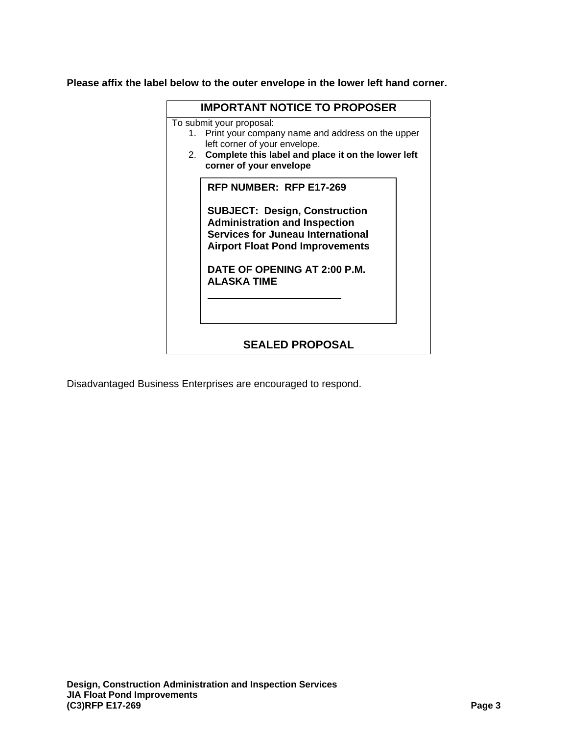**Please affix the label below to the outer envelope in the lower left hand corner.**

**IMPORTANT NOTICE TO PROPOSER**

To submit your proposal:

1. Print your company name and address on the upper left corner of your envelope.
2. **Complete this label and place it on the lower left corner of your envelope**

**RFP NUMBER: RFP E17-269**

**SUBJECT: Design, Construction Administration and Inspection Services for Juneau International Airport Float Pond Improvements**

**DATE OF OPENING AT 2:00 P.M. ALASKA TIME**

\_\_\_\_\_\_\_\_\_\_\_\_\_\_\_\_\_\_\_\_\_\_\_\_

**SEALED PROPOSAL**

Disadvantaged Business Enterprises are encouraged to respond.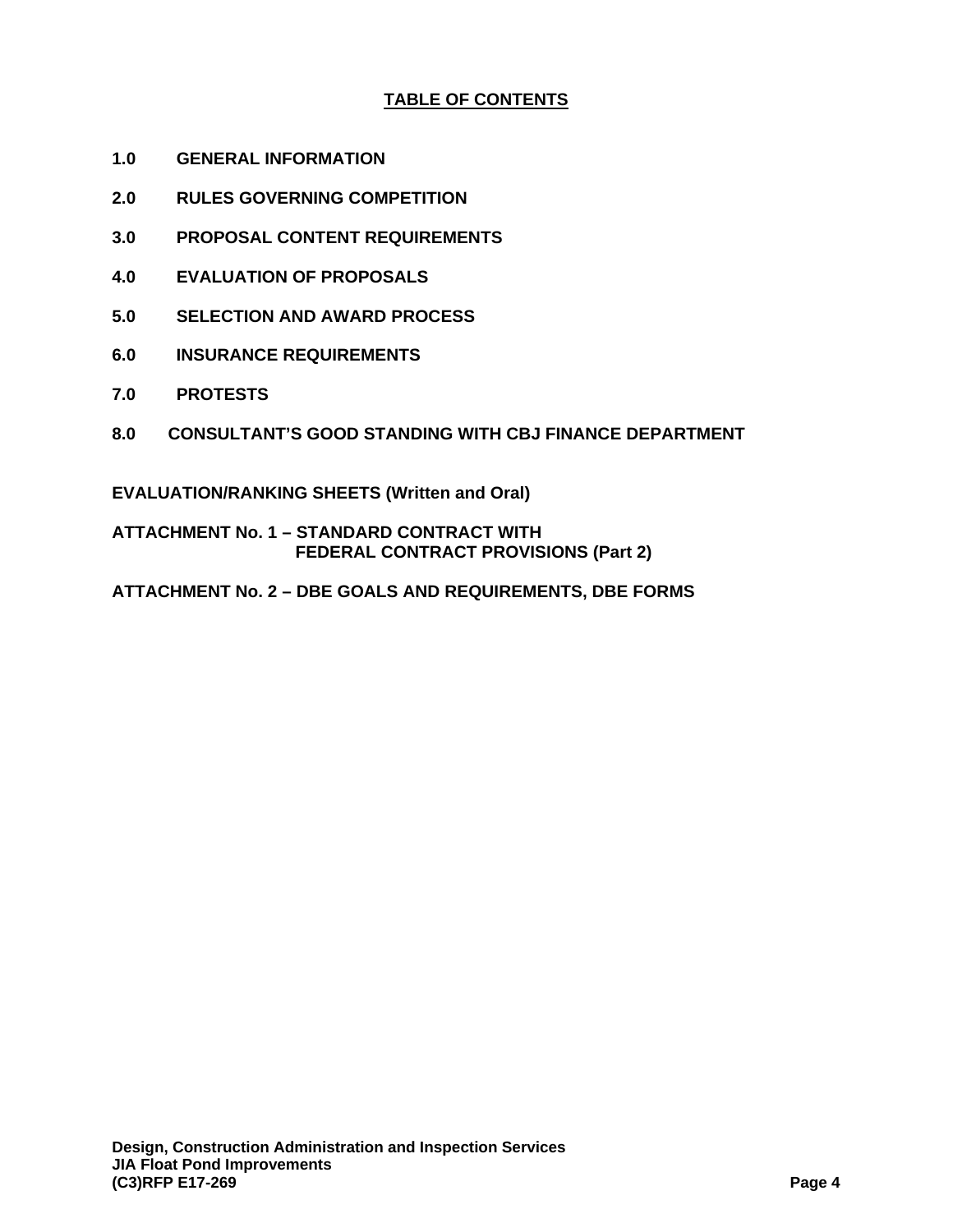## TABLE OF CONTENTS

**1.0 GENERAL INFORMATION**

**2.0 RULES GOVERNING COMPETITION**

**3.0 PROPOSAL CONTENT REQUIREMENTS**

**4.0 EVALUATION OF PROPOSALS**

**5.0 SELECTION AND AWARD PROCESS**

**6.0 INSURANCE REQUIREMENTS**

**7.0 PROTESTS**

**8.0 CONSULTANT'S GOOD STANDING WITH CBJ FINANCE DEPARTMENT**

**EVALUATION/RANKING SHEETS (Written and Oral)**

**ATTACHMENT No. 1 – STANDARD CONTRACT WITH FEDERAL CONTRACT PROVISIONS (Part 2)**

**ATTACHMENT No. 2 – DBE GOALS AND REQUIREMENTS, DBE FORMS**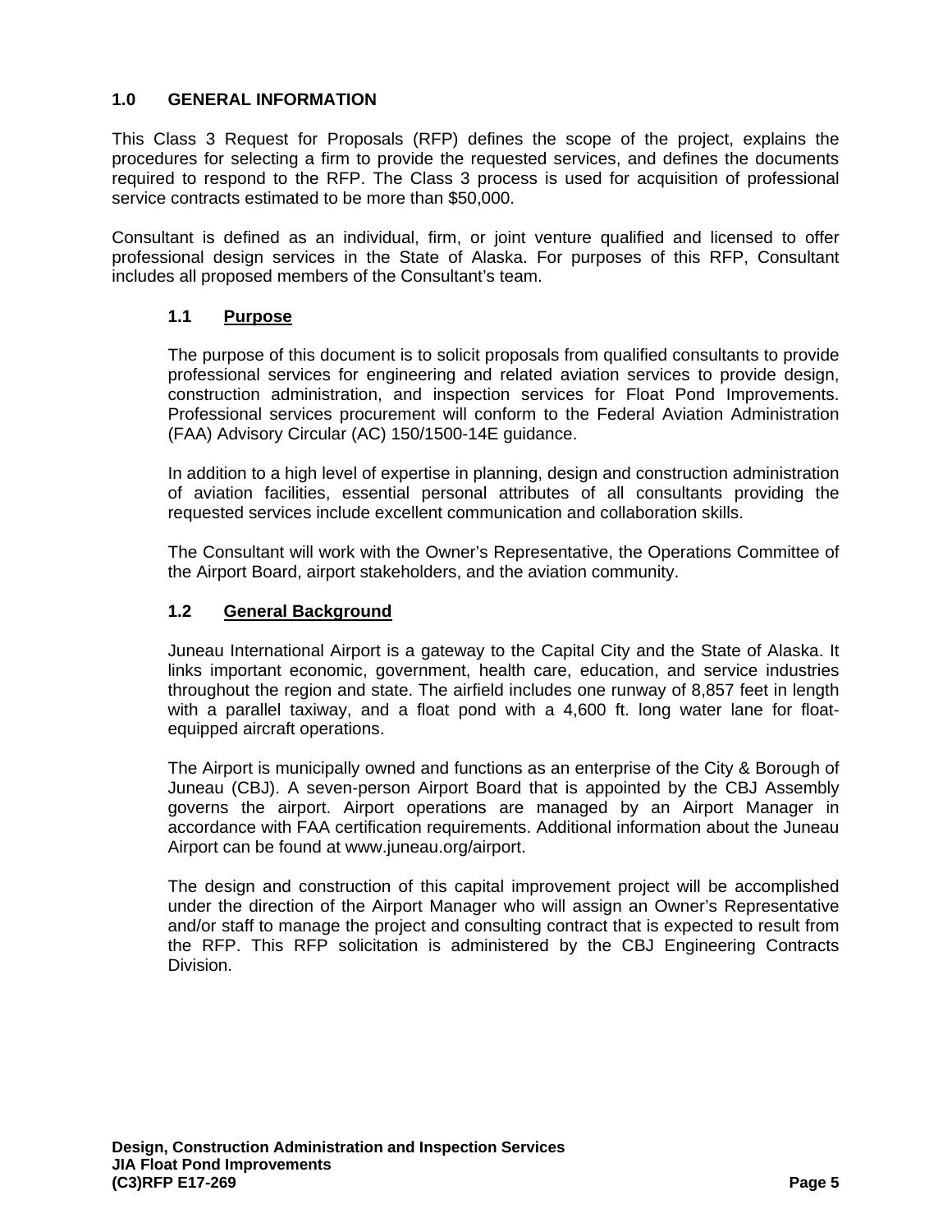## 1.0 GENERAL INFORMATION

This Class 3 Request for Proposals (RFP) defines the scope of the project, explains the procedures for selecting a firm to provide the requested services, and defines the documents required to respond to the RFP. The Class 3 process is used for acquisition of professional service contracts estimated to be more than $50,000.

Consultant is defined as an individual, firm, or joint venture qualified and licensed to offer professional design services in the State of Alaska. For purposes of this RFP, Consultant includes all proposed members of the Consultant's team.

### 1.1 Purpose

The purpose of this document is to solicit proposals from qualified consultants to provide professional services for engineering and related aviation services to provide design, construction administration, and inspection services for Float Pond Improvements. Professional services procurement will conform to the Federal Aviation Administration (FAA) Advisory Circular (AC) 150/1500-14E guidance.

In addition to a high level of expertise in planning, design and construction administration of aviation facilities, essential personal attributes of all consultants providing the requested services include excellent communication and collaboration skills.

The Consultant will work with the Owner's Representative, the Operations Committee of the Airport Board, airport stakeholders, and the aviation community.

### 1.2 General Background

Juneau International Airport is a gateway to the Capital City and the State of Alaska. It links important economic, government, health care, education, and service industries throughout the region and state. The airfield includes one runway of 8,857 feet in length with a parallel taxiway, and a float pond with a 4,600 ft. long water lane for float-equipped aircraft operations.

The Airport is municipally owned and functions as an enterprise of the City & Borough of Juneau (CBJ). A seven-person Airport Board that is appointed by the CBJ Assembly governs the airport. Airport operations are managed by an Airport Manager in accordance with FAA certification requirements. Additional information about the Juneau Airport can be found at www.juneau.org/airport.

The design and construction of this capital improvement project will be accomplished under the direction of the Airport Manager who will assign an Owner's Representative and/or staff to manage the project and consulting contract that is expected to result from the RFP. This RFP solicitation is administered by the CBJ Engineering Contracts Division.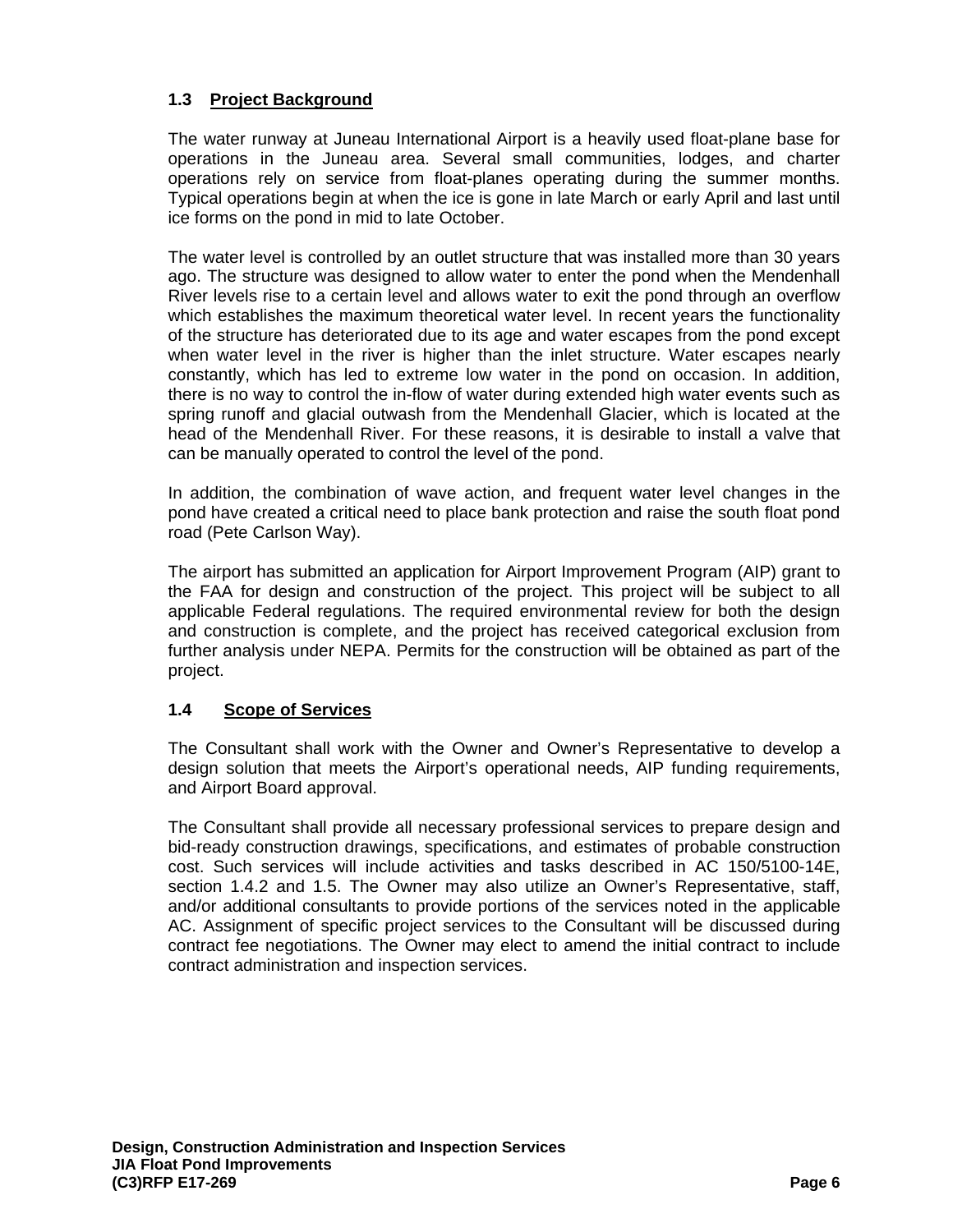### 1.3 Project Background

The water runway at Juneau International Airport is a heavily used float-plane base for operations in the Juneau area. Several small communities, lodges, and charter operations rely on service from float-planes operating during the summer months. Typical operations begin at when the ice is gone in late March or early April and last until ice forms on the pond in mid to late October.

The water level is controlled by an outlet structure that was installed more than 30 years ago. The structure was designed to allow water to enter the pond when the Mendenhall River levels rise to a certain level and allows water to exit the pond through an overflow which establishes the maximum theoretical water level. In recent years the functionality of the structure has deteriorated due to its age and water escapes from the pond except when water level in the river is higher than the inlet structure. Water escapes nearly constantly, which has led to extreme low water in the pond on occasion. In addition, there is no way to control the in-flow of water during extended high water events such as spring runoff and glacial outwash from the Mendenhall Glacier, which is located at the head of the Mendenhall River. For these reasons, it is desirable to install a valve that can be manually operated to control the level of the pond.

In addition, the combination of wave action, and frequent water level changes in the pond have created a critical need to place bank protection and raise the south float pond road (Pete Carlson Way).

The airport has submitted an application for Airport Improvement Program (AIP) grant to the FAA for design and construction of the project. This project will be subject to all applicable Federal regulations. The required environmental review for both the design and construction is complete, and the project has received categorical exclusion from further analysis under NEPA. Permits for the construction will be obtained as part of the project.

### 1.4 Scope of Services

The Consultant shall work with the Owner and Owner's Representative to develop a design solution that meets the Airport's operational needs, AIP funding requirements, and Airport Board approval.

The Consultant shall provide all necessary professional services to prepare design and bid-ready construction drawings, specifications, and estimates of probable construction cost. Such services will include activities and tasks described in AC 150/5100-14E, section 1.4.2 and 1.5. The Owner may also utilize an Owner's Representative, staff, and/or additional consultants to provide portions of the services noted in the applicable AC. Assignment of specific project services to the Consultant will be discussed during contract fee negotiations. The Owner may elect to amend the initial contract to include contract administration and inspection services.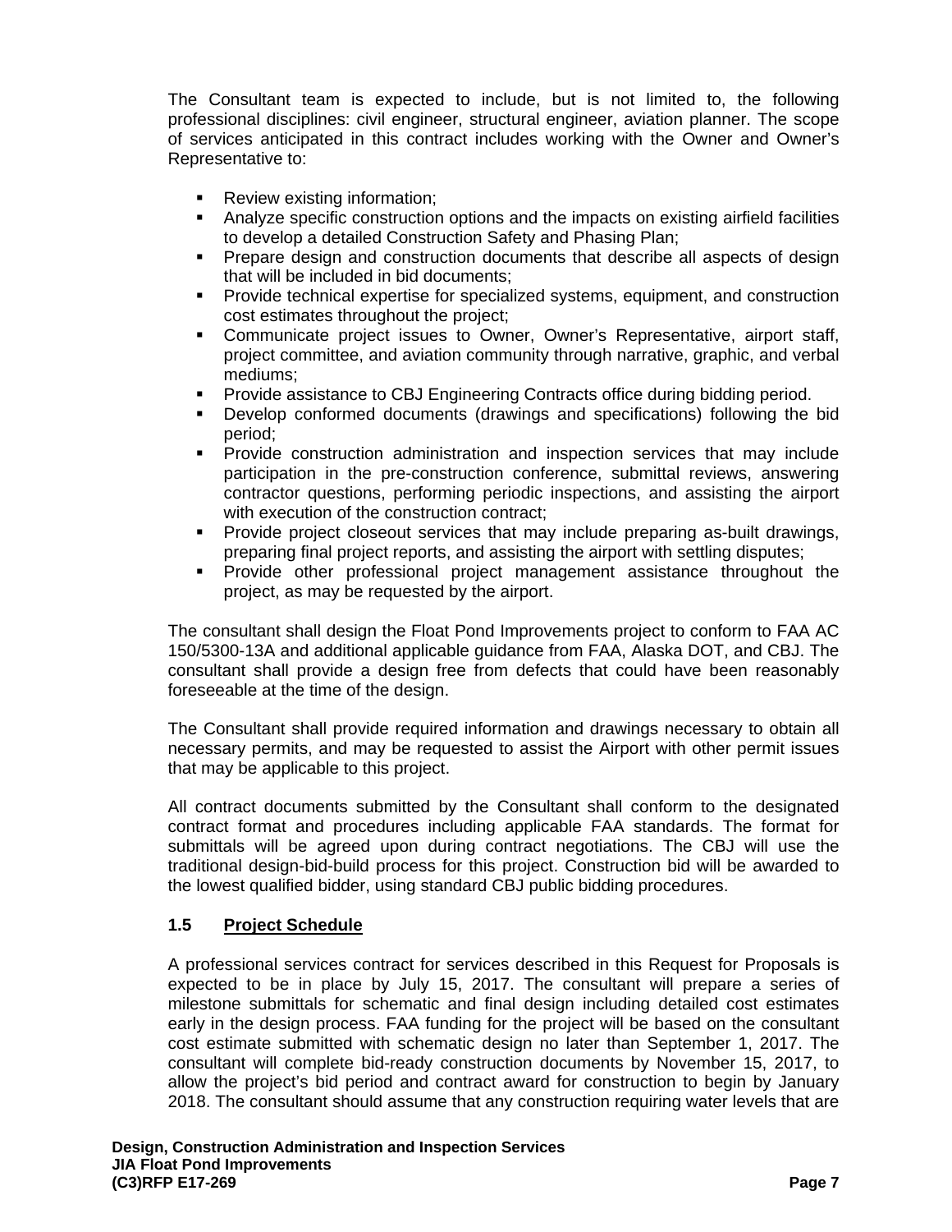The Consultant team is expected to include, but is not limited to, the following professional disciplines: civil engineer, structural engineer, aviation planner. The scope of services anticipated in this contract includes working with the Owner and Owner's Representative to:

- Review existing information;
- Analyze specific construction options and the impacts on existing airfield facilities to develop a detailed Construction Safety and Phasing Plan;
- Prepare design and construction documents that describe all aspects of design that will be included in bid documents;
- Provide technical expertise for specialized systems, equipment, and construction cost estimates throughout the project;
- Communicate project issues to Owner, Owner's Representative, airport staff, project committee, and aviation community through narrative, graphic, and verbal mediums;
- Provide assistance to CBJ Engineering Contracts office during bidding period.
- Develop conformed documents (drawings and specifications) following the bid period;
- Provide construction administration and inspection services that may include participation in the pre-construction conference, submittal reviews, answering contractor questions, performing periodic inspections, and assisting the airport with execution of the construction contract;
- Provide project closeout services that may include preparing as-built drawings, preparing final project reports, and assisting the airport with settling disputes;
- Provide other professional project management assistance throughout the project, as may be requested by the airport.

The consultant shall design the Float Pond Improvements project to conform to FAA AC 150/5300-13A and additional applicable guidance from FAA, Alaska DOT, and CBJ. The consultant shall provide a design free from defects that could have been reasonably foreseeable at the time of the design.

The Consultant shall provide required information and drawings necessary to obtain all necessary permits, and may be requested to assist the Airport with other permit issues that may be applicable to this project.

All contract documents submitted by the Consultant shall conform to the designated contract format and procedures including applicable FAA standards. The format for submittals will be agreed upon during contract negotiations. The CBJ will use the traditional design-bid-build process for this project. Construction bid will be awarded to the lowest qualified bidder, using standard CBJ public bidding procedures.

## 1.5 Project Schedule

A professional services contract for services described in this Request for Proposals is expected to be in place by July 15, 2017. The consultant will prepare a series of milestone submittals for schematic and final design including detailed cost estimates early in the design process. FAA funding for the project will be based on the consultant cost estimate submitted with schematic design no later than September 1, 2017. The consultant will complete bid-ready construction documents by November 15, 2017, to allow the project's bid period and contract award for construction to begin by January 2018. The consultant should assume that any construction requiring water levels that are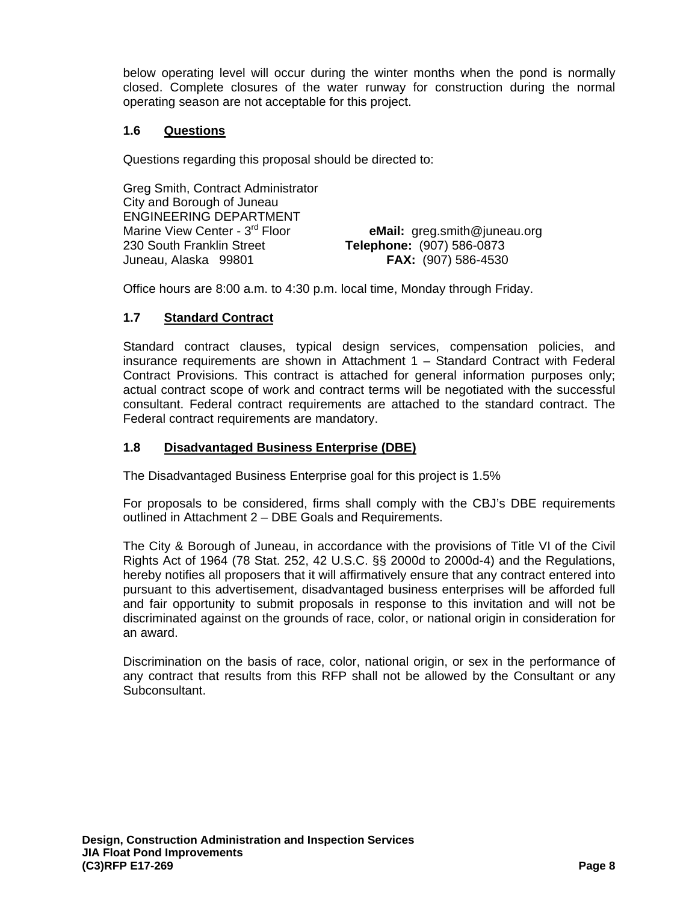below operating level will occur during the winter months when the pond is normally closed. Complete closures of the water runway for construction during the normal operating season are not acceptable for this project.

### 1.6 Questions

Questions regarding this proposal should be directed to:

Greg Smith, Contract Administrator
City and Borough of Juneau
ENGINEERING DEPARTMENT
Marine View Center - 3rd Floor
230 South Franklin Street
Juneau, Alaska 99801

**eMail:** greg.smith@juneau.org
**Telephone:** (907) 586-0873
**FAX:** (907) 586-4530

Office hours are 8:00 a.m. to 4:30 p.m. local time, Monday through Friday.

### 1.7 Standard Contract

Standard contract clauses, typical design services, compensation policies, and insurance requirements are shown in Attachment 1 – Standard Contract with Federal Contract Provisions. This contract is attached for general information purposes only; actual contract scope of work and contract terms will be negotiated with the successful consultant. Federal contract requirements are attached to the standard contract. The Federal contract requirements are mandatory.

### 1.8 Disadvantaged Business Enterprise (DBE)

The Disadvantaged Business Enterprise goal for this project is 1.5%

For proposals to be considered, firms shall comply with the CBJ's DBE requirements outlined in Attachment 2 – DBE Goals and Requirements.

The City & Borough of Juneau, in accordance with the provisions of Title VI of the Civil Rights Act of 1964 (78 Stat. 252, 42 U.S.C. §§ 2000d to 2000d-4) and the Regulations, hereby notifies all proposers that it will affirmatively ensure that any contract entered into pursuant to this advertisement, disadvantaged business enterprises will be afforded full and fair opportunity to submit proposals in response to this invitation and will not be discriminated against on the grounds of race, color, or national origin in consideration for an award.

Discrimination on the basis of race, color, national origin, or sex in the performance of any contract that results from this RFP shall not be allowed by the Consultant or any Subconsultant.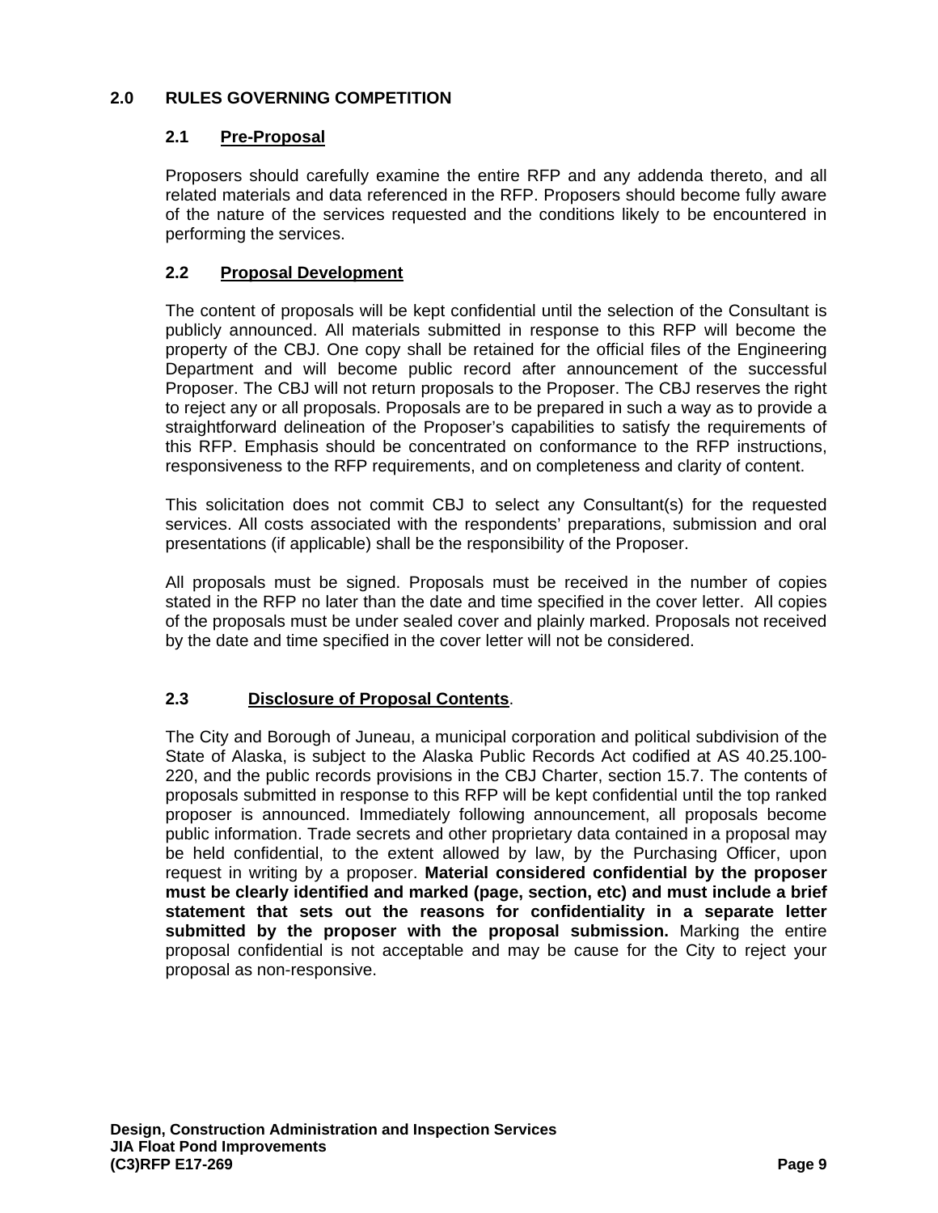## 2.0 RULES GOVERNING COMPETITION

### 2.1 Pre-Proposal

Proposers should carefully examine the entire RFP and any addenda thereto, and all related materials and data referenced in the RFP. Proposers should become fully aware of the nature of the services requested and the conditions likely to be encountered in performing the services.

### 2.2 Proposal Development

The content of proposals will be kept confidential until the selection of the Consultant is publicly announced. All materials submitted in response to this RFP will become the property of the CBJ. One copy shall be retained for the official files of the Engineering Department and will become public record after announcement of the successful Proposer. The CBJ will not return proposals to the Proposer. The CBJ reserves the right to reject any or all proposals. Proposals are to be prepared in such a way as to provide a straightforward delineation of the Proposer's capabilities to satisfy the requirements of this RFP. Emphasis should be concentrated on conformance to the RFP instructions, responsiveness to the RFP requirements, and on completeness and clarity of content.

This solicitation does not commit CBJ to select any Consultant(s) for the requested services. All costs associated with the respondents' preparations, submission and oral presentations (if applicable) shall be the responsibility of the Proposer.

All proposals must be signed. Proposals must be received in the number of copies stated in the RFP no later than the date and time specified in the cover letter. All copies of the proposals must be under sealed cover and plainly marked. Proposals not received by the date and time specified in the cover letter will not be considered.

### 2.3 Disclosure of Proposal Contents.

The City and Borough of Juneau, a municipal corporation and political subdivision of the State of Alaska, is subject to the Alaska Public Records Act codified at AS 40.25.100-220, and the public records provisions in the CBJ Charter, section 15.7. The contents of proposals submitted in response to this RFP will be kept confidential until the top ranked proposer is announced. Immediately following announcement, all proposals become public information. Trade secrets and other proprietary data contained in a proposal may be held confidential, to the extent allowed by law, by the Purchasing Officer, upon request in writing by a proposer. **Material considered confidential by the proposer must be clearly identified and marked (page, section, etc) and must include a brief statement that sets out the reasons for confidentiality in a separate letter submitted by the proposer with the proposal submission.** Marking the entire proposal confidential is not acceptable and may be cause for the City to reject your proposal as non-responsive.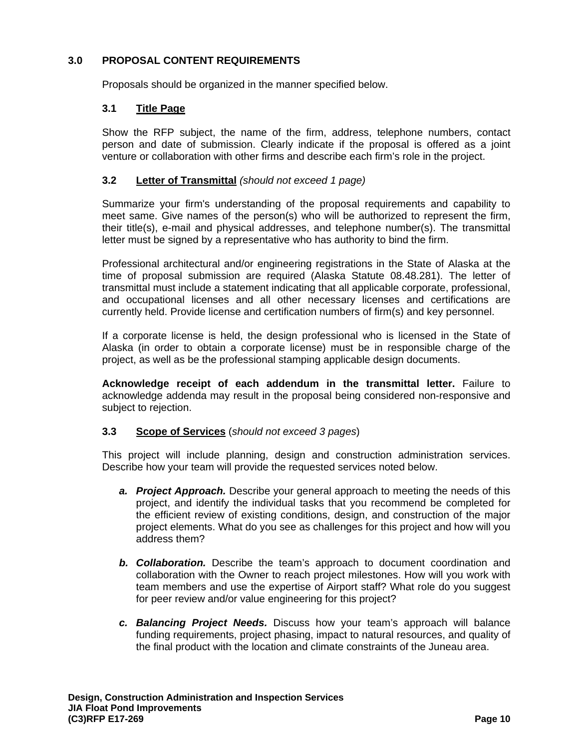## 3.0 PROPOSAL CONTENT REQUIREMENTS

Proposals should be organized in the manner specified below.

### 3.1 Title Page

Show the RFP subject, the name of the firm, address, telephone numbers, contact person and date of submission. Clearly indicate if the proposal is offered as a joint venture or collaboration with other firms and describe each firm's role in the project.

### 3.2 Letter of Transmittal *(should not exceed 1 page)*

Summarize your firm's understanding of the proposal requirements and capability to meet same. Give names of the person(s) who will be authorized to represent the firm, their title(s), e-mail and physical addresses, and telephone number(s). The transmittal letter must be signed by a representative who has authority to bind the firm.

Professional architectural and/or engineering registrations in the State of Alaska at the time of proposal submission are required (Alaska Statute 08.48.281). The letter of transmittal must include a statement indicating that all applicable corporate, professional, and occupational licenses and all other necessary licenses and certifications are currently held. Provide license and certification numbers of firm(s) and key personnel.

If a corporate license is held, the design professional who is licensed in the State of Alaska (in order to obtain a corporate license) must be in responsible charge of the project, as well as be the professional stamping applicable design documents.

**Acknowledge receipt of each addendum in the transmittal letter.** Failure to acknowledge addenda may result in the proposal being considered non-responsive and subject to rejection.

### 3.3 Scope of Services (*should not exceed 3 pages*)

This project will include planning, design and construction administration services. Describe how your team will provide the requested services noted below.

- ***a. Project Approach.*** Describe your general approach to meeting the needs of this project, and identify the individual tasks that you recommend be completed for the efficient review of existing conditions, design, and construction of the major project elements. What do you see as challenges for this project and how will you address them?

- ***b. Collaboration.*** Describe the team's approach to document coordination and collaboration with the Owner to reach project milestones. How will you work with team members and use the expertise of Airport staff? What role do you suggest for peer review and/or value engineering for this project?

- ***c. Balancing Project Needs.*** Discuss how your team's approach will balance funding requirements, project phasing, impact to natural resources, and quality of the final product with the location and climate constraints of the Juneau area.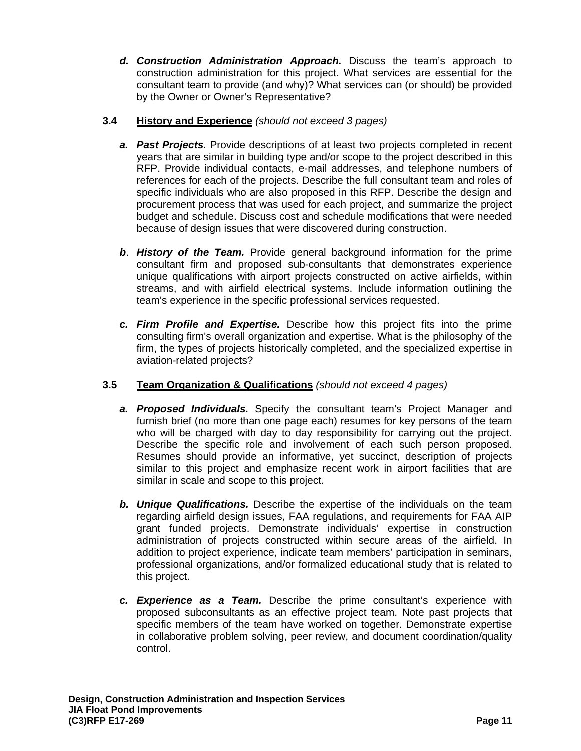**d. *Construction Administration Approach.*** Discuss the team's approach to construction administration for this project. What services are essential for the consultant team to provide (and why)? What services can (or should) be provided by the Owner or Owner's Representative?

### 3.4 History and Experience *(should not exceed 3 pages)*

**a. *Past Projects.*** Provide descriptions of at least two projects completed in recent years that are similar in building type and/or scope to the project described in this RFP. Provide individual contacts, e-mail addresses, and telephone numbers of references for each of the projects. Describe the full consultant team and roles of specific individuals who are also proposed in this RFP. Describe the design and procurement process that was used for each project, and summarize the project budget and schedule. Discuss cost and schedule modifications that were needed because of design issues that were discovered during construction.

**b. *History of the Team.*** Provide general background information for the prime consultant firm and proposed sub-consultants that demonstrates experience unique qualifications with airport projects constructed on active airfields, within streams, and with airfield electrical systems. Include information outlining the team's experience in the specific professional services requested.

**c. *Firm Profile and Expertise.*** Describe how this project fits into the prime consulting firm's overall organization and expertise. What is the philosophy of the firm, the types of projects historically completed, and the specialized expertise in aviation-related projects?

### 3.5 Team Organization & Qualifications *(should not exceed 4 pages)*

**a. *Proposed Individuals.*** Specify the consultant team's Project Manager and furnish brief (no more than one page each) resumes for key persons of the team who will be charged with day to day responsibility for carrying out the project. Describe the specific role and involvement of each such person proposed. Resumes should provide an informative, yet succinct, description of projects similar to this project and emphasize recent work in airport facilities that are similar in scale and scope to this project.

**b. *Unique Qualifications.*** Describe the expertise of the individuals on the team regarding airfield design issues, FAA regulations, and requirements for FAA AIP grant funded projects. Demonstrate individuals' expertise in construction administration of projects constructed within secure areas of the airfield. In addition to project experience, indicate team members' participation in seminars, professional organizations, and/or formalized educational study that is related to this project.

**c. *Experience as a Team.*** Describe the prime consultant's experience with proposed subconsultants as an effective project team. Note past projects that specific members of the team have worked on together. Demonstrate expertise in collaborative problem solving, peer review, and document coordination/quality control.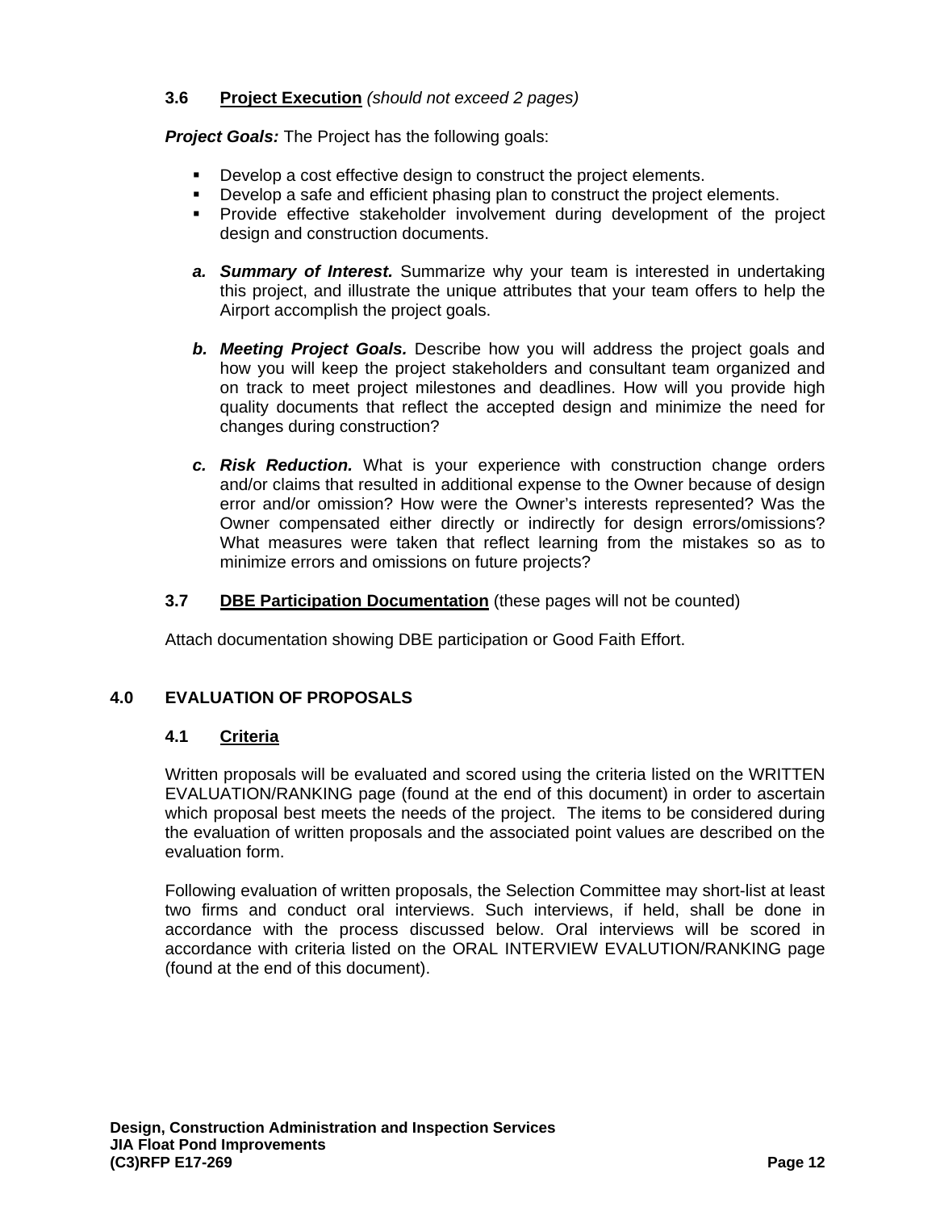### 3.6 Project Execution *(should not exceed 2 pages)*

***Project Goals:*** The Project has the following goals:

- Develop a cost effective design to construct the project elements.
- Develop a safe and efficient phasing plan to construct the project elements.
- Provide effective stakeholder involvement during development of the project design and construction documents.

*a.* ***Summary of Interest.*** Summarize why your team is interested in undertaking this project, and illustrate the unique attributes that your team offers to help the Airport accomplish the project goals.

*b.* ***Meeting Project Goals.*** Describe how you will address the project goals and how you will keep the project stakeholders and consultant team organized and on track to meet project milestones and deadlines. How will you provide high quality documents that reflect the accepted design and minimize the need for changes during construction?

*c.* ***Risk Reduction.*** What is your experience with construction change orders and/or claims that resulted in additional expense to the Owner because of design error and/or omission? How were the Owner's interests represented? Was the Owner compensated either directly or indirectly for design errors/omissions? What measures were taken that reflect learning from the mistakes so as to minimize errors and omissions on future projects?

### 3.7 DBE Participation Documentation (these pages will not be counted)

Attach documentation showing DBE participation or Good Faith Effort.

## 4.0 EVALUATION OF PROPOSALS

### 4.1 Criteria

Written proposals will be evaluated and scored using the criteria listed on the WRITTEN EVALUATION/RANKING page (found at the end of this document) in order to ascertain which proposal best meets the needs of the project. The items to be considered during the evaluation of written proposals and the associated point values are described on the evaluation form.

Following evaluation of written proposals, the Selection Committee may short-list at least two firms and conduct oral interviews. Such interviews, if held, shall be done in accordance with the process discussed below. Oral interviews will be scored in accordance with criteria listed on the ORAL INTERVIEW EVALUTION/RANKING page (found at the end of this document).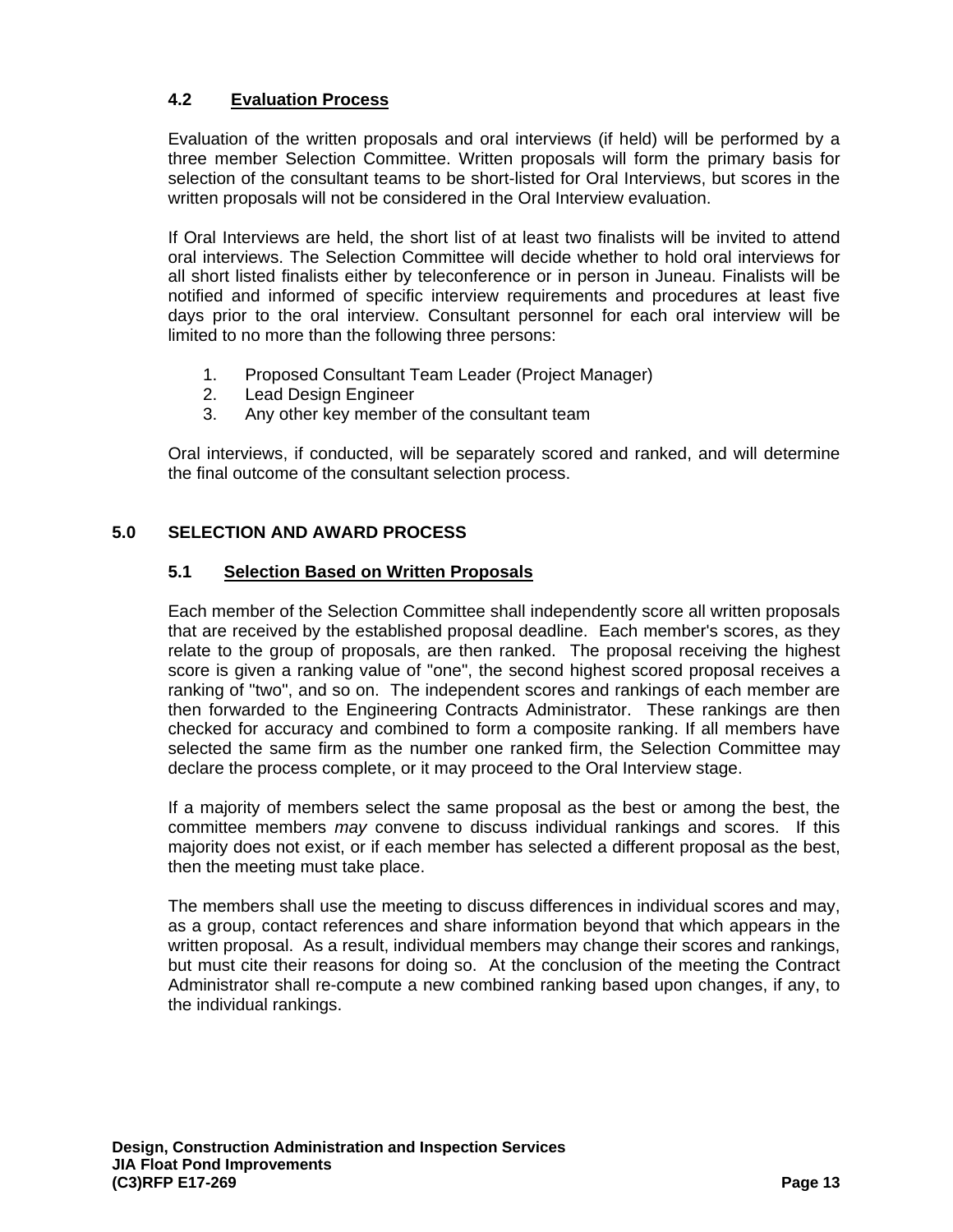### 4.2 Evaluation Process

Evaluation of the written proposals and oral interviews (if held) will be performed by a three member Selection Committee. Written proposals will form the primary basis for selection of the consultant teams to be short-listed for Oral Interviews, but scores in the written proposals will not be considered in the Oral Interview evaluation.

If Oral Interviews are held, the short list of at least two finalists will be invited to attend oral interviews. The Selection Committee will decide whether to hold oral interviews for all short listed finalists either by teleconference or in person in Juneau. Finalists will be notified and informed of specific interview requirements and procedures at least five days prior to the oral interview. Consultant personnel for each oral interview will be limited to no more than the following three persons:

1. Proposed Consultant Team Leader (Project Manager)
2. Lead Design Engineer
3. Any other key member of the consultant team

Oral interviews, if conducted, will be separately scored and ranked, and will determine the final outcome of the consultant selection process.

## 5.0 SELECTION AND AWARD PROCESS

### 5.1 Selection Based on Written Proposals

Each member of the Selection Committee shall independently score all written proposals that are received by the established proposal deadline. Each member's scores, as they relate to the group of proposals, are then ranked. The proposal receiving the highest score is given a ranking value of "one", the second highest scored proposal receives a ranking of "two", and so on. The independent scores and rankings of each member are then forwarded to the Engineering Contracts Administrator. These rankings are then checked for accuracy and combined to form a composite ranking. If all members have selected the same firm as the number one ranked firm, the Selection Committee may declare the process complete, or it may proceed to the Oral Interview stage.

If a majority of members select the same proposal as the best or among the best, the committee members *may* convene to discuss individual rankings and scores. If this majority does not exist, or if each member has selected a different proposal as the best, then the meeting must take place.

The members shall use the meeting to discuss differences in individual scores and may, as a group, contact references and share information beyond that which appears in the written proposal. As a result, individual members may change their scores and rankings, but must cite their reasons for doing so. At the conclusion of the meeting the Contract Administrator shall re-compute a new combined ranking based upon changes, if any, to the individual rankings.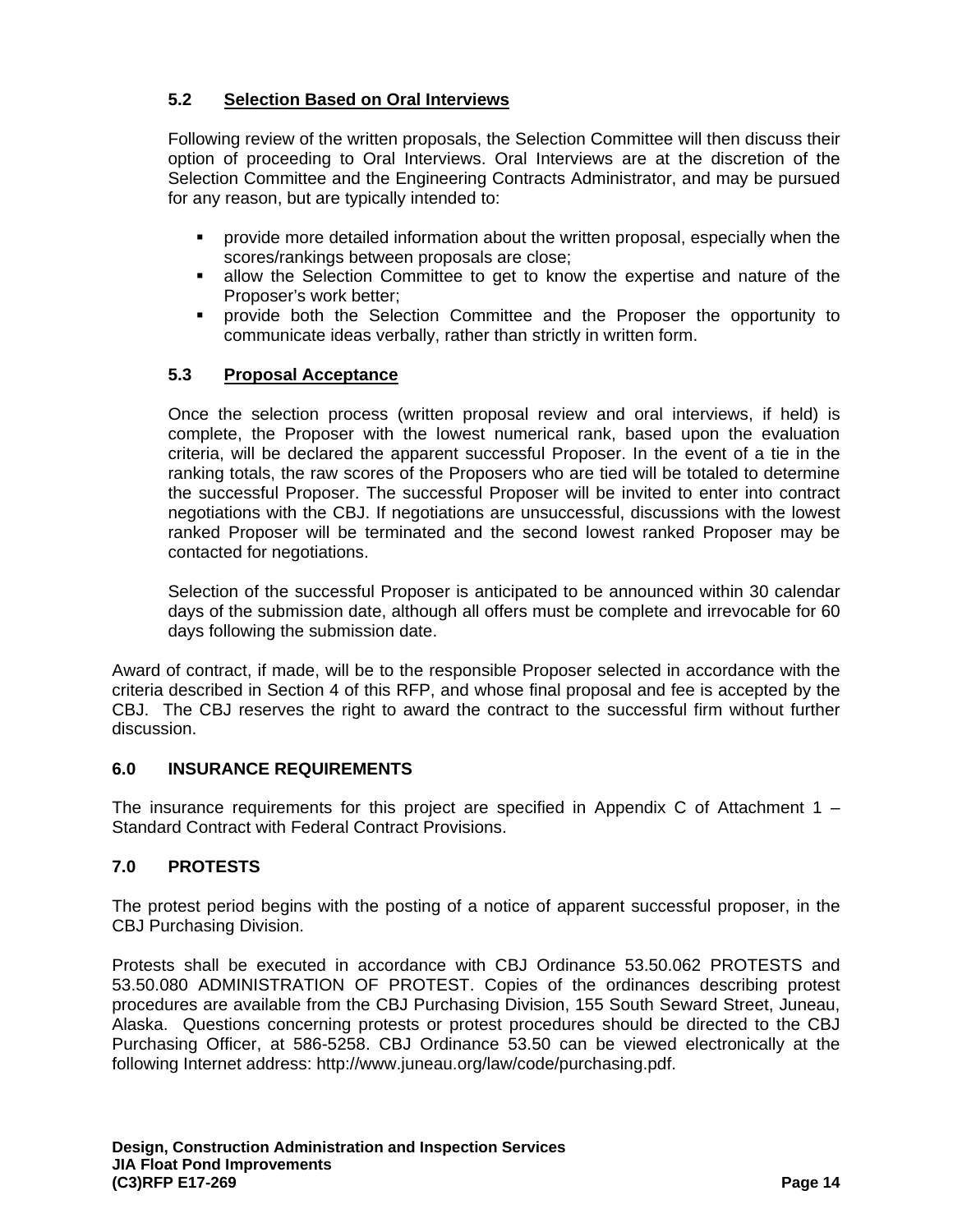### 5.2 Selection Based on Oral Interviews

Following review of the written proposals, the Selection Committee will then discuss their option of proceeding to Oral Interviews. Oral Interviews are at the discretion of the Selection Committee and the Engineering Contracts Administrator, and may be pursued for any reason, but are typically intended to:

- provide more detailed information about the written proposal, especially when the scores/rankings between proposals are close;
- allow the Selection Committee to get to know the expertise and nature of the Proposer's work better;
- provide both the Selection Committee and the Proposer the opportunity to communicate ideas verbally, rather than strictly in written form.

### 5.3 Proposal Acceptance

Once the selection process (written proposal review and oral interviews, if held) is complete, the Proposer with the lowest numerical rank, based upon the evaluation criteria, will be declared the apparent successful Proposer. In the event of a tie in the ranking totals, the raw scores of the Proposers who are tied will be totaled to determine the successful Proposer. The successful Proposer will be invited to enter into contract negotiations with the CBJ. If negotiations are unsuccessful, discussions with the lowest ranked Proposer will be terminated and the second lowest ranked Proposer may be contacted for negotiations.

Selection of the successful Proposer is anticipated to be announced within 30 calendar days of the submission date, although all offers must be complete and irrevocable for 60 days following the submission date.

Award of contract, if made, will be to the responsible Proposer selected in accordance with the criteria described in Section 4 of this RFP, and whose final proposal and fee is accepted by the CBJ. The CBJ reserves the right to award the contract to the successful firm without further discussion.

## 6.0 INSURANCE REQUIREMENTS

The insurance requirements for this project are specified in Appendix C of Attachment 1 – Standard Contract with Federal Contract Provisions.

## 7.0 PROTESTS

The protest period begins with the posting of a notice of apparent successful proposer, in the CBJ Purchasing Division.

Protests shall be executed in accordance with CBJ Ordinance 53.50.062 PROTESTS and 53.50.080 ADMINISTRATION OF PROTEST. Copies of the ordinances describing protest procedures are available from the CBJ Purchasing Division, 155 South Seward Street, Juneau, Alaska. Questions concerning protests or protest procedures should be directed to the CBJ Purchasing Officer, at 586-5258. CBJ Ordinance 53.50 can be viewed electronically at the following Internet address: http://www.juneau.org/law/code/purchasing.pdf.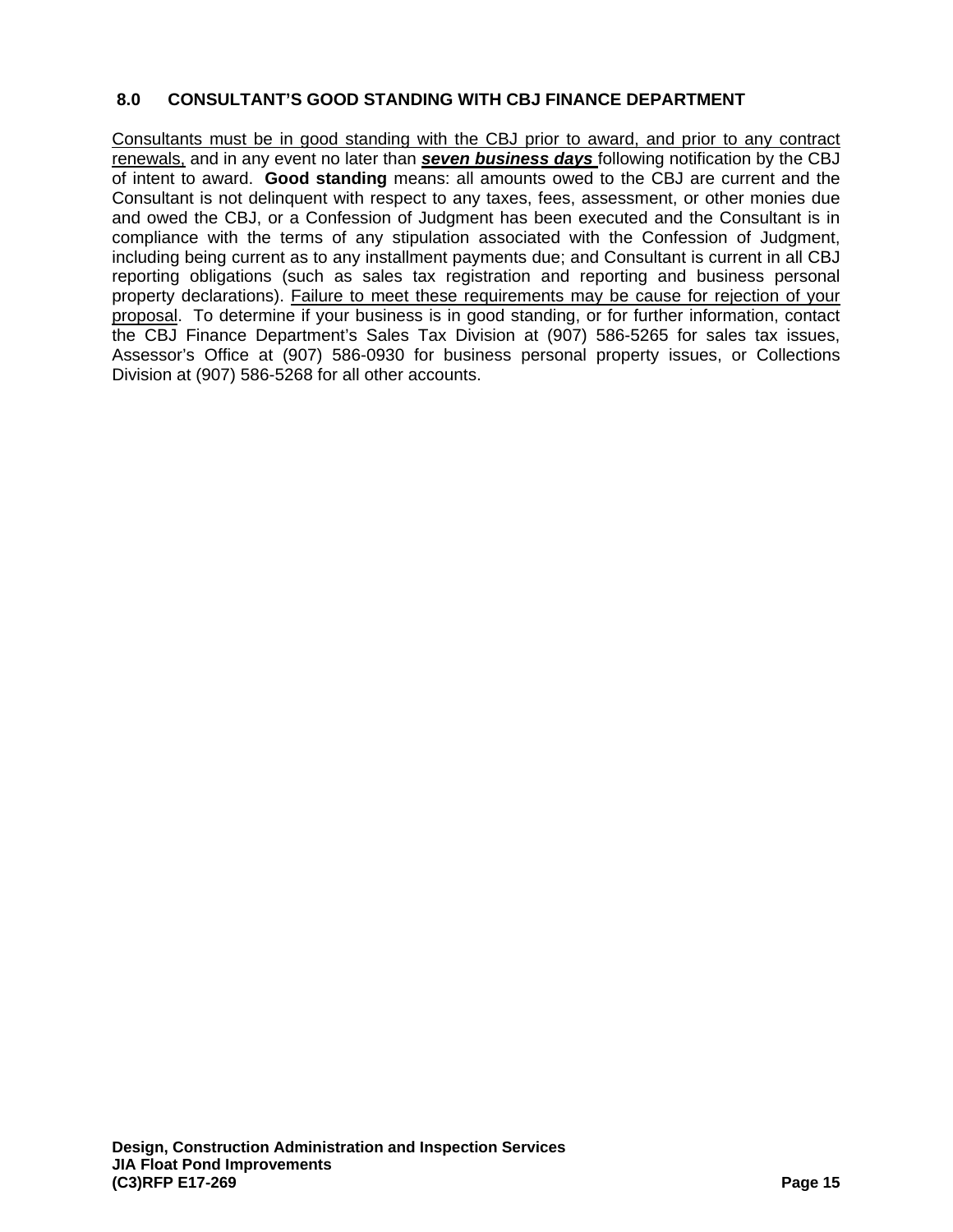## 8.0 CONSULTANT'S GOOD STANDING WITH CBJ FINANCE DEPARTMENT

Consultants must be in good standing with the CBJ prior to award, and prior to any contract renewals, and in any event no later than ***seven business days*** following notification by the CBJ of intent to award. **Good standing** means: all amounts owed to the CBJ are current and the Consultant is not delinquent with respect to any taxes, fees, assessment, or other monies due and owed the CBJ, or a Confession of Judgment has been executed and the Consultant is in compliance with the terms of any stipulation associated with the Confession of Judgment, including being current as to any installment payments due; and Consultant is current in all CBJ reporting obligations (such as sales tax registration and reporting and business personal property declarations). Failure to meet these requirements may be cause for rejection of your proposal. To determine if your business is in good standing, or for further information, contact the CBJ Finance Department's Sales Tax Division at (907) 586-5265 for sales tax issues, Assessor's Office at (907) 586-0930 for business personal property issues, or Collections Division at (907) 586-5268 for all other accounts.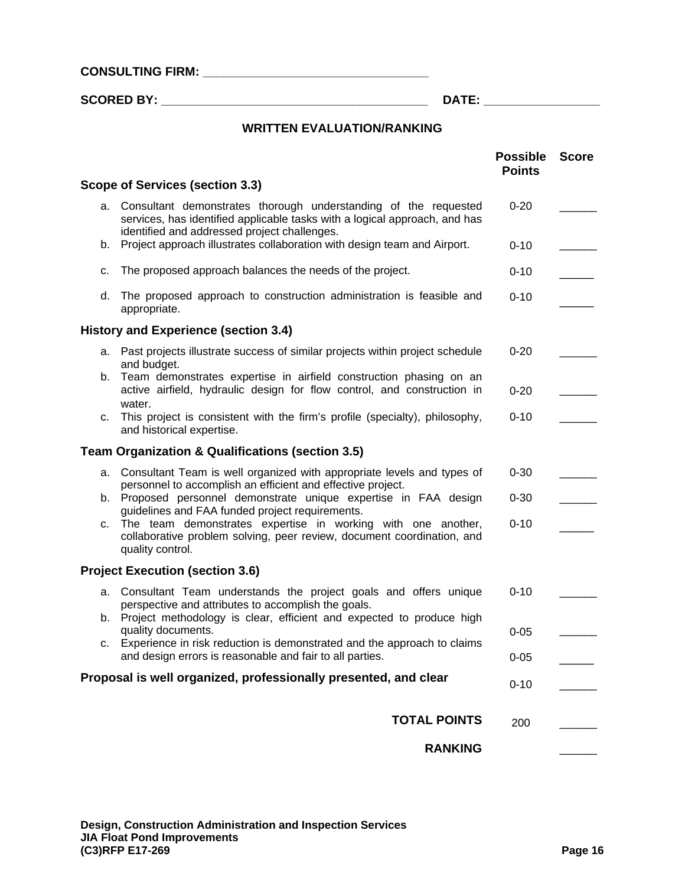**CONSULTING FIRM:** ___________________________________

**SCORED BY:** _________________________________________ **DATE:** ________________

## WRITTEN EVALUATION/RANKING

| | Possible Points | Score |
|---|---|---|
| **Scope of Services (section 3.3)** | | |
| a. Consultant demonstrates thorough understanding of the requested services, has identified applicable tasks with a logical approach, and has identified and addressed project challenges. | 0-20 | ______ |
| b. Project approach illustrates collaboration with design team and Airport. | 0-10 | ______ |
| c. The proposed approach balances the needs of the project. | 0-10 | ______ |
| d. The proposed approach to construction administration is feasible and appropriate. | 0-10 | ______ |
| **History and Experience (section 3.4)** | | |
| a. Past projects illustrate success of similar projects within project schedule and budget. | 0-20 | ______ |
| b. Team demonstrates expertise in airfield construction phasing on an active airfield, hydraulic design for flow control, and construction in water. | 0-20 | ______ |
| c. This project is consistent with the firm's profile (specialty), philosophy, and historical expertise. | 0-10 | ______ |
| **Team Organization & Qualifications (section 3.5)** | | |
| a. Consultant Team is well organized with appropriate levels and types of personnel to accomplish an efficient and effective project. | 0-30 | ______ |
| b. Proposed personnel demonstrate unique expertise in FAA design guidelines and FAA funded project requirements. | 0-30 | ______ |
| c. The team demonstrates expertise in working with one another, collaborative problem solving, peer review, document coordination, and quality control. | 0-10 | ______ |
| **Project Execution (section 3.6)** | | |
| a. Consultant Team understands the project goals and offers unique perspective and attributes to accomplish the goals. | 0-10 | ______ |
| b. Project methodology is clear, efficient and expected to produce high quality documents. | 0-05 | ______ |
| c. Experience in risk reduction is demonstrated and the approach to claims and design errors is reasonable and fair to all parties. | 0-05 | ______ |
| **Proposal is well organized, professionally presented, and clear** | 0-10 | ______ |
| **TOTAL POINTS** | 200 | ______ |
| **RANKING** | | ______ |

**Design, Construction Administration and Inspection Services**
**JIA Float Pond Improvements**
**(C3)RFP E17-269**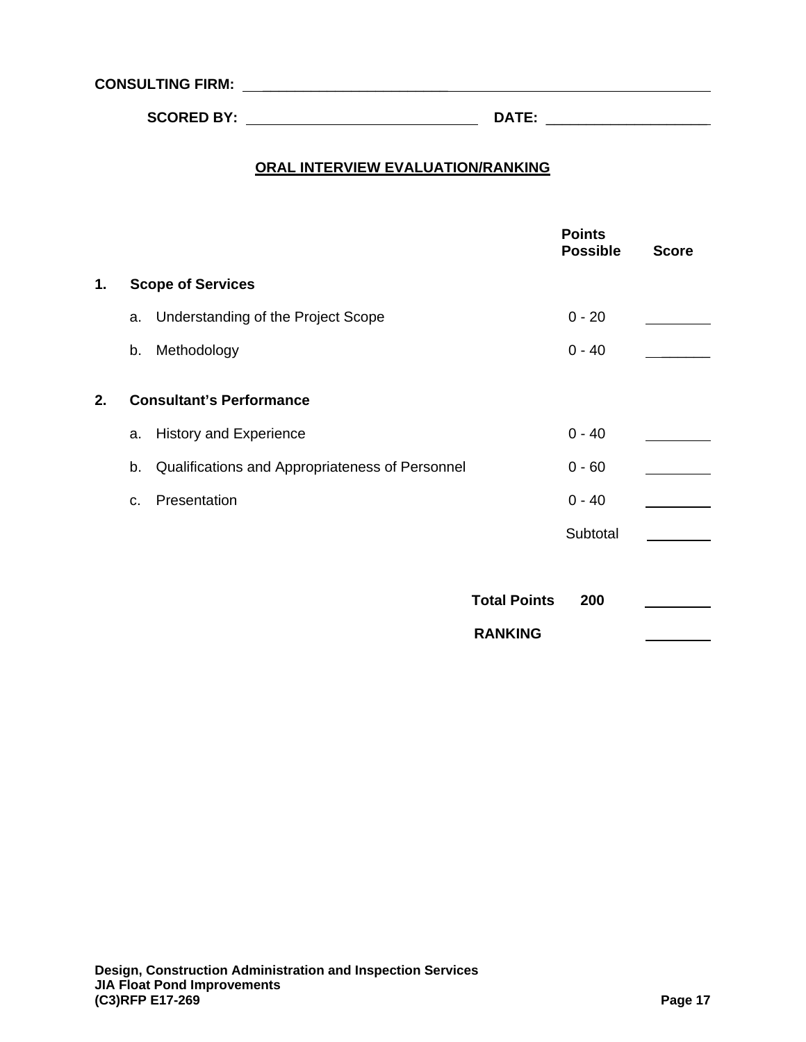**CONSULTING FIRM:** ______________________________

**SCORED BY:** ______________________ **DATE:** ______________

## ORAL INTERVIEW EVALUATION/RANKING

| | | Points Possible | Score |
|---|---|---|---|
| **1.** | **Scope of Services** | | |
| | a. Understanding of the Project Scope | 0 - 20 | ________ |
| | b. Methodology | 0 - 40 | ________ |
| **2.** | **Consultant's Performance** | | |
| | a. History and Experience | 0 - 40 | ________ |
| | b. Qualifications and Appropriateness of Personnel | 0 - 60 | ________ |
| | c. Presentation | 0 - 40 | ________ |
| | | Subtotal | ________ |
| | **Total Points** | **200** | ________ |
| | **RANKING** | | ________ |

**Design, Construction Administration and Inspection Services**
**JIA Float Pond Improvements**
**(C3)RFP E17-269**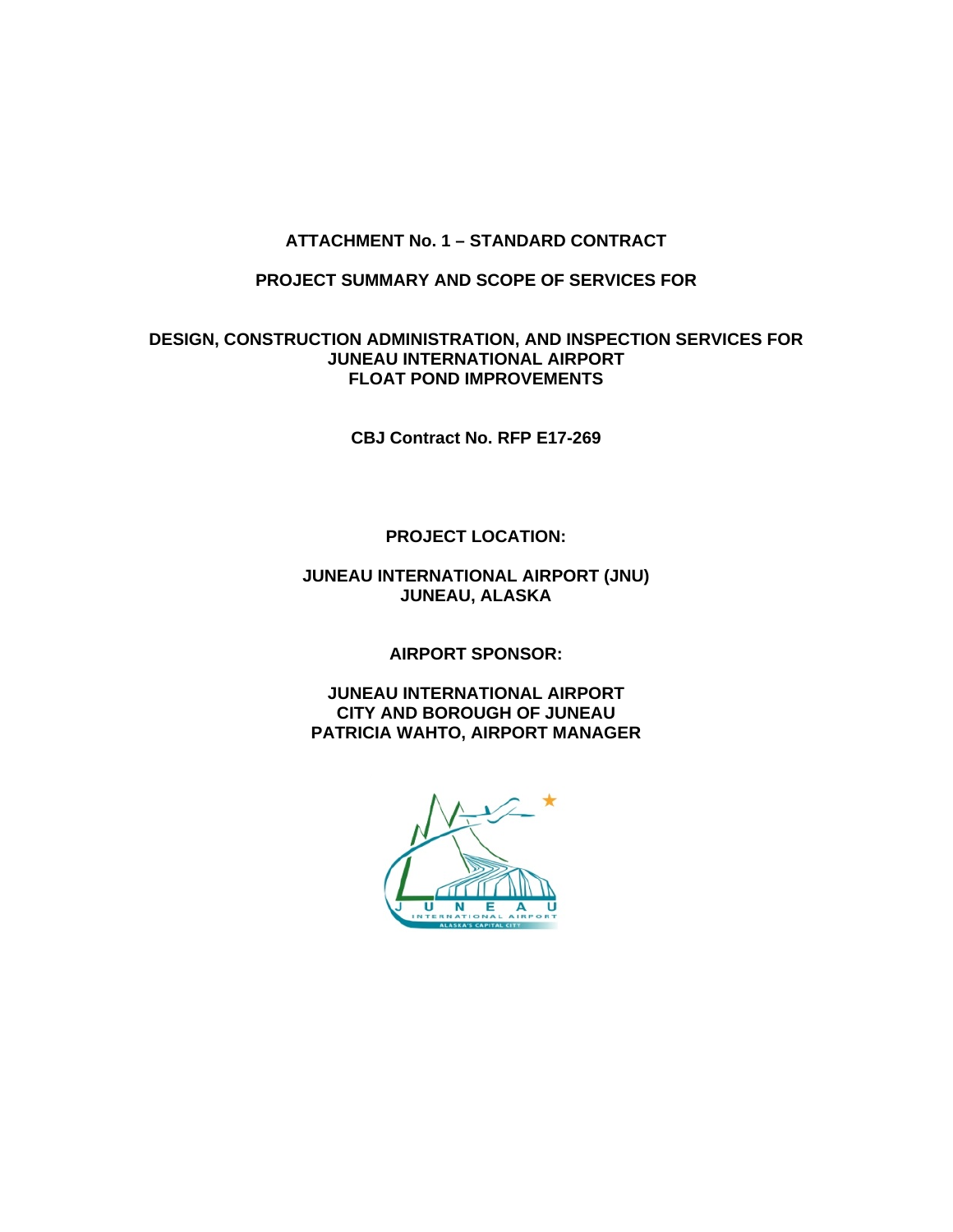**ATTACHMENT No. 1 – STANDARD CONTRACT**

**PROJECT SUMMARY AND SCOPE OF SERVICES FOR**

**DESIGN, CONSTRUCTION ADMINISTRATION, AND INSPECTION SERVICES FOR JUNEAU INTERNATIONAL AIRPORT FLOAT POND IMPROVEMENTS**

**CBJ Contract No. RFP E17-269**

**PROJECT LOCATION:**

**JUNEAU INTERNATIONAL AIRPORT (JNU)**
**JUNEAU, ALASKA**

**AIRPORT SPONSOR:**

**JUNEAU INTERNATIONAL AIRPORT**
**CITY AND BOROUGH OF JUNEAU**
**PATRICIA WAHTO, AIRPORT MANAGER**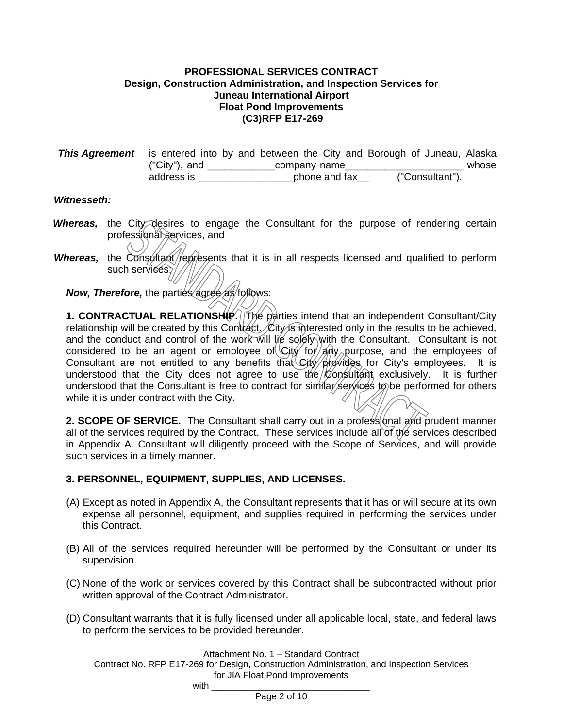**PROFESSIONAL SERVICES CONTRACT**
**Design, Construction Administration, and Inspection Services for**
**Juneau International Airport**
**Float Pond Improvements**
**(C3)RFP E17-269**

***This Agreement*** is entered into by and between the City and Borough of Juneau, Alaska ("City"), and ____________company name_____________________ whose address is _________________phone and fax__ ("Consultant").

***Witnesseth:***

***Whereas,*** the City desires to engage the Consultant for the purpose of rendering certain professional services, and

***Whereas,*** the Consultant represents that it is in all respects licensed and qualified to perform such services;

***Now, Therefore,*** the parties agree as follows:

**1. CONTRACTUAL RELATIONSHIP.** The parties intend that an independent Consultant/City relationship will be created by this Contract. City is interested only in the results to be achieved, and the conduct and control of the work will lie solely with the Consultant. Consultant is not considered to be an agent or employee of City for any purpose, and the employees of Consultant are not entitled to any benefits that City provides for City's employees. It is understood that the City does not agree to use the Consultant exclusively. It is further understood that the Consultant is free to contract for similar services to be performed for others while it is under contract with the City.

**2. SCOPE OF SERVICE.** The Consultant shall carry out in a professional and prudent manner all of the services required by the Contract. These services include all of the services described in Appendix A. Consultant will diligently proceed with the Scope of Services, and will provide such services in a timely manner.

**3. PERSONNEL, EQUIPMENT, SUPPLIES, AND LICENSES.**

(A) Except as noted in Appendix A, the Consultant represents that it has or will secure at its own expense all personnel, equipment, and supplies required in performing the services under this Contract.

(B) All of the services required hereunder will be performed by the Consultant or under its supervision.

(C) None of the work or services covered by this Contract shall be subcontracted without prior written approval of the Contract Administrator.

(D) Consultant warrants that it is fully licensed under all applicable local, state, and federal laws to perform the services to be provided hereunder.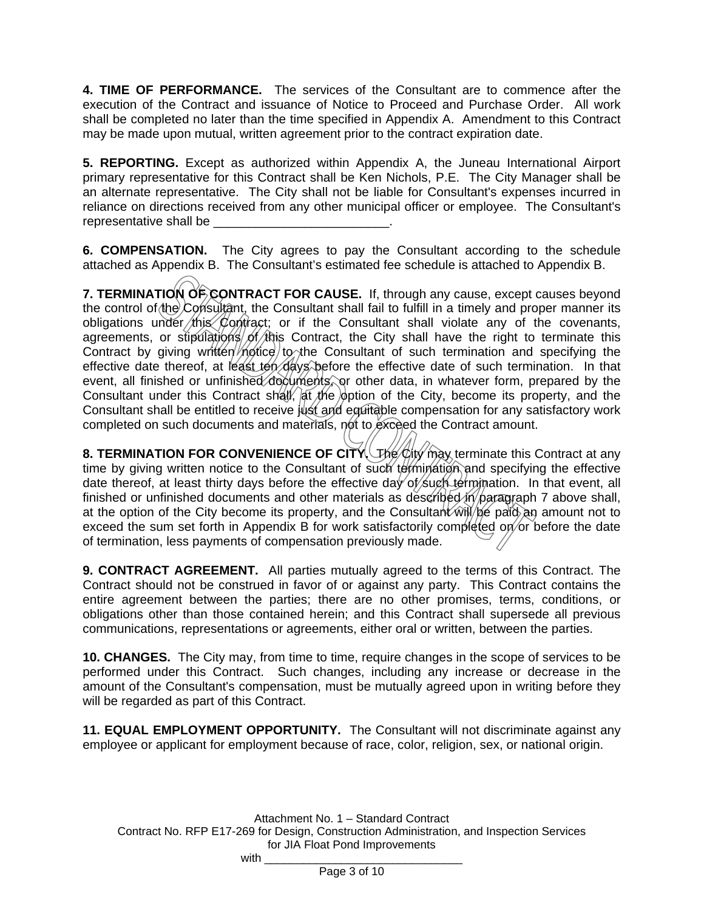**4. TIME OF PERFORMANCE.** The services of the Consultant are to commence after the execution of the Contract and issuance of Notice to Proceed and Purchase Order. All work shall be completed no later than the time specified in Appendix A. Amendment to this Contract may be made upon mutual, written agreement prior to the contract expiration date.

**5. REPORTING.** Except as authorized within Appendix A, the Juneau International Airport primary representative for this Contract shall be Ken Nichols, P.E. The City Manager shall be an alternate representative. The City shall not be liable for Consultant's expenses incurred in reliance on directions received from any other municipal officer or employee. The Consultant's representative shall be _________________________.

**6. COMPENSATION.** The City agrees to pay the Consultant according to the schedule attached as Appendix B. The Consultant's estimated fee schedule is attached to Appendix B.

**7. TERMINATION OF CONTRACT FOR CAUSE.** If, through any cause, except causes beyond the control of the Consultant, the Consultant shall fail to fulfill in a timely and proper manner its obligations under this Contract; or if the Consultant shall violate any of the covenants, agreements, or stipulations of this Contract, the City shall have the right to terminate this Contract by giving written notice to the Consultant of such termination and specifying the effective date thereof, at least ten days before the effective date of such termination. In that event, all finished or unfinished documents, or other data, in whatever form, prepared by the Consultant under this Contract shall, at the option of the City, become its property, and the Consultant shall be entitled to receive just and equitable compensation for any satisfactory work completed on such documents and materials, not to exceed the Contract amount.

**8. TERMINATION FOR CONVENIENCE OF CITY.** The City may terminate this Contract at any time by giving written notice to the Consultant of such termination and specifying the effective date thereof, at least thirty days before the effective day of such termination. In that event, all finished or unfinished documents and other materials as described in paragraph 7 above shall, at the option of the City become its property, and the Consultant will be paid an amount not to exceed the sum set forth in Appendix B for work satisfactorily completed on or before the date of termination, less payments of compensation previously made.

**9. CONTRACT AGREEMENT.** All parties mutually agreed to the terms of this Contract. The Contract should not be construed in favor of or against any party. This Contract contains the entire agreement between the parties; there are no other promises, terms, conditions, or obligations other than those contained herein; and this Contract shall supersede all previous communications, representations or agreements, either oral or written, between the parties.

**10. CHANGES.** The City may, from time to time, require changes in the scope of services to be performed under this Contract. Such changes, including any increase or decrease in the amount of the Consultant's compensation, must be mutually agreed upon in writing before they will be regarded as part of this Contract.

**11. EQUAL EMPLOYMENT OPPORTUNITY.** The Consultant will not discriminate against any employee or applicant for employment because of race, color, religion, sex, or national origin.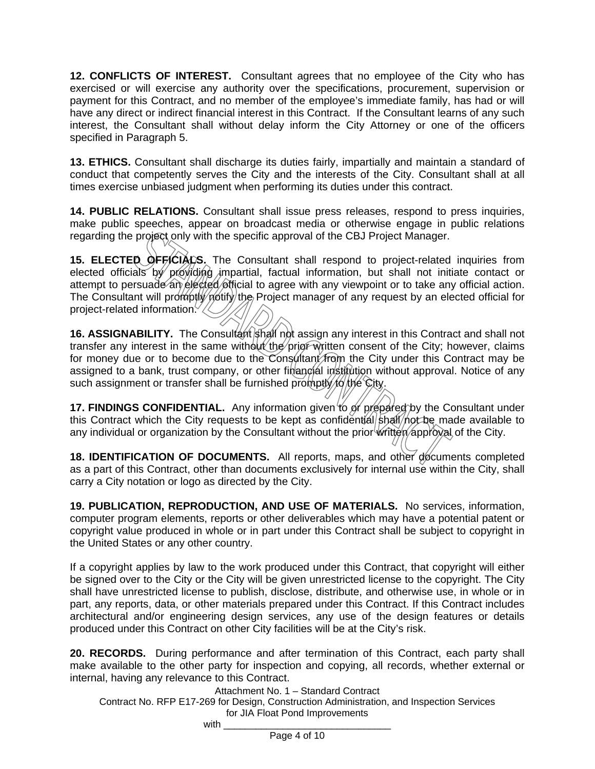**12. CONFLICTS OF INTEREST.** Consultant agrees that no employee of the City who has exercised or will exercise any authority over the specifications, procurement, supervision or payment for this Contract, and no member of the employee's immediate family, has had or will have any direct or indirect financial interest in this Contract. If the Consultant learns of any such interest, the Consultant shall without delay inform the City Attorney or one of the officers specified in Paragraph 5.

**13. ETHICS.** Consultant shall discharge its duties fairly, impartially and maintain a standard of conduct that competently serves the City and the interests of the City. Consultant shall at all times exercise unbiased judgment when performing its duties under this contract.

**14. PUBLIC RELATIONS.** Consultant shall issue press releases, respond to press inquiries, make public speeches, appear on broadcast media or otherwise engage in public relations regarding the project only with the specific approval of the CBJ Project Manager.

**15. ELECTED OFFICIALS.** The Consultant shall respond to project-related inquiries from elected officials by providing impartial, factual information, but shall not initiate contact or attempt to persuade an elected official to agree with any viewpoint or to take any official action. The Consultant will promptly notify the Project manager of any request by an elected official for project-related information.

**16. ASSIGNABILITY.** The Consultant shall not assign any interest in this Contract and shall not transfer any interest in the same without the prior written consent of the City; however, claims for money due or to become due to the Consultant from the City under this Contract may be assigned to a bank, trust company, or other financial institution without approval. Notice of any such assignment or transfer shall be furnished promptly to the City.

**17. FINDINGS CONFIDENTIAL.** Any information given to or prepared by the Consultant under this Contract which the City requests to be kept as confidential shall not be made available to any individual or organization by the Consultant without the prior written approval of the City.

**18. IDENTIFICATION OF DOCUMENTS.** All reports, maps, and other documents completed as a part of this Contract, other than documents exclusively for internal use within the City, shall carry a City notation or logo as directed by the City.

**19. PUBLICATION, REPRODUCTION, AND USE OF MATERIALS.** No services, information, computer program elements, reports or other deliverables which may have a potential patent or copyright value produced in whole or in part under this Contract shall be subject to copyright in the United States or any other country.

If a copyright applies by law to the work produced under this Contract, that copyright will either be signed over to the City or the City will be given unrestricted license to the copyright. The City shall have unrestricted license to publish, disclose, distribute, and otherwise use, in whole or in part, any reports, data, or other materials prepared under this Contract. If this Contract includes architectural and/or engineering design services, any use of the design features or details produced under this Contract on other City facilities will be at the City's risk.

**20. RECORDS.** During performance and after termination of this Contract, each party shall make available to the other party for inspection and copying, all records, whether external or internal, having any relevance to this Contract.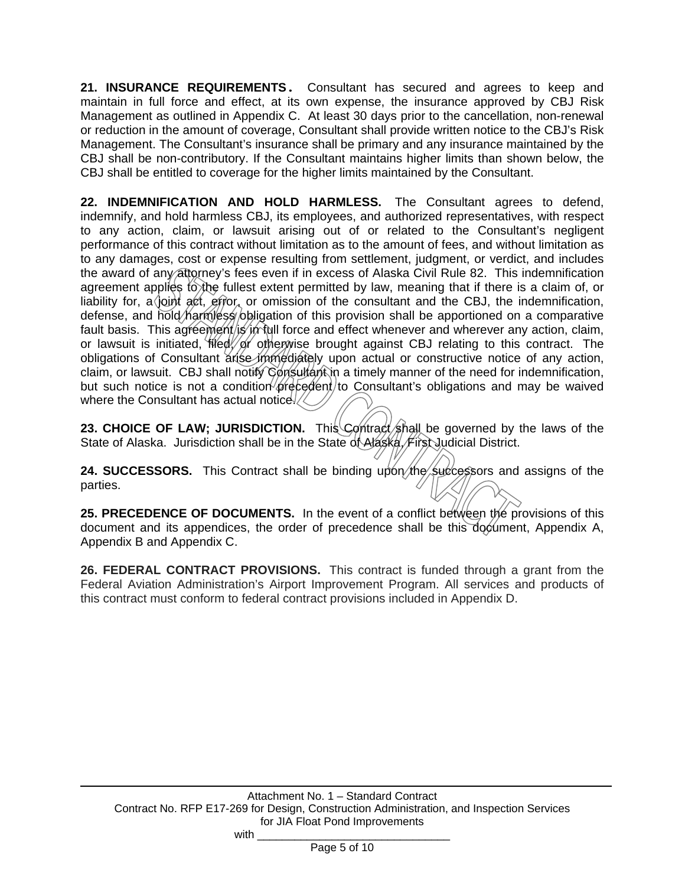**21. INSURANCE REQUIREMENTS.** Consultant has secured and agrees to keep and maintain in full force and effect, at its own expense, the insurance approved by CBJ Risk Management as outlined in Appendix C. At least 30 days prior to the cancellation, non-renewal or reduction in the amount of coverage, Consultant shall provide written notice to the CBJ's Risk Management. The Consultant's insurance shall be primary and any insurance maintained by the CBJ shall be non-contributory. If the Consultant maintains higher limits than shown below, the CBJ shall be entitled to coverage for the higher limits maintained by the Consultant.

**22. INDEMNIFICATION AND HOLD HARMLESS.** The Consultant agrees to defend, indemnify, and hold harmless CBJ, its employees, and authorized representatives, with respect to any action, claim, or lawsuit arising out of or related to the Consultant's negligent performance of this contract without limitation as to the amount of fees, and without limitation as to any damages, cost or expense resulting from settlement, judgment, or verdict, and includes the award of any attorney's fees even if in excess of Alaska Civil Rule 82. This indemnification agreement applies to the fullest extent permitted by law, meaning that if there is a claim of, or liability for, a joint act, error, or omission of the consultant and the CBJ, the indemnification, defense, and hold harmless obligation of this provision shall be apportioned on a comparative fault basis. This agreement is in full force and effect whenever and wherever any action, claim, or lawsuit is initiated, filed, or otherwise brought against CBJ relating to this contract. The obligations of Consultant arise immediately upon actual or constructive notice of any action, claim, or lawsuit. CBJ shall notify Consultant in a timely manner of the need for indemnification, but such notice is not a condition precedent to Consultant's obligations and may be waived where the Consultant has actual notice.

**23. CHOICE OF LAW; JURISDICTION.** This Contract shall be governed by the laws of the State of Alaska. Jurisdiction shall be in the State of Alaska, First Judicial District.

**24. SUCCESSORS.** This Contract shall be binding upon the successors and assigns of the parties.

**25. PRECEDENCE OF DOCUMENTS.** In the event of a conflict between the provisions of this document and its appendices, the order of precedence shall be this document, Appendix A, Appendix B and Appendix C.

**26. FEDERAL CONTRACT PROVISIONS.** This contract is funded through a grant from the Federal Aviation Administration's Airport Improvement Program. All services and products of this contract must conform to federal contract provisions included in Appendix D.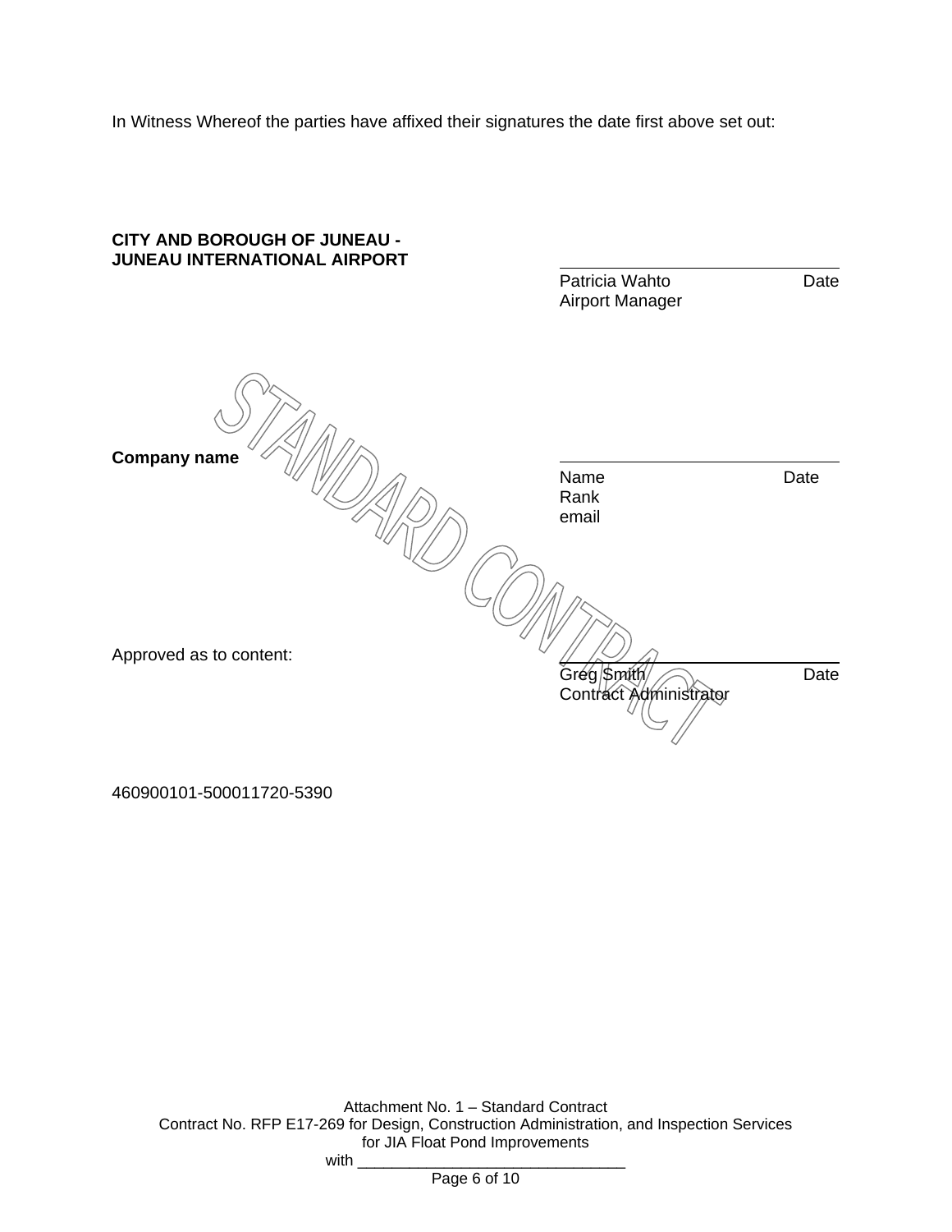In Witness Whereof the parties have affixed their signatures the date first above set out:

**CITY AND BOROUGH OF JUNEAU - JUNEAU INTERNATIONAL AIRPORT**

\_\_\_\_\_\_\_\_\_\_\_\_\_\_\_\_\_\_\_\_\_\_\_\_\_\_\_\_\_\_\_\_
Patricia Wahto Date
Airport Manager

**Company name**

\_\_\_\_\_\_\_\_\_\_\_\_\_\_\_\_\_\_\_\_\_\_\_\_\_\_\_\_\_\_\_\_
Name Date
Rank
email

Approved as to content:

\_\_\_\_\_\_\_\_\_\_\_\_\_\_\_\_\_\_\_\_\_\_\_\_\_\_\_\_\_\_\_\_
Greg Smith Date
Contract Administrator

STANDARD CONTRACT

460900101-500011720-5390

Attachment No. 1 – Standard Contract
Contract No. RFP E17-269 for Design, Construction Administration, and Inspection Services for JIA Float Pond Improvements
with \_\_\_\_\_\_\_\_\_\_\_\_\_\_\_\_\_\_\_\_\_\_\_\_\_\_\_\_\_\_\_\_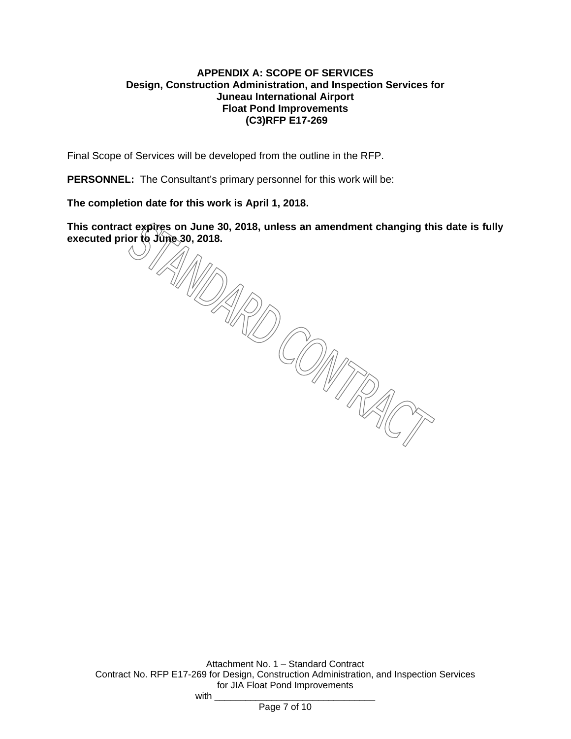# APPENDIX A: SCOPE OF SERVICES
## Design, Construction Administration, and Inspection Services for
## Juneau International Airport
## Float Pond Improvements
## (C3)RFP E17-269

Final Scope of Services will be developed from the outline in the RFP.

**PERSONNEL:** The Consultant's primary personnel for this work will be:

**The completion date for this work is April 1, 2018.**

**This contract expires on June 30, 2018, unless an amendment changing this date is fully executed prior to June 30, 2018.**

STANDARD CONTRACT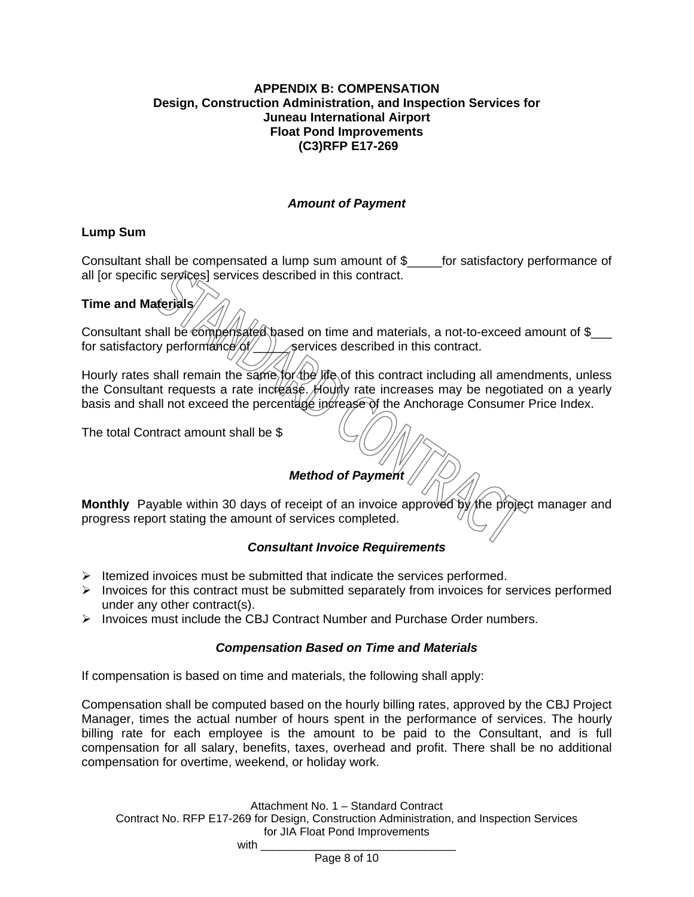**APPENDIX B: COMPENSATION**
**Design, Construction Administration, and Inspection Services for**
**Juneau International Airport**
**Float Pond Improvements**
**(C3)RFP E17-269**

***Amount of Payment***

**Lump Sum**

Consultant shall be compensated a lump sum amount of $_____for satisfactory performance of all [or specific services] services described in this contract.

**Time and Materials**

Consultant shall be compensated based on time and materials, a not-to-exceed amount of $___ for satisfactory performance of _____ services described in this contract.

Hourly rates shall remain the same for the life of this contract including all amendments, unless the Consultant requests a rate increase. Hourly rate increases may be negotiated on a yearly basis and shall not exceed the percentage increase of the Anchorage Consumer Price Index.

The total Contract amount shall be $

***Method of Payment***

**Monthly** Payable within 30 days of receipt of an invoice approved by the project manager and progress report stating the amount of services completed.

***Consultant Invoice Requirements***

- Itemized invoices must be submitted that indicate the services performed.
- Invoices for this contract must be submitted separately from invoices for services performed under any other contract(s).
- Invoices must include the CBJ Contract Number and Purchase Order numbers.

***Compensation Based on Time and Materials***

If compensation is based on time and materials, the following shall apply:

Compensation shall be computed based on the hourly billing rates, approved by the CBJ Project Manager, times the actual number of hours spent in the performance of services. The hourly billing rate for each employee is the amount to be paid to the Consultant, and is full compensation for all salary, benefits, taxes, overhead and profit. There shall be no additional compensation for overtime, weekend, or holiday work.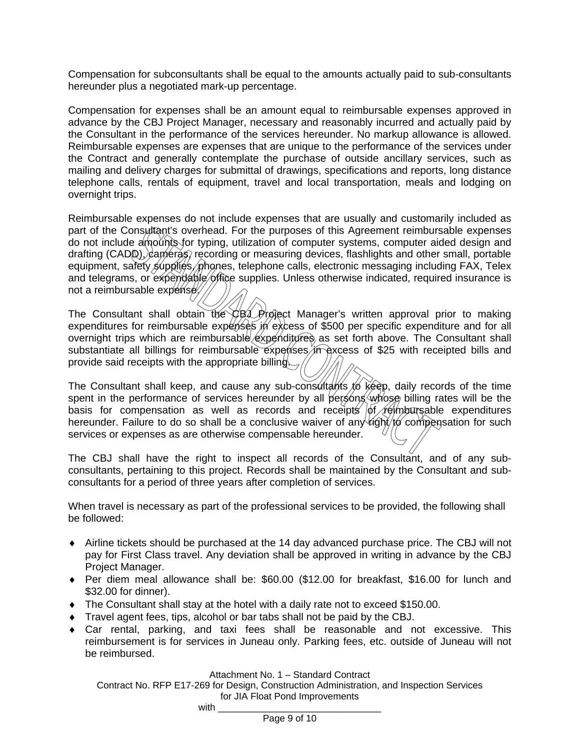Compensation for subconsultants shall be equal to the amounts actually paid to sub-consultants hereunder plus a negotiated mark-up percentage.

Compensation for expenses shall be an amount equal to reimbursable expenses approved in advance by the CBJ Project Manager, necessary and reasonably incurred and actually paid by the Consultant in the performance of the services hereunder. No markup allowance is allowed. Reimbursable expenses are expenses that are unique to the performance of the services under the Contract and generally contemplate the purchase of outside ancillary services, such as mailing and delivery charges for submittal of drawings, specifications and reports, long distance telephone calls, rentals of equipment, travel and local transportation, meals and lodging on overnight trips.

Reimbursable expenses do not include expenses that are usually and customarily included as part of the Consultant's overhead. For the purposes of this Agreement reimbursable expenses do not include amounts for typing, utilization of computer systems, computer aided design and drafting (CADD), cameras, recording or measuring devices, flashlights and other small, portable equipment, safety supplies, phones, telephone calls, electronic messaging including FAX, Telex and telegrams, or expendable office supplies. Unless otherwise indicated, required insurance is not a reimbursable expense.

The Consultant shall obtain the CBJ Project Manager's written approval prior to making expenditures for reimbursable expenses in excess of $500 per specific expenditure and for all overnight trips which are reimbursable expenditures as set forth above. The Consultant shall substantiate all billings for reimbursable expenses in excess of $25 with receipted bills and provide said receipts with the appropriate billing.

The Consultant shall keep, and cause any sub-consultants to keep, daily records of the time spent in the performance of services hereunder by all persons whose billing rates will be the basis for compensation as well as records and receipts of reimbursable expenditures hereunder. Failure to do so shall be a conclusive waiver of any right to compensation for such services or expenses as are otherwise compensable hereunder.

The CBJ shall have the right to inspect all records of the Consultant, and of any sub-consultants, pertaining to this project. Records shall be maintained by the Consultant and sub-consultants for a period of three years after completion of services.

When travel is necessary as part of the professional services to be provided, the following shall be followed:

- Airline tickets should be purchased at the 14 day advanced purchase price. The CBJ will not pay for First Class travel. Any deviation shall be approved in writing in advance by the CBJ Project Manager.
- Per diem meal allowance shall be: $60.00 ($12.00 for breakfast, $16.00 for lunch and $32.00 for dinner).
- The Consultant shall stay at the hotel with a daily rate not to exceed $150.00.
- Travel agent fees, tips, alcohol or bar tabs shall not be paid by the CBJ.
- Car rental, parking, and taxi fees shall be reasonable and not excessive. This reimbursement is for services in Juneau only. Parking fees, etc. outside of Juneau will not be reimbursed.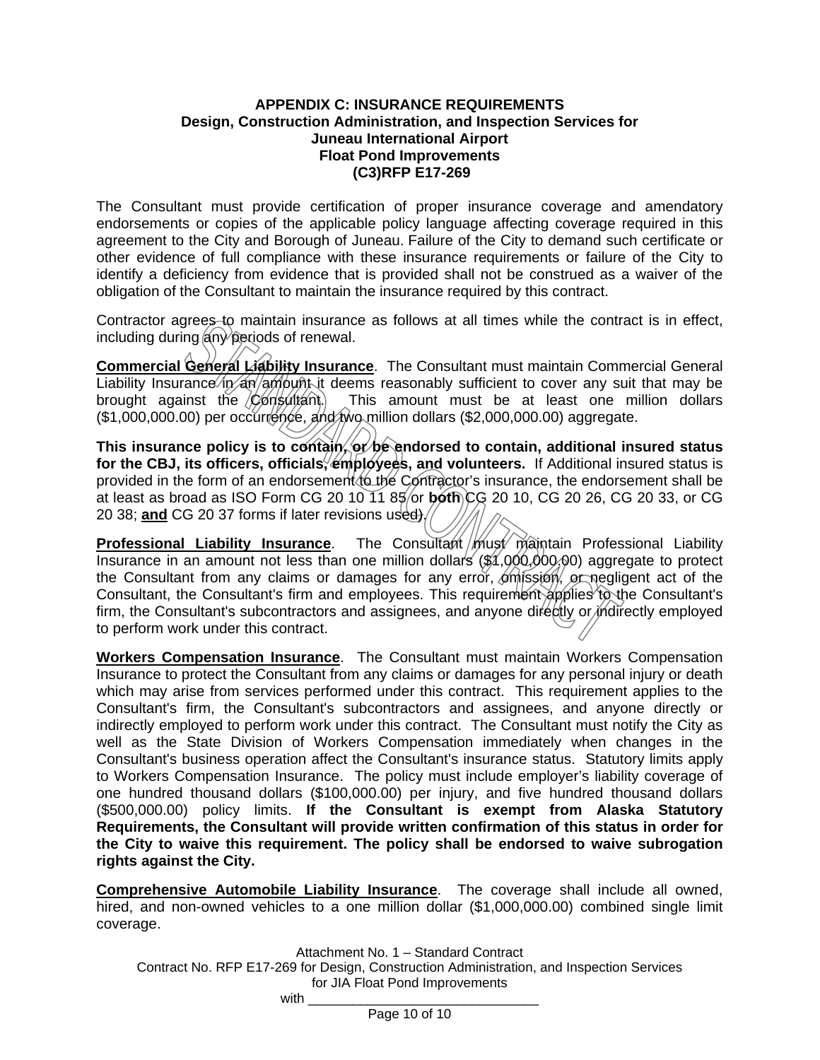**APPENDIX C: INSURANCE REQUIREMENTS**
**Design, Construction Administration, and Inspection Services for**
**Juneau International Airport**
**Float Pond Improvements**
**(C3)RFP E17-269**

The Consultant must provide certification of proper insurance coverage and amendatory endorsements or copies of the applicable policy language affecting coverage required in this agreement to the City and Borough of Juneau. Failure of the City to demand such certificate or other evidence of full compliance with these insurance requirements or failure of the City to identify a deficiency from evidence that is provided shall not be construed as a waiver of the obligation of the Consultant to maintain the insurance required by this contract.

Contractor agrees to maintain insurance as follows at all times while the contract is in effect, including during any periods of renewal.

**Commercial General Liability Insurance**. The Consultant must maintain Commercial General Liability Insurance in an amount it deems reasonably sufficient to cover any suit that may be brought against the Consultant. This amount must be at least one million dollars ($1,000,000.00) per occurrence, and two million dollars ($2,000,000.00) aggregate.

**This insurance policy is to contain, or be endorsed to contain, additional insured status for the CBJ, its officers, officials, employees, and volunteers.** If Additional insured status is provided in the form of an endorsement to the Contractor's insurance, the endorsement shall be at least as broad as ISO Form CG 20 10 11 85 or **both** CG 20 10, CG 20 26, CG 20 33, or CG 20 38; **and** CG 20 37 forms if later revisions used).

**Professional Liability Insurance**. The Consultant must maintain Professional Liability Insurance in an amount not less than one million dollars ($1,000,000.00) aggregate to protect the Consultant from any claims or damages for any error, omission, or negligent act of the Consultant, the Consultant's firm and employees. This requirement applies to the Consultant's firm, the Consultant's subcontractors and assignees, and anyone directly or indirectly employed to perform work under this contract.

**Workers Compensation Insurance**. The Consultant must maintain Workers Compensation Insurance to protect the Consultant from any claims or damages for any personal injury or death which may arise from services performed under this contract. This requirement applies to the Consultant's firm, the Consultant's subcontractors and assignees, and anyone directly or indirectly employed to perform work under this contract. The Consultant must notify the City as well as the State Division of Workers Compensation immediately when changes in the Consultant's business operation affect the Consultant's insurance status. Statutory limits apply to Workers Compensation Insurance. The policy must include employer's liability coverage of one hundred thousand dollars ($100,000.00) per injury, and five hundred thousand dollars ($500,000.00) policy limits. **If the Consultant is exempt from Alaska Statutory Requirements, the Consultant will provide written confirmation of this status in order for the City to waive this requirement. The policy shall be endorsed to waive subrogation rights against the City.**

**Comprehensive Automobile Liability Insurance**. The coverage shall include all owned, hired, and non-owned vehicles to a one million dollar ($1,000,000.00) combined single limit coverage.

Attachment No. 1 – Standard Contract
Contract No. RFP E17-269 for Design, Construction Administration, and Inspection Services for JIA Float Pond Improvements
with ______________________________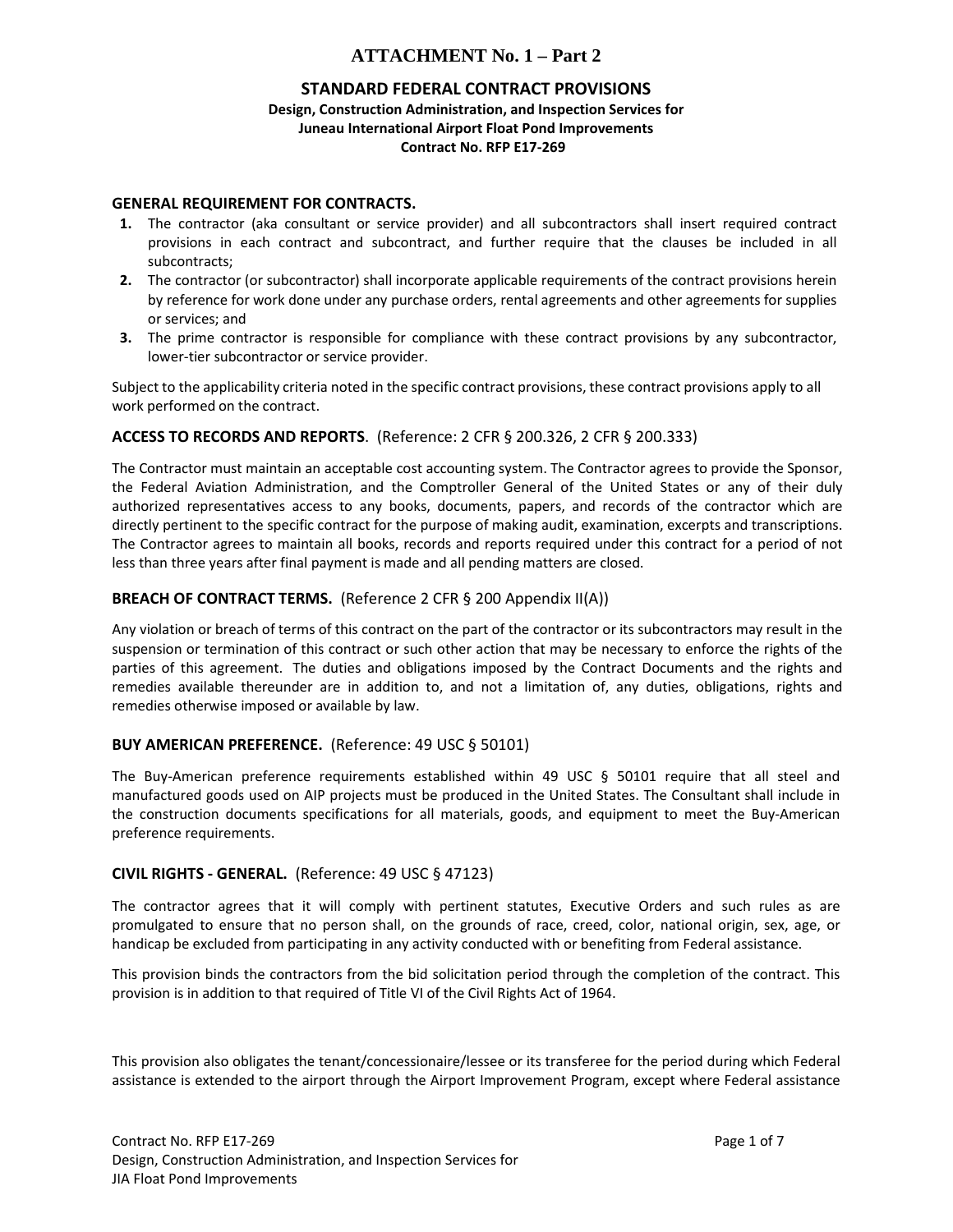# ATTACHMENT No. 1 – Part 2

## STANDARD FEDERAL CONTRACT PROVISIONS

**Design, Construction Administration, and Inspection Services for Juneau International Airport Float Pond Improvements Contract No. RFP E17-269**

### GENERAL REQUIREMENT FOR CONTRACTS.

1. The contractor (aka consultant or service provider) and all subcontractors shall insert required contract provisions in each contract and subcontract, and further require that the clauses be included in all subcontracts;
2. The contractor (or subcontractor) shall incorporate applicable requirements of the contract provisions herein by reference for work done under any purchase orders, rental agreements and other agreements for supplies or services; and
3. The prime contractor is responsible for compliance with these contract provisions by any subcontractor, lower-tier subcontractor or service provider.

Subject to the applicability criteria noted in the specific contract provisions, these contract provisions apply to all work performed on the contract.

### ACCESS TO RECORDS AND REPORTS. (Reference: 2 CFR § 200.326, 2 CFR § 200.333)

The Contractor must maintain an acceptable cost accounting system. The Contractor agrees to provide the Sponsor, the Federal Aviation Administration, and the Comptroller General of the United States or any of their duly authorized representatives access to any books, documents, papers, and records of the contractor which are directly pertinent to the specific contract for the purpose of making audit, examination, excerpts and transcriptions. The Contractor agrees to maintain all books, records and reports required under this contract for a period of not less than three years after final payment is made and all pending matters are closed.

### BREACH OF CONTRACT TERMS. (Reference 2 CFR § 200 Appendix II(A))

Any violation or breach of terms of this contract on the part of the contractor or its subcontractors may result in the suspension or termination of this contract or such other action that may be necessary to enforce the rights of the parties of this agreement. The duties and obligations imposed by the Contract Documents and the rights and remedies available thereunder are in addition to, and not a limitation of, any duties, obligations, rights and remedies otherwise imposed or available by law.

### BUY AMERICAN PREFERENCE. (Reference: 49 USC § 50101)

The Buy-American preference requirements established within 49 USC § 50101 require that all steel and manufactured goods used on AIP projects must be produced in the United States. The Consultant shall include in the construction documents specifications for all materials, goods, and equipment to meet the Buy-American preference requirements.

### CIVIL RIGHTS - GENERAL. (Reference: 49 USC § 47123)

The contractor agrees that it will comply with pertinent statutes, Executive Orders and such rules as are promulgated to ensure that no person shall, on the grounds of race, creed, color, national origin, sex, age, or handicap be excluded from participating in any activity conducted with or benefiting from Federal assistance.

This provision binds the contractors from the bid solicitation period through the completion of the contract. This provision is in addition to that required of Title VI of the Civil Rights Act of 1964.

This provision also obligates the tenant/concessionaire/lessee or its transferee for the period during which Federal assistance is extended to the airport through the Airport Improvement Program, except where Federal assistance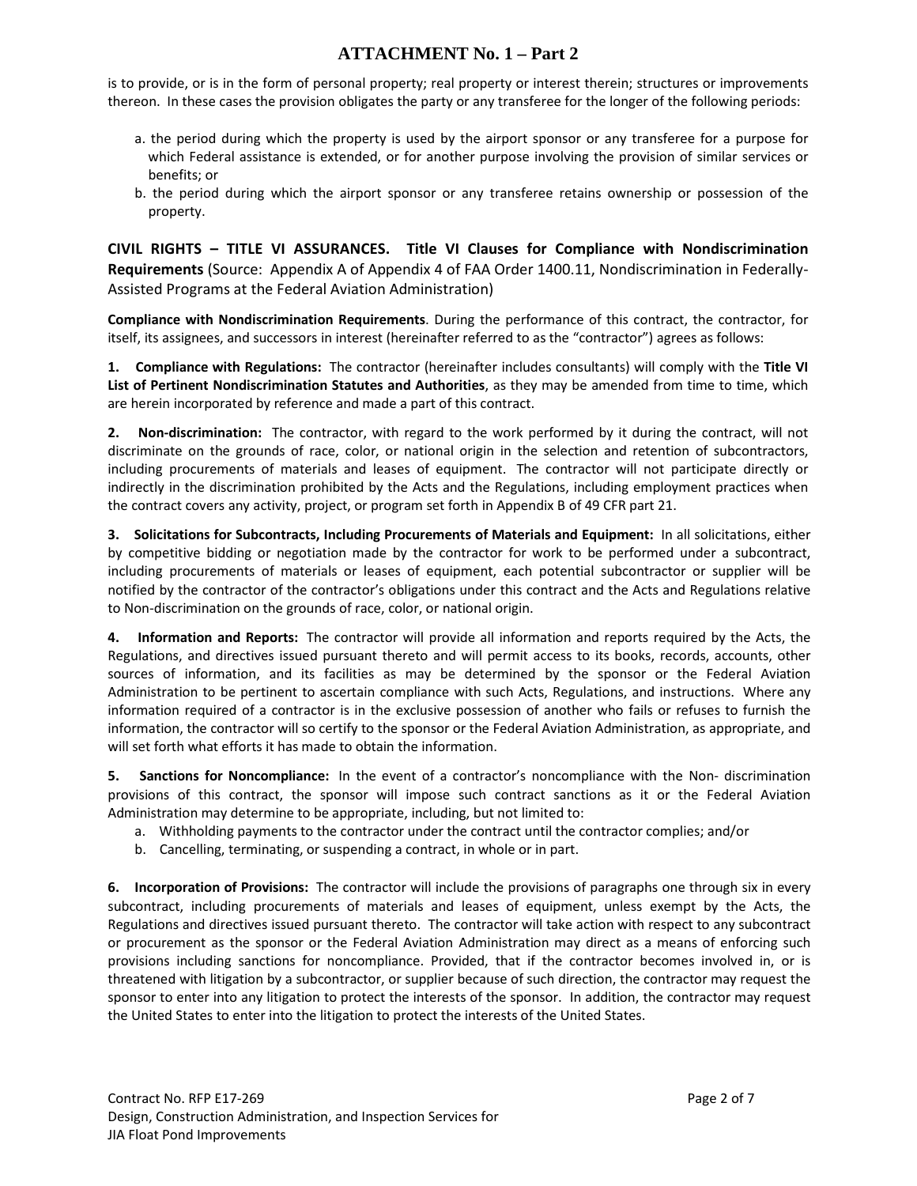is to provide, or is in the form of personal property; real property or interest therein; structures or improvements thereon. In these cases the provision obligates the party or any transferee for the longer of the following periods:

a. the period during which the property is used by the airport sponsor or any transferee for a purpose for which Federal assistance is extended, or for another purpose involving the provision of similar services or benefits; or
b. the period during which the airport sponsor or any transferee retains ownership or possession of the property.

**CIVIL RIGHTS – TITLE VI ASSURANCES. Title VI Clauses for Compliance with Nondiscrimination Requirements** (Source: Appendix A of Appendix 4 of FAA Order 1400.11, Nondiscrimination in Federally-Assisted Programs at the Federal Aviation Administration)

**Compliance with Nondiscrimination Requirements**. During the performance of this contract, the contractor, for itself, its assignees, and successors in interest (hereinafter referred to as the "contractor") agrees as follows:

**1. Compliance with Regulations:** The contractor (hereinafter includes consultants) will comply with the **Title VI List of Pertinent Nondiscrimination Statutes and Authorities**, as they may be amended from time to time, which are herein incorporated by reference and made a part of this contract.

**2. Non-discrimination:** The contractor, with regard to the work performed by it during the contract, will not discriminate on the grounds of race, color, or national origin in the selection and retention of subcontractors, including procurements of materials and leases of equipment. The contractor will not participate directly or indirectly in the discrimination prohibited by the Acts and the Regulations, including employment practices when the contract covers any activity, project, or program set forth in Appendix B of 49 CFR part 21.

**3. Solicitations for Subcontracts, Including Procurements of Materials and Equipment:** In all solicitations, either by competitive bidding or negotiation made by the contractor for work to be performed under a subcontract, including procurements of materials or leases of equipment, each potential subcontractor or supplier will be notified by the contractor of the contractor's obligations under this contract and the Acts and Regulations relative to Non-discrimination on the grounds of race, color, or national origin.

**4. Information and Reports:** The contractor will provide all information and reports required by the Acts, the Regulations, and directives issued pursuant thereto and will permit access to its books, records, accounts, other sources of information, and its facilities as may be determined by the sponsor or the Federal Aviation Administration to be pertinent to ascertain compliance with such Acts, Regulations, and instructions. Where any information required of a contractor is in the exclusive possession of another who fails or refuses to furnish the information, the contractor will so certify to the sponsor or the Federal Aviation Administration, as appropriate, and will set forth what efforts it has made to obtain the information.

**5. Sanctions for Noncompliance:** In the event of a contractor's noncompliance with the Non- discrimination provisions of this contract, the sponsor will impose such contract sanctions as it or the Federal Aviation Administration may determine to be appropriate, including, but not limited to:

a. Withholding payments to the contractor under the contract until the contractor complies; and/or
b. Cancelling, terminating, or suspending a contract, in whole or in part.

**6. Incorporation of Provisions:** The contractor will include the provisions of paragraphs one through six in every subcontract, including procurements of materials and leases of equipment, unless exempt by the Acts, the Regulations and directives issued pursuant thereto. The contractor will take action with respect to any subcontract or procurement as the sponsor or the Federal Aviation Administration may direct as a means of enforcing such provisions including sanctions for noncompliance. Provided, that if the contractor becomes involved in, or is threatened with litigation by a subcontractor, or supplier because of such direction, the contractor may request the sponsor to enter into any litigation to protect the interests of the sponsor. In addition, the contractor may request the United States to enter into the litigation to protect the interests of the United States.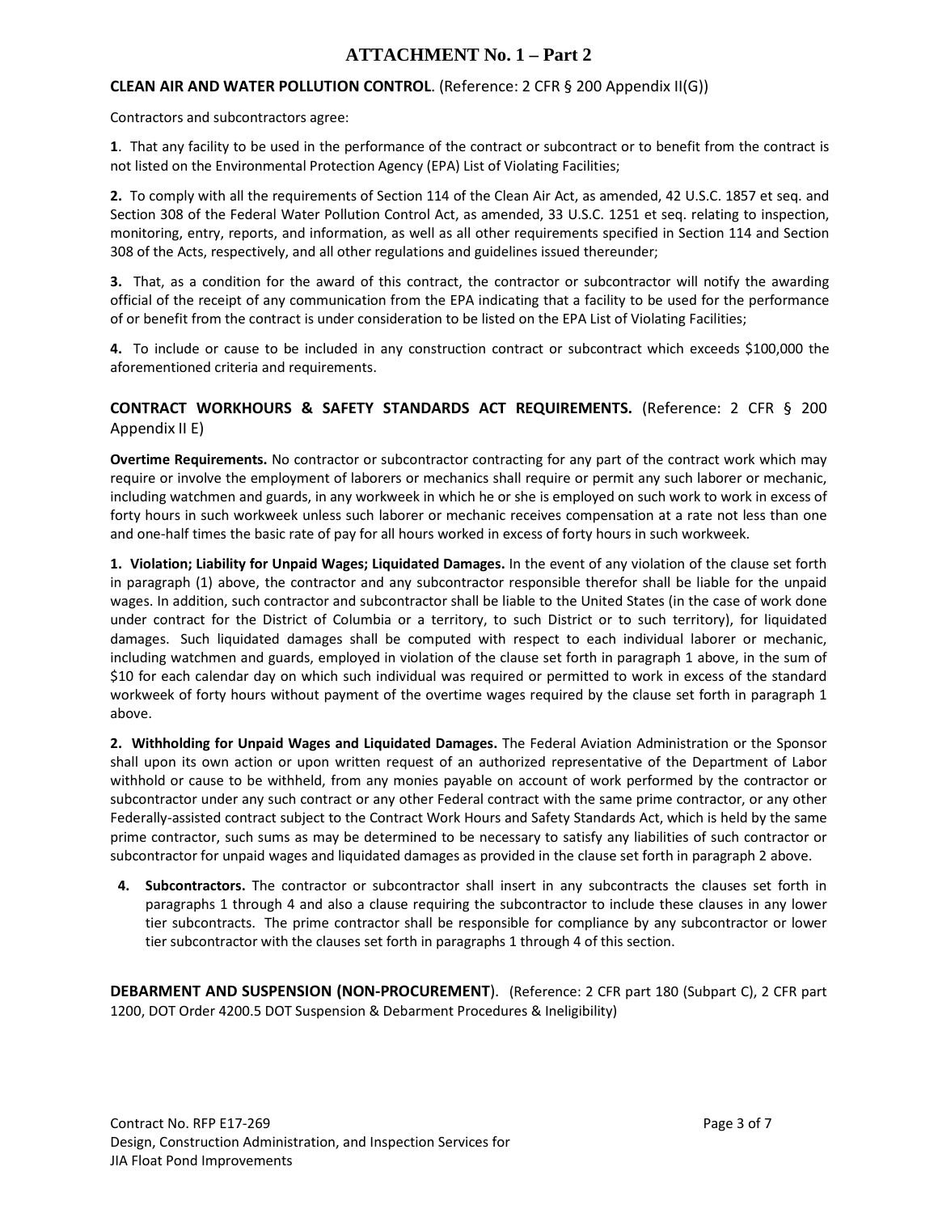# ATTACHMENT No. 1 – Part 2

**CLEAN AIR AND WATER POLLUTION CONTROL**. (Reference: 2 CFR § 200 Appendix II(G))

Contractors and subcontractors agree:

**1**. That any facility to be used in the performance of the contract or subcontract or to benefit from the contract is not listed on the Environmental Protection Agency (EPA) List of Violating Facilities;

**2.** To comply with all the requirements of Section 114 of the Clean Air Act, as amended, 42 U.S.C. 1857 et seq. and Section 308 of the Federal Water Pollution Control Act, as amended, 33 U.S.C. 1251 et seq. relating to inspection, monitoring, entry, reports, and information, as well as all other requirements specified in Section 114 and Section 308 of the Acts, respectively, and all other regulations and guidelines issued thereunder;

**3.** That, as a condition for the award of this contract, the contractor or subcontractor will notify the awarding official of the receipt of any communication from the EPA indicating that a facility to be used for the performance of or benefit from the contract is under consideration to be listed on the EPA List of Violating Facilities;

**4.** To include or cause to be included in any construction contract or subcontract which exceeds $100,000 the aforementioned criteria and requirements.

**CONTRACT WORKHOURS & SAFETY STANDARDS ACT REQUIREMENTS.** (Reference: 2 CFR § 200 Appendix II E)

**Overtime Requirements.** No contractor or subcontractor contracting for any part of the contract work which may require or involve the employment of laborers or mechanics shall require or permit any such laborer or mechanic, including watchmen and guards, in any workweek in which he or she is employed on such work to work in excess of forty hours in such workweek unless such laborer or mechanic receives compensation at a rate not less than one and one-half times the basic rate of pay for all hours worked in excess of forty hours in such workweek.

**1. Violation; Liability for Unpaid Wages; Liquidated Damages.** In the event of any violation of the clause set forth in paragraph (1) above, the contractor and any subcontractor responsible therefor shall be liable for the unpaid wages. In addition, such contractor and subcontractor shall be liable to the United States (in the case of work done under contract for the District of Columbia or a territory, to such District or to such territory), for liquidated damages. Such liquidated damages shall be computed with respect to each individual laborer or mechanic, including watchmen and guards, employed in violation of the clause set forth in paragraph 1 above, in the sum of $10 for each calendar day on which such individual was required or permitted to work in excess of the standard workweek of forty hours without payment of the overtime wages required by the clause set forth in paragraph 1 above.

**2. Withholding for Unpaid Wages and Liquidated Damages.** The Federal Aviation Administration or the Sponsor shall upon its own action or upon written request of an authorized representative of the Department of Labor withhold or cause to be withheld, from any monies payable on account of work performed by the contractor or subcontractor under any such contract or any other Federal contract with the same prime contractor, or any other Federally-assisted contract subject to the Contract Work Hours and Safety Standards Act, which is held by the same prime contractor, such sums as may be determined to be necessary to satisfy any liabilities of such contractor or subcontractor for unpaid wages and liquidated damages as provided in the clause set forth in paragraph 2 above.

**4. Subcontractors.** The contractor or subcontractor shall insert in any subcontracts the clauses set forth in paragraphs 1 through 4 and also a clause requiring the subcontractor to include these clauses in any lower tier subcontracts. The prime contractor shall be responsible for compliance by any subcontractor or lower tier subcontractor with the clauses set forth in paragraphs 1 through 4 of this section.

**DEBARMENT AND SUSPENSION (NON-PROCUREMENT)**. (Reference: 2 CFR part 180 (Subpart C), 2 CFR part 1200, DOT Order 4200.5 DOT Suspension & Debarment Procedures & Ineligibility)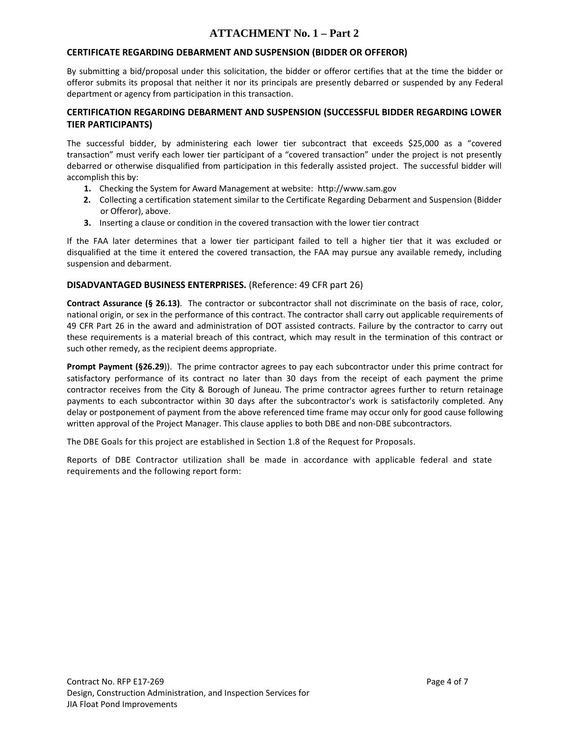# ATTACHMENT No. 1 – Part 2

## CERTIFICATE REGARDING DEBARMENT AND SUSPENSION (BIDDER OR OFFEROR)

By submitting a bid/proposal under this solicitation, the bidder or offeror certifies that at the time the bidder or offeror submits its proposal that neither it nor its principals are presently debarred or suspended by any Federal department or agency from participation in this transaction.

## CERTIFICATION REGARDING DEBARMENT AND SUSPENSION (SUCCESSFUL BIDDER REGARDING LOWER TIER PARTICIPANTS)

The successful bidder, by administering each lower tier subcontract that exceeds $25,000 as a "covered transaction" must verify each lower tier participant of a "covered transaction" under the project is not presently debarred or otherwise disqualified from participation in this federally assisted project. The successful bidder will accomplish this by:

1. Checking the System for Award Management at website: http://www.sam.gov
2. Collecting a certification statement similar to the Certificate Regarding Debarment and Suspension (Bidder or Offeror), above.
3. Inserting a clause or condition in the covered transaction with the lower tier contract

If the FAA later determines that a lower tier participant failed to tell a higher tier that it was excluded or disqualified at the time it entered the covered transaction, the FAA may pursue any available remedy, including suspension and debarment.

## DISADVANTAGED BUSINESS ENTERPRISES. (Reference: 49 CFR part 26)

**Contract Assurance (§ 26.13)**. The contractor or subcontractor shall not discriminate on the basis of race, color, national origin, or sex in the performance of this contract. The contractor shall carry out applicable requirements of 49 CFR Part 26 in the award and administration of DOT assisted contracts. Failure by the contractor to carry out these requirements is a material breach of this contract, which may result in the termination of this contract or such other remedy, as the recipient deems appropriate.

**Prompt Payment (§26.29)**). The prime contractor agrees to pay each subcontractor under this prime contract for satisfactory performance of its contract no later than 30 days from the receipt of each payment the prime contractor receives from the City & Borough of Juneau. The prime contractor agrees further to return retainage payments to each subcontractor within 30 days after the subcontractor's work is satisfactorily completed. Any delay or postponement of payment from the above referenced time frame may occur only for good cause following written approval of the Project Manager. This clause applies to both DBE and non-DBE subcontractors.

The DBE Goals for this project are established in Section 1.8 of the Request for Proposals.

Reports of DBE Contractor utilization shall be made in accordance with applicable federal and state requirements and the following report form: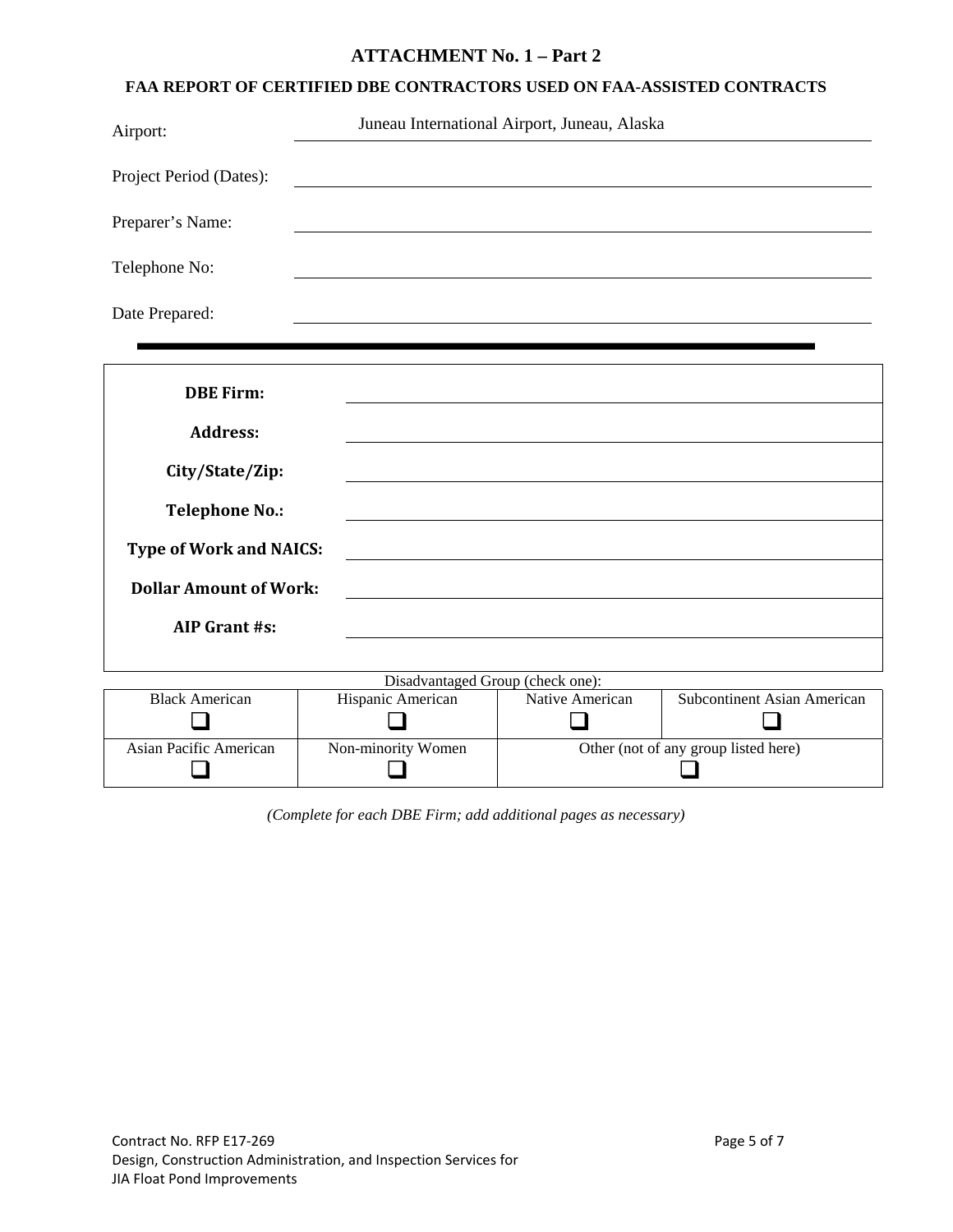# ATTACHMENT No. 1 – Part 2

## FAA REPORT OF CERTIFIED DBE CONTRACTORS USED ON FAA-ASSISTED CONTRACTS

Airport: Juneau International Airport, Juneau, Alaska

Project Period (Dates): ______________________

Preparer's Name: ______________________

Telephone No: ______________________

Date Prepared: ______________________

---

| | |
|---|---|
| **DBE Firm:** | |
| **Address:** | |
| **City/State/Zip:** | |
| **Telephone No.:** | |
| **Type of Work and NAICS:** | |
| **Dollar Amount of Work:** | |
| **AIP Grant #s:** | |

Disadvantaged Group (check one):

| Black American | Hispanic American | Native American | Subcontinent Asian American |
|---|---|---|---|
| ❑ | ❑ | ❑ | ❑ |
| Asian Pacific American | Non-minority Women | Other (not of any group listed here) | |
| ❑ | ❑ | ❑ | |

*(Complete for each DBE Firm; add additional pages as necessary)*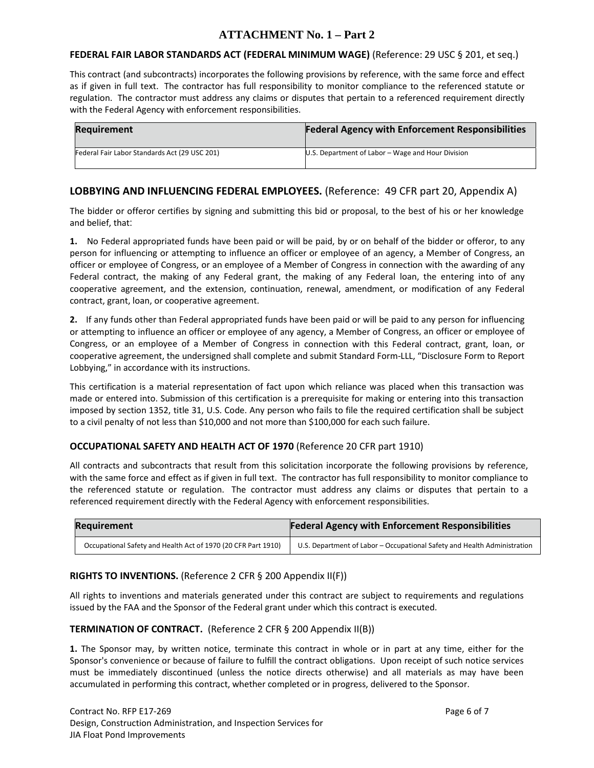# ATTACHMENT No. 1 – Part 2

**FEDERAL FAIR LABOR STANDARDS ACT (FEDERAL MINIMUM WAGE)** (Reference: 29 USC § 201, et seq.)

This contract (and subcontracts) incorporates the following provisions by reference, with the same force and effect as if given in full text. The contractor has full responsibility to monitor compliance to the referenced statute or regulation. The contractor must address any claims or disputes that pertain to a referenced requirement directly with the Federal Agency with enforcement responsibilities.

| Requirement | Federal Agency with Enforcement Responsibilities |
|---|---|
| Federal Fair Labor Standards Act (29 USC 201) | U.S. Department of Labor – Wage and Hour Division |

## LOBBYING AND INFLUENCING FEDERAL EMPLOYEES. (Reference: 49 CFR part 20, Appendix A)

The bidder or offeror certifies by signing and submitting this bid or proposal, to the best of his or her knowledge and belief, that:

**1.** No Federal appropriated funds have been paid or will be paid, by or on behalf of the bidder or offeror, to any person for influencing or attempting to influence an officer or employee of an agency, a Member of Congress, an officer or employee of Congress, or an employee of a Member of Congress in connection with the awarding of any Federal contract, the making of any Federal grant, the making of any Federal loan, the entering into of any cooperative agreement, and the extension, continuation, renewal, amendment, or modification of any Federal contract, grant, loan, or cooperative agreement.

**2.** If any funds other than Federal appropriated funds have been paid or will be paid to any person for influencing or attempting to influence an officer or employee of any agency, a Member of Congress, an officer or employee of Congress, or an employee of a Member of Congress in connection with this Federal contract, grant, loan, or cooperative agreement, the undersigned shall complete and submit Standard Form-LLL, "Disclosure Form to Report Lobbying," in accordance with its instructions.

This certification is a material representation of fact upon which reliance was placed when this transaction was made or entered into. Submission of this certification is a prerequisite for making or entering into this transaction imposed by section 1352, title 31, U.S. Code. Any person who fails to file the required certification shall be subject to a civil penalty of not less than $10,000 and not more than $100,000 for each such failure.

**OCCUPATIONAL SAFETY AND HEALTH ACT OF 1970** (Reference 20 CFR part 1910)

All contracts and subcontracts that result from this solicitation incorporate the following provisions by reference, with the same force and effect as if given in full text. The contractor has full responsibility to monitor compliance to the referenced statute or regulation. The contractor must address any claims or disputes that pertain to a referenced requirement directly with the Federal Agency with enforcement responsibilities.

| Requirement | Federal Agency with Enforcement Responsibilities |
|---|---|
| Occupational Safety and Health Act of 1970 (20 CFR Part 1910) | U.S. Department of Labor – Occupational Safety and Health Administration |

**RIGHTS TO INVENTIONS.** (Reference 2 CFR § 200 Appendix II(F))

All rights to inventions and materials generated under this contract are subject to requirements and regulations issued by the FAA and the Sponsor of the Federal grant under which this contract is executed.

**TERMINATION OF CONTRACT.** (Reference 2 CFR § 200 Appendix II(B))

**1.** The Sponsor may, by written notice, terminate this contract in whole or in part at any time, either for the Sponsor's convenience or because of failure to fulfill the contract obligations. Upon receipt of such notice services must be immediately discontinued (unless the notice directs otherwise) and all materials as may have been accumulated in performing this contract, whether completed or in progress, delivered to the Sponsor.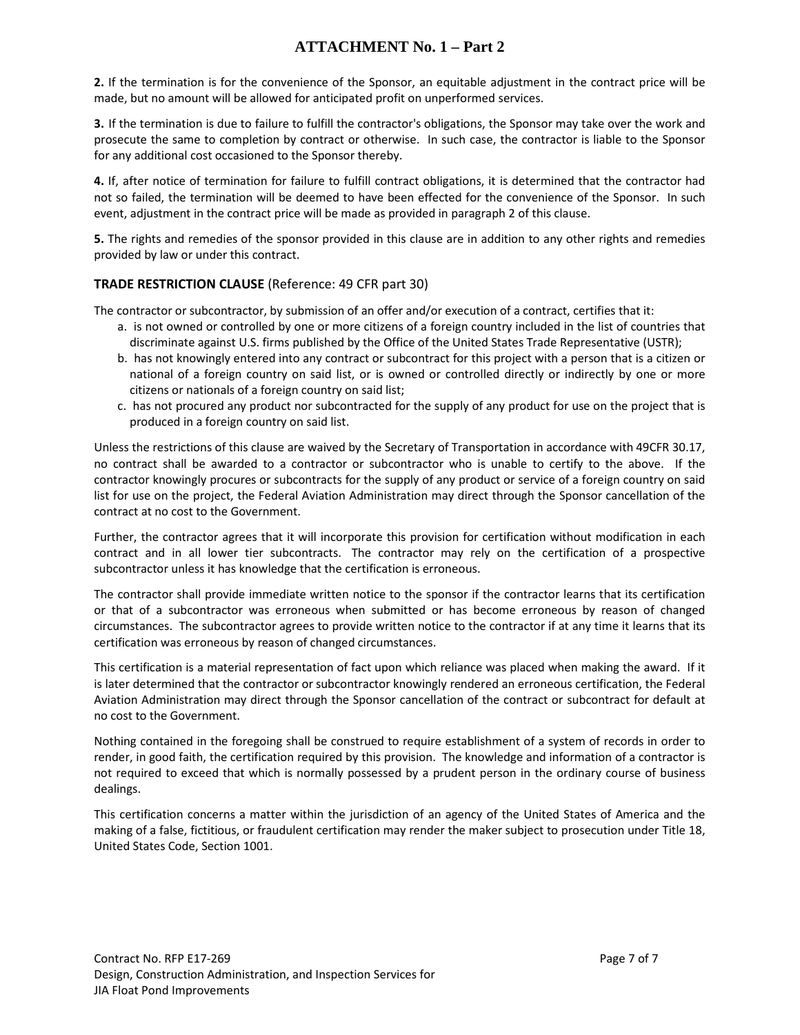**2.** If the termination is for the convenience of the Sponsor, an equitable adjustment in the contract price will be made, but no amount will be allowed for anticipated profit on unperformed services.

**3.** If the termination is due to failure to fulfill the contractor's obligations, the Sponsor may take over the work and prosecute the same to completion by contract or otherwise. In such case, the contractor is liable to the Sponsor for any additional cost occasioned to the Sponsor thereby.

**4.** If, after notice of termination for failure to fulfill contract obligations, it is determined that the contractor had not so failed, the termination will be deemed to have been effected for the convenience of the Sponsor. In such event, adjustment in the contract price will be made as provided in paragraph 2 of this clause.

**5.** The rights and remedies of the sponsor provided in this clause are in addition to any other rights and remedies provided by law or under this contract.

### TRADE RESTRICTION CLAUSE (Reference: 49 CFR part 30)

The contractor or subcontractor, by submission of an offer and/or execution of a contract, certifies that it:

a. is not owned or controlled by one or more citizens of a foreign country included in the list of countries that discriminate against U.S. firms published by the Office of the United States Trade Representative (USTR);

b. has not knowingly entered into any contract or subcontract for this project with a person that is a citizen or national of a foreign country on said list, or is owned or controlled directly or indirectly by one or more citizens or nationals of a foreign country on said list;

c. has not procured any product nor subcontracted for the supply of any product for use on the project that is produced in a foreign country on said list.

Unless the restrictions of this clause are waived by the Secretary of Transportation in accordance with 49CFR 30.17, no contract shall be awarded to a contractor or subcontractor who is unable to certify to the above. If the contractor knowingly procures or subcontracts for the supply of any product or service of a foreign country on said list for use on the project, the Federal Aviation Administration may direct through the Sponsor cancellation of the contract at no cost to the Government.

Further, the contractor agrees that it will incorporate this provision for certification without modification in each contract and in all lower tier subcontracts. The contractor may rely on the certification of a prospective subcontractor unless it has knowledge that the certification is erroneous.

The contractor shall provide immediate written notice to the sponsor if the contractor learns that its certification or that of a subcontractor was erroneous when submitted or has become erroneous by reason of changed circumstances. The subcontractor agrees to provide written notice to the contractor if at any time it learns that its certification was erroneous by reason of changed circumstances.

This certification is a material representation of fact upon which reliance was placed when making the award. If it is later determined that the contractor or subcontractor knowingly rendered an erroneous certification, the Federal Aviation Administration may direct through the Sponsor cancellation of the contract or subcontract for default at no cost to the Government.

Nothing contained in the foregoing shall be construed to require establishment of a system of records in order to render, in good faith, the certification required by this provision. The knowledge and information of a contractor is not required to exceed that which is normally possessed by a prudent person in the ordinary course of business dealings.

This certification concerns a matter within the jurisdiction of an agency of the United States of America and the making of a false, fictitious, or fraudulent certification may render the maker subject to prosecution under Title 18, United States Code, Section 1001.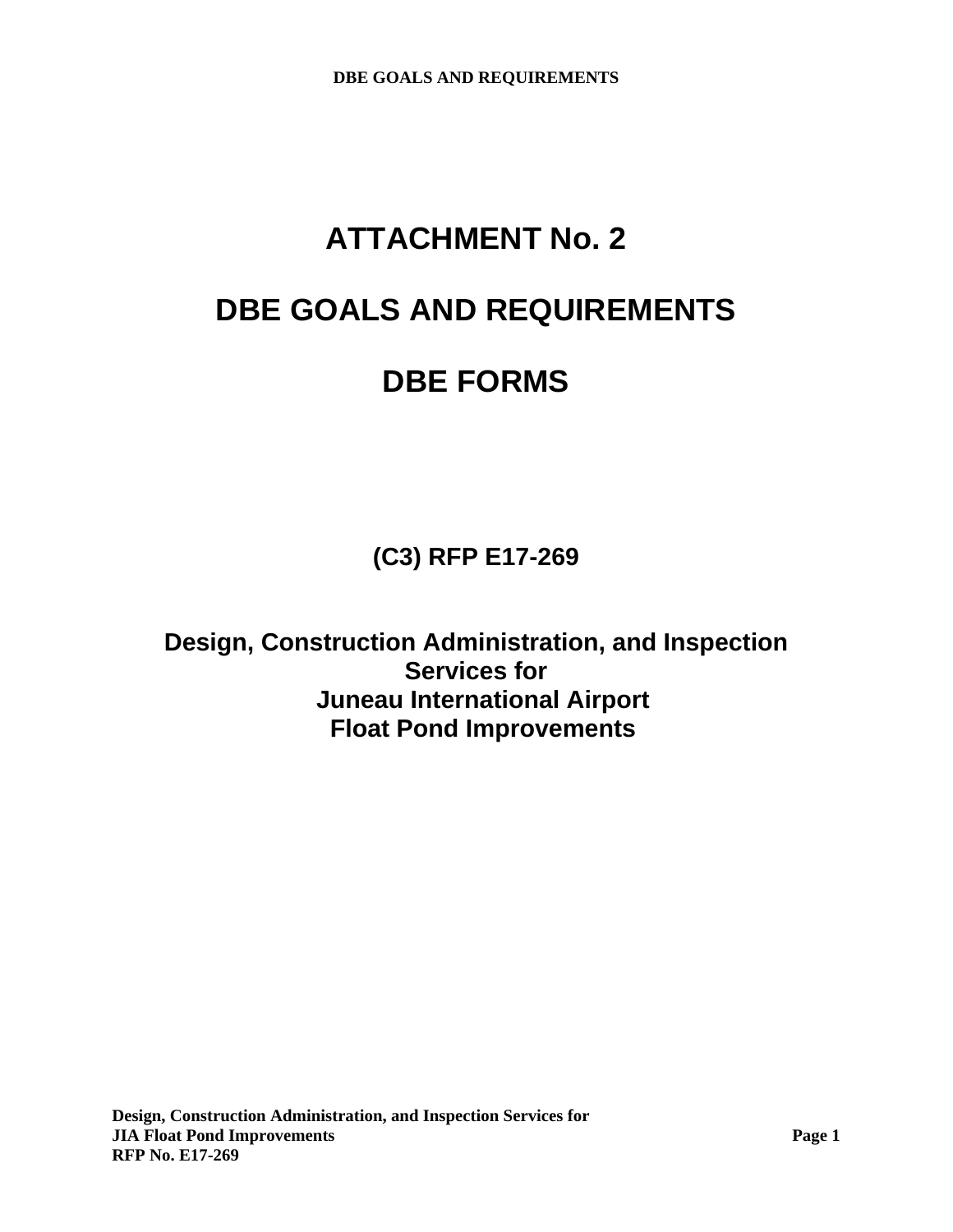# ATTACHMENT No. 2

# DBE GOALS AND REQUIREMENTS

# DBE FORMS

**(C3) RFP E17-269**

**Design, Construction Administration, and Inspection Services for Juneau International Airport Float Pond Improvements**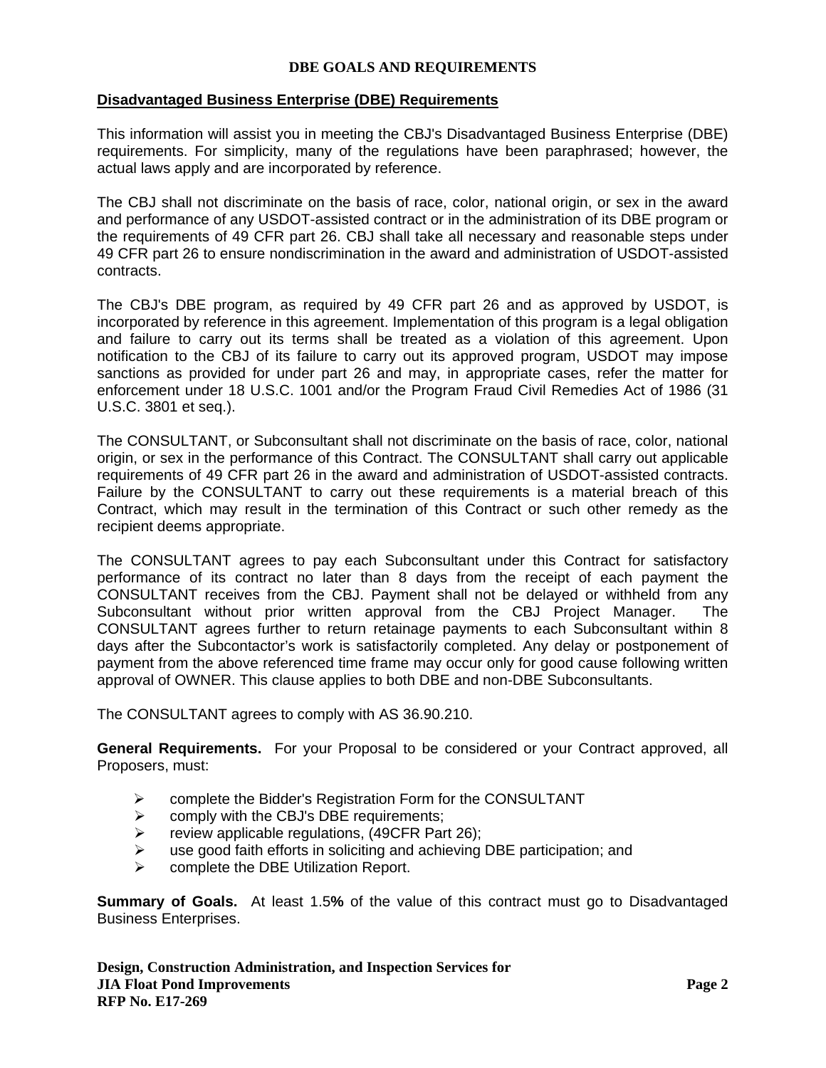**DBE GOALS AND REQUIREMENTS**

## Disadvantaged Business Enterprise (DBE) Requirements

This information will assist you in meeting the CBJ's Disadvantaged Business Enterprise (DBE) requirements. For simplicity, many of the regulations have been paraphrased; however, the actual laws apply and are incorporated by reference.

The CBJ shall not discriminate on the basis of race, color, national origin, or sex in the award and performance of any USDOT-assisted contract or in the administration of its DBE program or the requirements of 49 CFR part 26. CBJ shall take all necessary and reasonable steps under 49 CFR part 26 to ensure nondiscrimination in the award and administration of USDOT-assisted contracts.

The CBJ's DBE program, as required by 49 CFR part 26 and as approved by USDOT, is incorporated by reference in this agreement. Implementation of this program is a legal obligation and failure to carry out its terms shall be treated as a violation of this agreement. Upon notification to the CBJ of its failure to carry out its approved program, USDOT may impose sanctions as provided for under part 26 and may, in appropriate cases, refer the matter for enforcement under 18 U.S.C. 1001 and/or the Program Fraud Civil Remedies Act of 1986 (31 U.S.C. 3801 et seq.).

The CONSULTANT, or Subconsultant shall not discriminate on the basis of race, color, national origin, or sex in the performance of this Contract. The CONSULTANT shall carry out applicable requirements of 49 CFR part 26 in the award and administration of USDOT-assisted contracts. Failure by the CONSULTANT to carry out these requirements is a material breach of this Contract, which may result in the termination of this Contract or such other remedy as the recipient deems appropriate.

The CONSULTANT agrees to pay each Subconsultant under this Contract for satisfactory performance of its contract no later than 8 days from the receipt of each payment the CONSULTANT receives from the CBJ. Payment shall not be delayed or withheld from any Subconsultant without prior written approval from the CBJ Project Manager. The CONSULTANT agrees further to return retainage payments to each Subconsultant within 8 days after the Subcontactor's work is satisfactorily completed. Any delay or postponement of payment from the above referenced time frame may occur only for good cause following written approval of OWNER. This clause applies to both DBE and non-DBE Subconsultants.

The CONSULTANT agrees to comply with AS 36.90.210.

**General Requirements.** For your Proposal to be considered or your Contract approved, all Proposers, must:

- complete the Bidder's Registration Form for the CONSULTANT
- comply with the CBJ's DBE requirements;
- review applicable regulations, (49CFR Part 26);
- use good faith efforts in soliciting and achieving DBE participation; and
- complete the DBE Utilization Report.

**Summary of Goals.** At least 1.5**%** of the value of this contract must go to Disadvantaged Business Enterprises.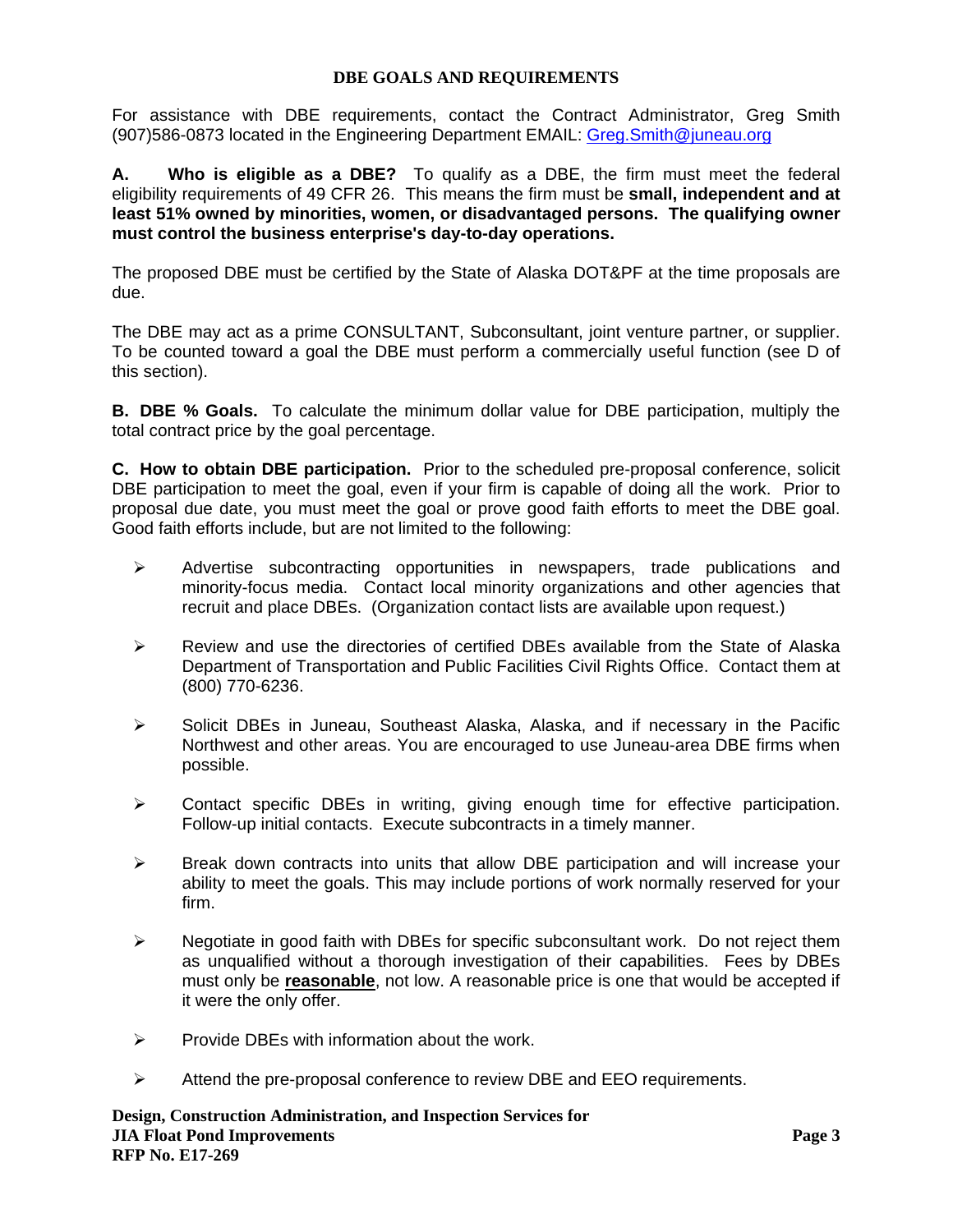## DBE GOALS AND REQUIREMENTS

For assistance with DBE requirements, contact the Contract Administrator, Greg Smith (907)586-0873 located in the Engineering Department EMAIL: Greg.Smith@juneau.org

**A. Who is eligible as a DBE?** To qualify as a DBE, the firm must meet the federal eligibility requirements of 49 CFR 26. This means the firm must be **small, independent and at least 51% owned by minorities, women, or disadvantaged persons. The qualifying owner must control the business enterprise's day-to-day operations.**

The proposed DBE must be certified by the State of Alaska DOT&PF at the time proposals are due.

The DBE may act as a prime CONSULTANT, Subconsultant, joint venture partner, or supplier. To be counted toward a goal the DBE must perform a commercially useful function (see D of this section).

**B. DBE % Goals.** To calculate the minimum dollar value for DBE participation, multiply the total contract price by the goal percentage.

**C. How to obtain DBE participation.** Prior to the scheduled pre-proposal conference, solicit DBE participation to meet the goal, even if your firm is capable of doing all the work. Prior to proposal due date, you must meet the goal or prove good faith efforts to meet the DBE goal. Good faith efforts include, but are not limited to the following:

- Advertise subcontracting opportunities in newspapers, trade publications and minority-focus media. Contact local minority organizations and other agencies that recruit and place DBEs. (Organization contact lists are available upon request.)
- Review and use the directories of certified DBEs available from the State of Alaska Department of Transportation and Public Facilities Civil Rights Office. Contact them at (800) 770-6236.
- Solicit DBEs in Juneau, Southeast Alaska, Alaska, and if necessary in the Pacific Northwest and other areas. You are encouraged to use Juneau-area DBE firms when possible.
- Contact specific DBEs in writing, giving enough time for effective participation. Follow-up initial contacts. Execute subcontracts in a timely manner.
- Break down contracts into units that allow DBE participation and will increase your ability to meet the goals. This may include portions of work normally reserved for your firm.
- Negotiate in good faith with DBEs for specific subconsultant work. Do not reject them as unqualified without a thorough investigation of their capabilities. Fees by DBEs must only be **reasonable**, not low. A reasonable price is one that would be accepted if it were the only offer.
- Provide DBEs with information about the work.
- Attend the pre-proposal conference to review DBE and EEO requirements.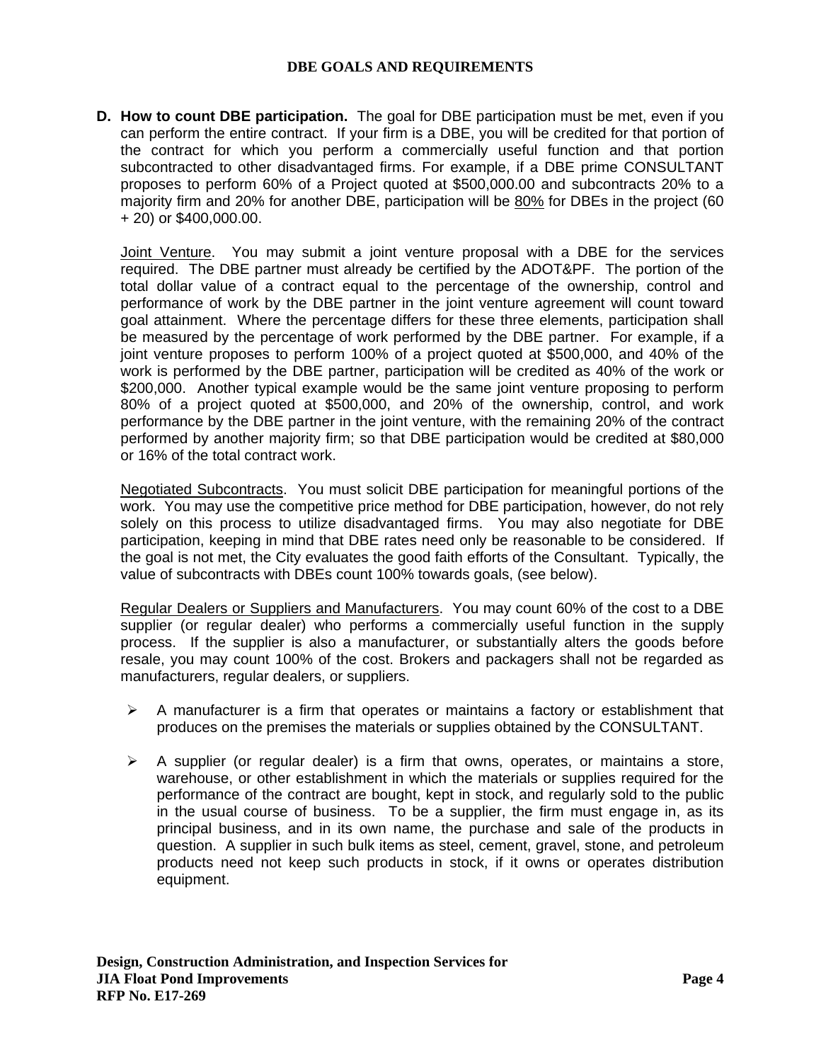## DBE GOALS AND REQUIREMENTS

**D. How to count DBE participation.** The goal for DBE participation must be met, even if you can perform the entire contract. If your firm is a DBE, you will be credited for that portion of the contract for which you perform a commercially useful function and that portion subcontracted to other disadvantaged firms. For example, if a DBE prime CONSULTANT proposes to perform 60% of a Project quoted at $500,000.00 and subcontracts 20% to a majority firm and 20% for another DBE, participation will be <u>80%</u> for DBEs in the project (60 + 20) or $400,000.00.

<u>Joint Venture</u>. You may submit a joint venture proposal with a DBE for the services required. The DBE partner must already be certified by the ADOT&PF. The portion of the total dollar value of a contract equal to the percentage of the ownership, control and performance of work by the DBE partner in the joint venture agreement will count toward goal attainment. Where the percentage differs for these three elements, participation shall be measured by the percentage of work performed by the DBE partner. For example, if a joint venture proposes to perform 100% of a project quoted at $500,000, and 40% of the work is performed by the DBE partner, participation will be credited as 40% of the work or $200,000. Another typical example would be the same joint venture proposing to perform 80% of a project quoted at $500,000, and 20% of the ownership, control, and work performance by the DBE partner in the joint venture, with the remaining 20% of the contract performed by another majority firm; so that DBE participation would be credited at $80,000 or 16% of the total contract work.

<u>Negotiated Subcontracts</u>. You must solicit DBE participation for meaningful portions of the work. You may use the competitive price method for DBE participation, however, do not rely solely on this process to utilize disadvantaged firms. You may also negotiate for DBE participation, keeping in mind that DBE rates need only be reasonable to be considered. If the goal is not met, the City evaluates the good faith efforts of the Consultant. Typically, the value of subcontracts with DBEs count 100% towards goals, (see below).

<u>Regular Dealers or Suppliers and Manufacturers</u>. You may count 60% of the cost to a DBE supplier (or regular dealer) who performs a commercially useful function in the supply process. If the supplier is also a manufacturer, or substantially alters the goods before resale, you may count 100% of the cost. Brokers and packagers shall not be regarded as manufacturers, regular dealers, or suppliers.

- A manufacturer is a firm that operates or maintains a factory or establishment that produces on the premises the materials or supplies obtained by the CONSULTANT.
- A supplier (or regular dealer) is a firm that owns, operates, or maintains a store, warehouse, or other establishment in which the materials or supplies required for the performance of the contract are bought, kept in stock, and regularly sold to the public in the usual course of business. To be a supplier, the firm must engage in, as its principal business, and in its own name, the purchase and sale of the products in question. A supplier in such bulk items as steel, cement, gravel, stone, and petroleum products need not keep such products in stock, if it owns or operates distribution equipment.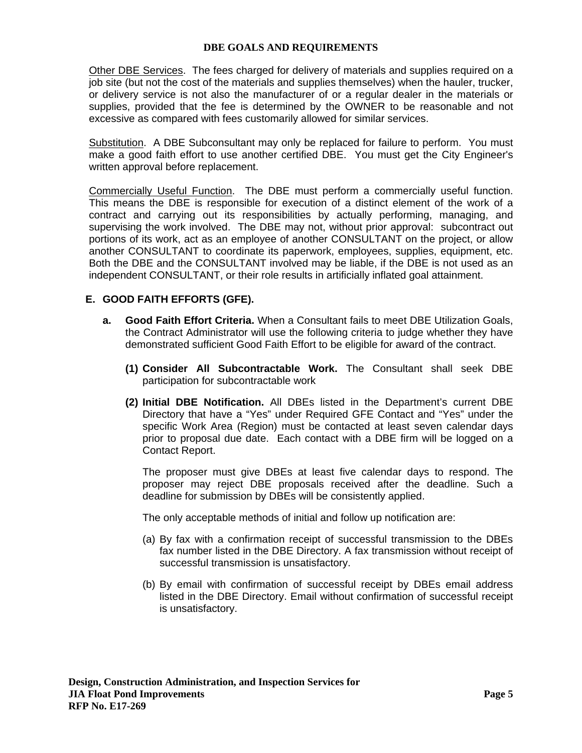**DBE GOALS AND REQUIREMENTS**

Other DBE Services. The fees charged for delivery of materials and supplies required on a job site (but not the cost of the materials and supplies themselves) when the hauler, trucker, or delivery service is not also the manufacturer of or a regular dealer in the materials or supplies, provided that the fee is determined by the OWNER to be reasonable and not excessive as compared with fees customarily allowed for similar services.

Substitution. A DBE Subconsultant may only be replaced for failure to perform. You must make a good faith effort to use another certified DBE. You must get the City Engineer's written approval before replacement.

Commercially Useful Function. The DBE must perform a commercially useful function. This means the DBE is responsible for execution of a distinct element of the work of a contract and carrying out its responsibilities by actually performing, managing, and supervising the work involved. The DBE may not, without prior approval: subcontract out portions of its work, act as an employee of another CONSULTANT on the project, or allow another CONSULTANT to coordinate its paperwork, employees, supplies, equipment, etc. Both the DBE and the CONSULTANT involved may be liable, if the DBE is not used as an independent CONSULTANT, or their role results in artificially inflated goal attainment.

## E. GOOD FAITH EFFORTS (GFE).

**a. Good Faith Effort Criteria.** When a Consultant fails to meet DBE Utilization Goals, the Contract Administrator will use the following criteria to judge whether they have demonstrated sufficient Good Faith Effort to be eligible for award of the contract.

**(1) Consider All Subcontractable Work.** The Consultant shall seek DBE participation for subcontractable work

**(2) Initial DBE Notification.** All DBEs listed in the Department's current DBE Directory that have a "Yes" under Required GFE Contact and "Yes" under the specific Work Area (Region) must be contacted at least seven calendar days prior to proposal due date. Each contact with a DBE firm will be logged on a Contact Report.

The proposer must give DBEs at least five calendar days to respond. The proposer may reject DBE proposals received after the deadline. Such a deadline for submission by DBEs will be consistently applied.

The only acceptable methods of initial and follow up notification are:

(a) By fax with a confirmation receipt of successful transmission to the DBEs fax number listed in the DBE Directory. A fax transmission without receipt of successful transmission is unsatisfactory.

(b) By email with confirmation of successful receipt by DBEs email address listed in the DBE Directory. Email without confirmation of successful receipt is unsatisfactory.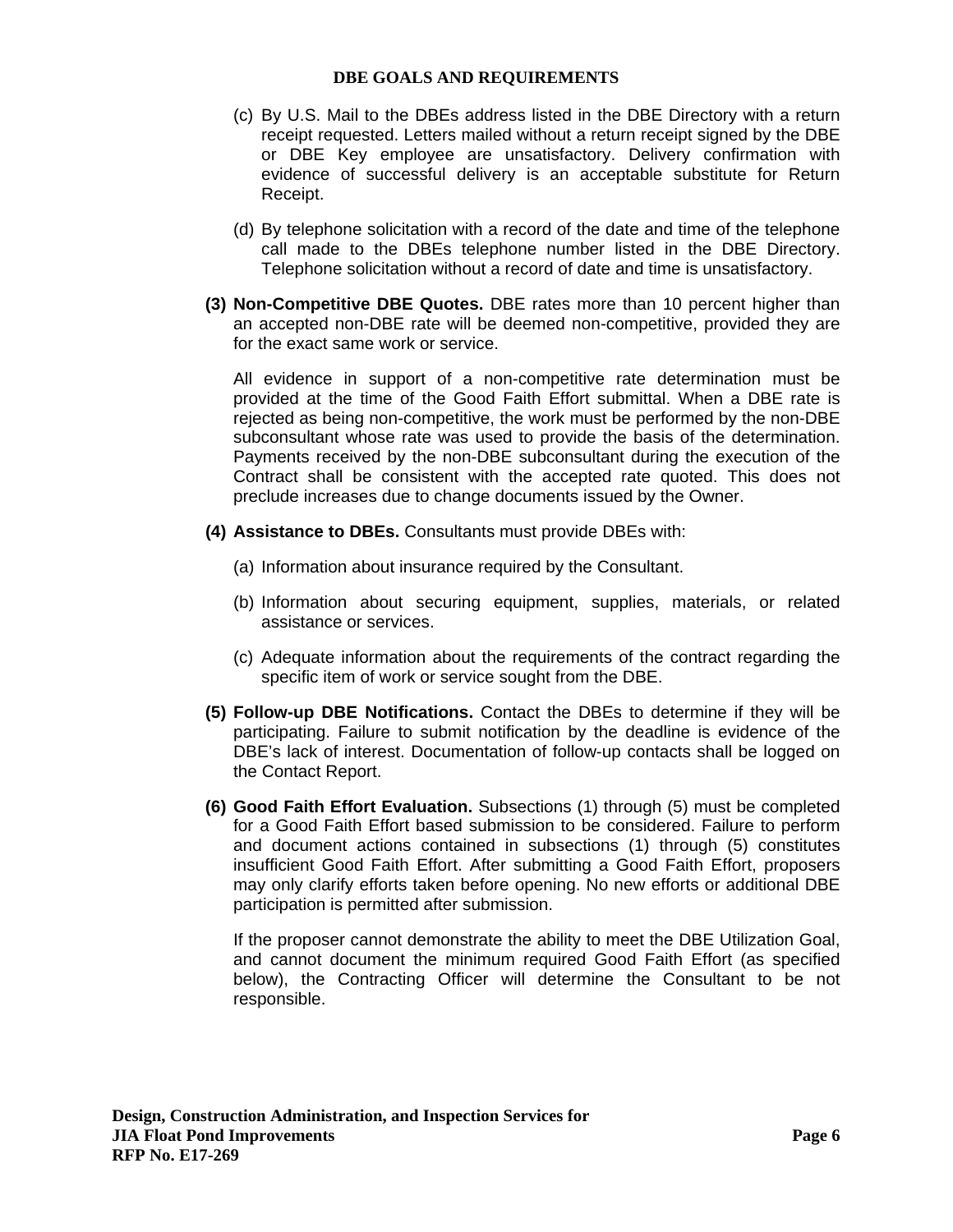(c) By U.S. Mail to the DBEs address listed in the DBE Directory with a return receipt requested. Letters mailed without a return receipt signed by the DBE or DBE Key employee are unsatisfactory. Delivery confirmation with evidence of successful delivery is an acceptable substitute for Return Receipt.

(d) By telephone solicitation with a record of the date and time of the telephone call made to the DBEs telephone number listed in the DBE Directory. Telephone solicitation without a record of date and time is unsatisfactory.

**(3) Non-Competitive DBE Quotes.** DBE rates more than 10 percent higher than an accepted non-DBE rate will be deemed non-competitive, provided they are for the exact same work or service.

All evidence in support of a non-competitive rate determination must be provided at the time of the Good Faith Effort submittal. When a DBE rate is rejected as being non-competitive, the work must be performed by the non-DBE subconsultant whose rate was used to provide the basis of the determination. Payments received by the non-DBE subconsultant during the execution of the Contract shall be consistent with the accepted rate quoted. This does not preclude increases due to change documents issued by the Owner.

**(4) Assistance to DBEs.** Consultants must provide DBEs with:

(a) Information about insurance required by the Consultant.

(b) Information about securing equipment, supplies, materials, or related assistance or services.

(c) Adequate information about the requirements of the contract regarding the specific item of work or service sought from the DBE.

**(5) Follow-up DBE Notifications.** Contact the DBEs to determine if they will be participating. Failure to submit notification by the deadline is evidence of the DBE's lack of interest. Documentation of follow-up contacts shall be logged on the Contact Report.

**(6) Good Faith Effort Evaluation.** Subsections (1) through (5) must be completed for a Good Faith Effort based submission to be considered. Failure to perform and document actions contained in subsections (1) through (5) constitutes insufficient Good Faith Effort. After submitting a Good Faith Effort, proposers may only clarify efforts taken before opening. No new efforts or additional DBE participation is permitted after submission.

If the proposer cannot demonstrate the ability to meet the DBE Utilization Goal, and cannot document the minimum required Good Faith Effort (as specified below), the Contracting Officer will determine the Consultant to be not responsible.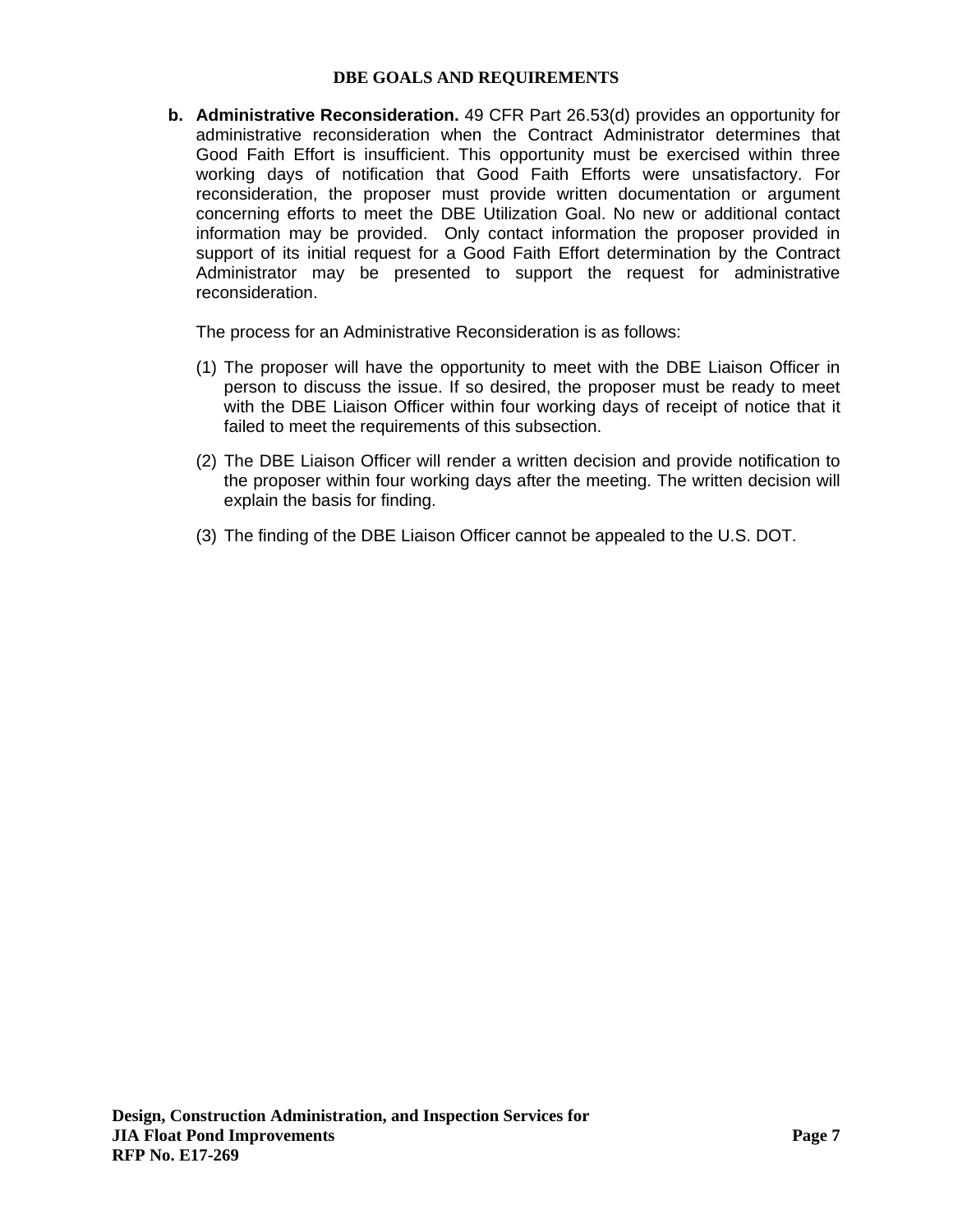**b. Administrative Reconsideration.** 49 CFR Part 26.53(d) provides an opportunity for administrative reconsideration when the Contract Administrator determines that Good Faith Effort is insufficient. This opportunity must be exercised within three working days of notification that Good Faith Efforts were unsatisfactory. For reconsideration, the proposer must provide written documentation or argument concerning efforts to meet the DBE Utilization Goal. No new or additional contact information may be provided. Only contact information the proposer provided in support of its initial request for a Good Faith Effort determination by the Contract Administrator may be presented to support the request for administrative reconsideration.

The process for an Administrative Reconsideration is as follows:

(1) The proposer will have the opportunity to meet with the DBE Liaison Officer in person to discuss the issue. If so desired, the proposer must be ready to meet with the DBE Liaison Officer within four working days of receipt of notice that it failed to meet the requirements of this subsection.

(2) The DBE Liaison Officer will render a written decision and provide notification to the proposer within four working days after the meeting. The written decision will explain the basis for finding.

(3) The finding of the DBE Liaison Officer cannot be appealed to the U.S. DOT.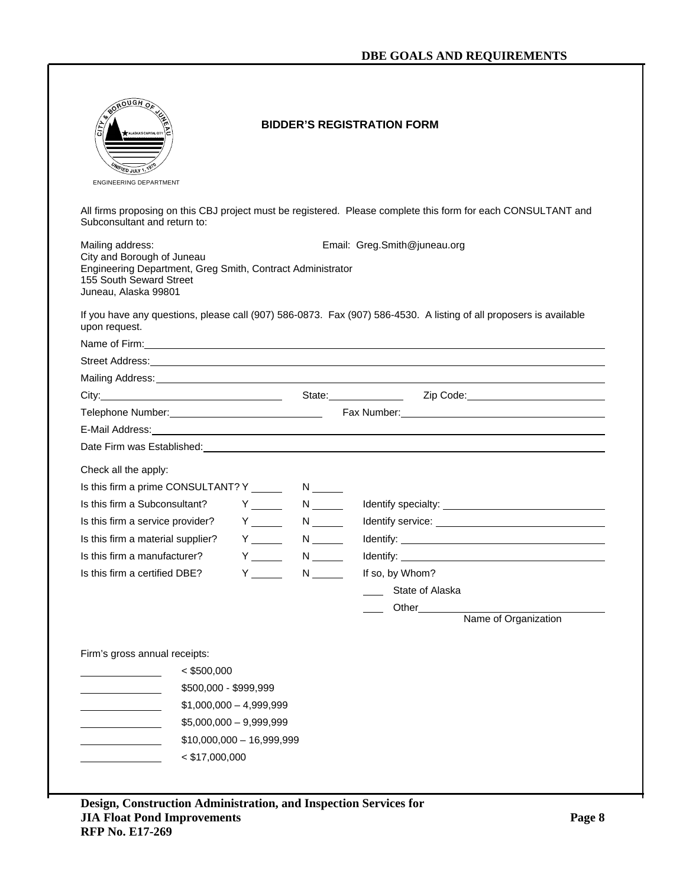# BIDDER'S REGISTRATION FORM

ENGINEERING DEPARTMENT

All firms proposing on this CBJ project must be registered. Please complete this form for each CONSULTANT and Subconsultant and return to:

Mailing address:
City and Borough of Juneau
Engineering Department, Greg Smith, Contract Administrator
155 South Seward Street
Juneau, Alaska 99801

Email: Greg.Smith@juneau.org

If you have any questions, please call (907) 586-0873. Fax (907) 586-4530. A listing of all proposers is available upon request.

Name of Firm: ______________________________

Street Address: ______________________________

Mailing Address: ______________________________

City: ______________ State: ________ Zip Code: ______________

Telephone Number: ______________ Fax Number: ______________

E-Mail Address: ______________________________

Date Firm was Established: ______________________________

Check all the apply:

| | | | |
|---|---|---|---|
| Is this firm a prime CONSULTANT? | Y ______ | N ______ | |
| Is this firm a Subconsultant? | Y ______ | N ______ | Identify specialty: ______________ |
| Is this firm a service provider? | Y ______ | N ______ | Identify service: ______________ |
| Is this firm a material supplier? | Y ______ | N ______ | Identify: ______________ |
| Is this firm a manufacturer? | Y ______ | N ______ | Identify: ______________ |
| Is this firm a certified DBE? | Y ______ | N ______ | If so, by Whom? |

____ State of Alaska

____ Other______________
Name of Organization

Firm's gross annual receipts:

- ______ < $500,000
- ______ $500,000 - $999,999
- ______ $1,000,000 – 4,999,999
- ______ $5,000,000 – 9,999,999
- ______ $10,000,000 – 16,999,999
- ______ < $17,000,000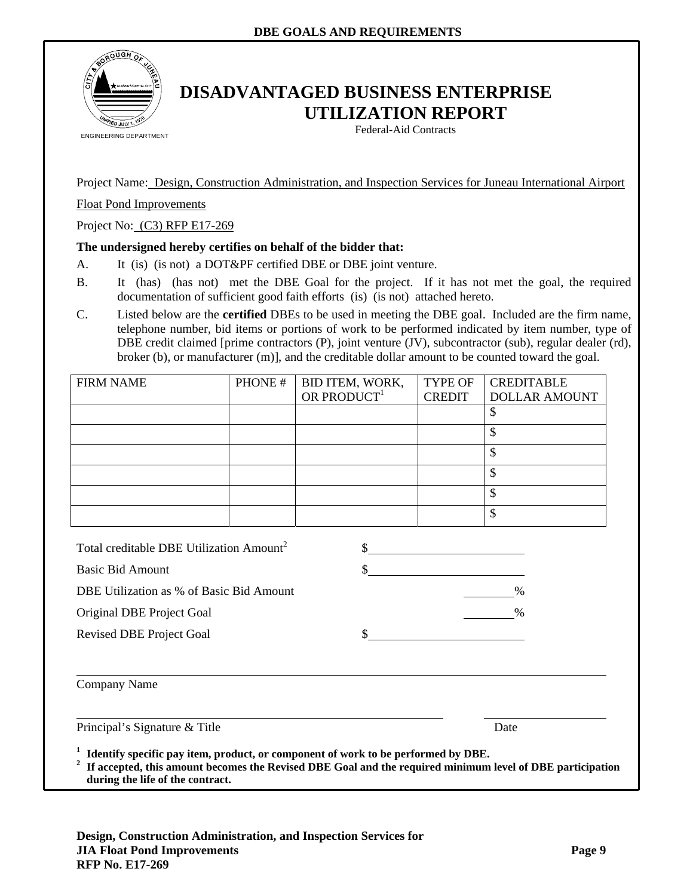CITY & BOROUGH OF JUNEAU
ALASKA'S CAPITAL CITY
UNIFIED JULY 1, 1970
ENGINEERING DEPARTMENT

# DISADVANTAGED BUSINESS ENTERPRISE UTILIZATION REPORT

Federal-Aid Contracts

Project Name: Design, Construction Administration, and Inspection Services for Juneau International Airport Float Pond Improvements

Project No: (C3) RFP E17-269

**The undersigned hereby certifies on behalf of the bidder that:**

A. It (is) (is not) a DOT&PF certified DBE or DBE joint venture.

B. It (has) (has not) met the DBE Goal for the project. If it has not met the goal, the required documentation of sufficient good faith efforts (is) (is not) attached hereto.

C. Listed below are the **certified** DBEs to be used in meeting the DBE goal. Included are the firm name, telephone number, bid items or portions of work to be performed indicated by item number, type of DBE credit claimed [prime contractors (P), joint venture (JV), subcontractor (sub), regular dealer (rd), broker (b), or manufacturer (m)], and the creditable dollar amount to be counted toward the goal.

| FIRM NAME | PHONE # | BID ITEM, WORK, OR PRODUCT[1] | TYPE OF CREDIT | CREDITABLE DOLLAR AMOUNT |
|---|---|---|---|---|
| | | | | $ |
| | | | | $ |
| | | | | $ |
| | | | | $ |
| | | | | $ |
| | | | | $ |

Total creditable DBE Utilization Amount[2] $\_\_\_\_\_\_\_\_\_\_\_\_\_\_\_\_\_\_\_\_

Basic Bid Amount $\_\_\_\_\_\_\_\_\_\_\_\_\_\_\_\_\_\_\_\_

DBE Utilization as % of Basic Bid Amount \_\_\_\_\_\_\_\_%

Original DBE Project Goal \_\_\_\_\_\_\_\_%

Revised DBE Project Goal $\_\_\_\_\_\_\_\_\_\_\_\_\_\_\_\_\_\_\_\_

\_\_\_\_\_\_\_\_\_\_\_\_\_\_\_\_\_\_\_\_\_\_\_\_\_\_\_\_\_\_\_\_\_\_\_\_\_\_\_\_\_\_\_\_\_\_\_\_

Company Name

\_\_\_\_\_\_\_\_\_\_\_\_\_\_\_\_\_\_\_\_\_\_\_\_\_\_\_\_\_\_\_\_\_\_\_\_\_\_\_\_ \_\_\_\_\_\_\_\_\_\_\_\_\_\_\_\_

Principal's Signature & Title Date

**[1] Identify specific pay item, product, or component of work to be performed by DBE.**
**[2] If accepted, this amount becomes the Revised DBE Goal and the required minimum level of DBE participation during the life of the contract.**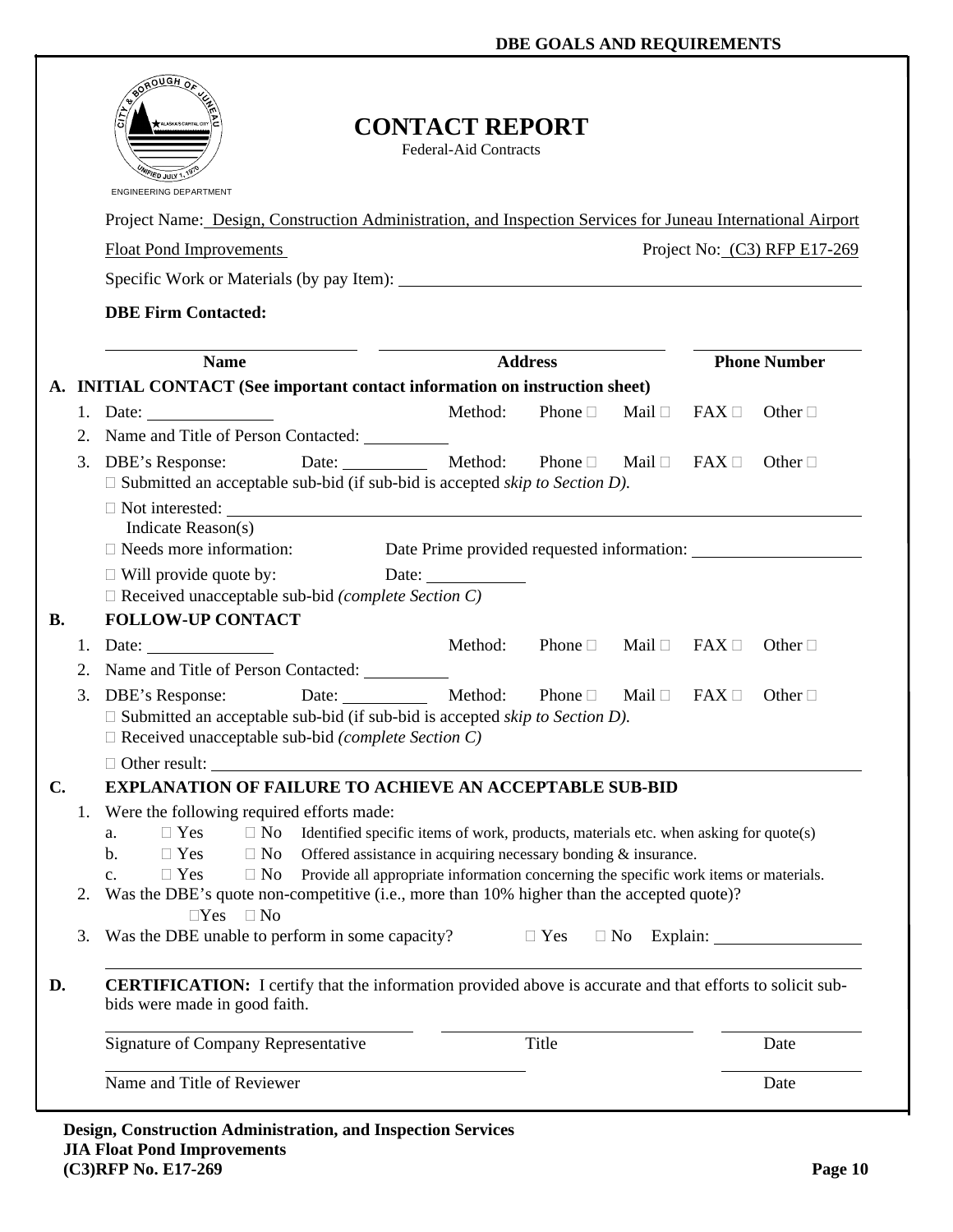DBE GOALS AND REQUIREMENTS

ENGINEERING DEPARTMENT

# CONTACT REPORT

Federal-Aid Contracts

Project Name: Design, Construction Administration, and Inspection Services for Juneau International Airport Float Pond Improvements

Project No: (C3) RFP E17-269

Specific Work or Materials (by pay Item): ____________________

**DBE Firm Contacted:**

| Name | Address | Phone Number |
|---|---|---|
| | | |

**A. INITIAL CONTACT (See important contact information on instruction sheet)**

1. Date: ________ Method: Phone ☐ Mail ☐ FAX ☐ Other ☐
2. Name and Title of Person Contacted: ________
3. DBE's Response: Date: ________ Method: Phone ☐ Mail ☐ FAX ☐ Other ☐
   - ☐ Submitted an acceptable sub-bid (if sub-bid is accepted *skip to Section D).*
   - ☐ Not interested: ________ Indicate Reason(s)
   - ☐ Needs more information: Date Prime provided requested information: ________
   - ☐ Will provide quote by: Date: ________
   - ☐ Received unacceptable sub-bid *(complete Section C)*

**B. FOLLOW-UP CONTACT**

1. Date: ________ Method: Phone ☐ Mail ☐ FAX ☐ Other ☐
2. Name and Title of Person Contacted: ________
3. DBE's Response: Date: ________ Method: Phone ☐ Mail ☐ FAX ☐ Other ☐
   - ☐ Submitted an acceptable sub-bid (if sub-bid is accepted *skip to Section D).*
   - ☐ Received unacceptable sub-bid *(complete Section C)*
   - ☐ Other result: ________

**C. EXPLANATION OF FAILURE TO ACHIEVE AN ACCEPTABLE SUB-BID**

1. Were the following required efforts made:
   a. ☐ Yes ☐ No Identified specific items of work, products, materials etc. when asking for quote(s)
   b. ☐ Yes ☐ No Offered assistance in acquiring necessary bonding & insurance.
   c. ☐ Yes ☐ No Provide all appropriate information concerning the specific work items or materials.
2. Was the DBE's quote non-competitive (i.e., more than 10% higher than the accepted quote)?
   ☐Yes ☐ No
3. Was the DBE unable to perform in some capacity? ☐ Yes ☐ No Explain: ________

**D. CERTIFICATION:** I certify that the information provided above is accurate and that efforts to solicit sub-bids were made in good faith.

| Signature of Company Representative | Title | Date |
|---|---|---|
| | | |

| Name and Title of Reviewer | Date |
|---|---|
| | |

**Design, Construction Administration, and Inspection Services**
**JIA Float Pond Improvements**
**(C3)RFP No. E17-269**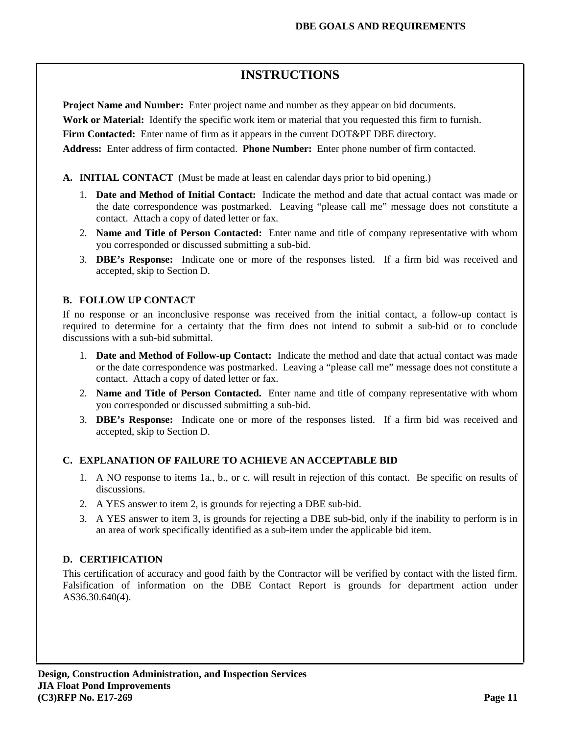# INSTRUCTIONS

**Project Name and Number:** Enter project name and number as they appear on bid documents.

**Work or Material:** Identify the specific work item or material that you requested this firm to furnish.

**Firm Contacted:** Enter name of firm as it appears in the current DOT&PF DBE directory.

**Address:** Enter address of firm contacted. **Phone Number:** Enter phone number of firm contacted.

**A. INITIAL CONTACT** (Must be made at least en calendar days prior to bid opening.)

1. **Date and Method of Initial Contact:** Indicate the method and date that actual contact was made or the date correspondence was postmarked. Leaving "please call me" message does not constitute a contact. Attach a copy of dated letter or fax.
2. **Name and Title of Person Contacted:** Enter name and title of company representative with whom you corresponded or discussed submitting a sub-bid.
3. **DBE's Response:** Indicate one or more of the responses listed. If a firm bid was received and accepted, skip to Section D.

**B. FOLLOW UP CONTACT**

If no response or an inconclusive response was received from the initial contact, a follow-up contact is required to determine for a certainty that the firm does not intend to submit a sub-bid or to conclude discussions with a sub-bid submittal.

1. **Date and Method of Follow-up Contact:** Indicate the method and date that actual contact was made or the date correspondence was postmarked. Leaving a "please call me" message does not constitute a contact. Attach a copy of dated letter or fax.
2. **Name and Title of Person Contacted.** Enter name and title of company representative with whom you corresponded or discussed submitting a sub-bid.
3. **DBE's Response:** Indicate one or more of the responses listed. If a firm bid was received and accepted, skip to Section D.

**C. EXPLANATION OF FAILURE TO ACHIEVE AN ACCEPTABLE BID**

1. A NO response to items 1a., b., or c. will result in rejection of this contact. Be specific on results of discussions.
2. A YES answer to item 2, is grounds for rejecting a DBE sub-bid.
3. A YES answer to item 3, is grounds for rejecting a DBE sub-bid, only if the inability to perform is in an area of work specifically identified as a sub-item under the applicable bid item.

**D. CERTIFICATION**

This certification of accuracy and good faith by the Contractor will be verified by contact with the listed firm. Falsification of information on the DBE Contact Report is grounds for department action under AS36.30.640(4).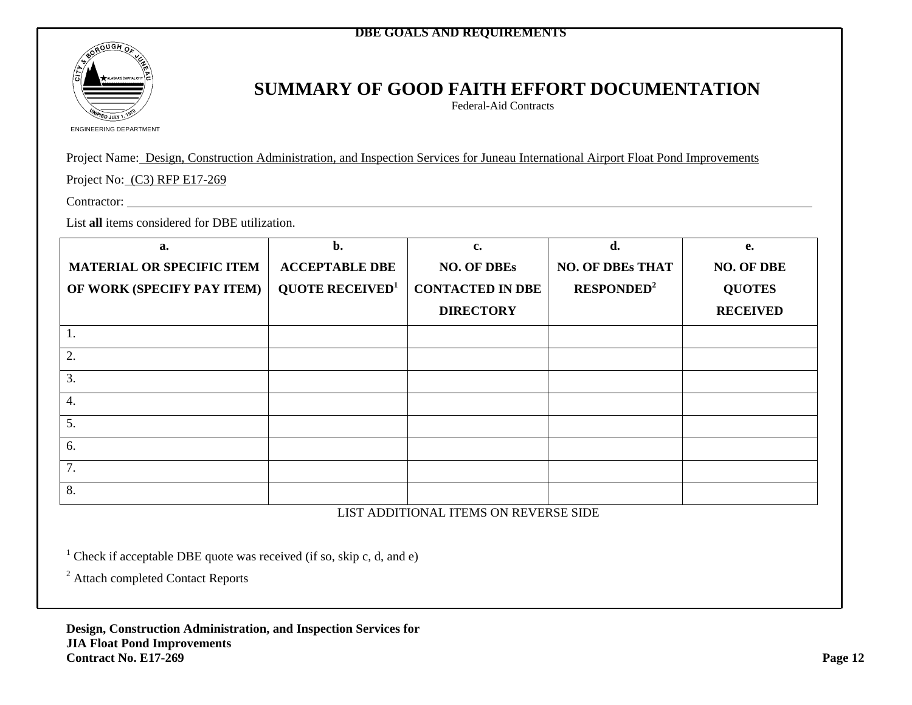**DBE GOALS AND REQUIREMENTS**

CITY & BOROUGH OF JUNEAU
ENGINEERING DEPARTMENT

# SUMMARY OF GOOD FAITH EFFORT DOCUMENTATION

Federal-Aid Contracts

Project Name: Design, Construction Administration, and Inspection Services for Juneau International Airport Float Pond Improvements

Project No: (C3) RFP E17-269

Contractor: ___

List **all** items considered for DBE utilization.

| a.<br>MATERIAL OR SPECIFIC ITEM OF WORK (SPECIFY PAY ITEM) | b.<br>ACCEPTABLE DBE QUOTE RECEIVED[1] | c.<br>NO. OF DBEs CONTACTED IN DBE DIRECTORY | d.<br>NO. OF DBEs THAT RESPONDED[2] | e.<br>NO. OF DBE QUOTES RECEIVED |
|---|---|---|---|---|
| 1. | | | | |
| 2. | | | | |
| 3. | | | | |
| 4. | | | | |
| 5. | | | | |
| 6. | | | | |
| 7. | | | | |
| 8. | | | | |

LIST ADDITIONAL ITEMS ON REVERSE SIDE

[1] Check if acceptable DBE quote was received (if so, skip c, d, and e)

[2] Attach completed Contact Reports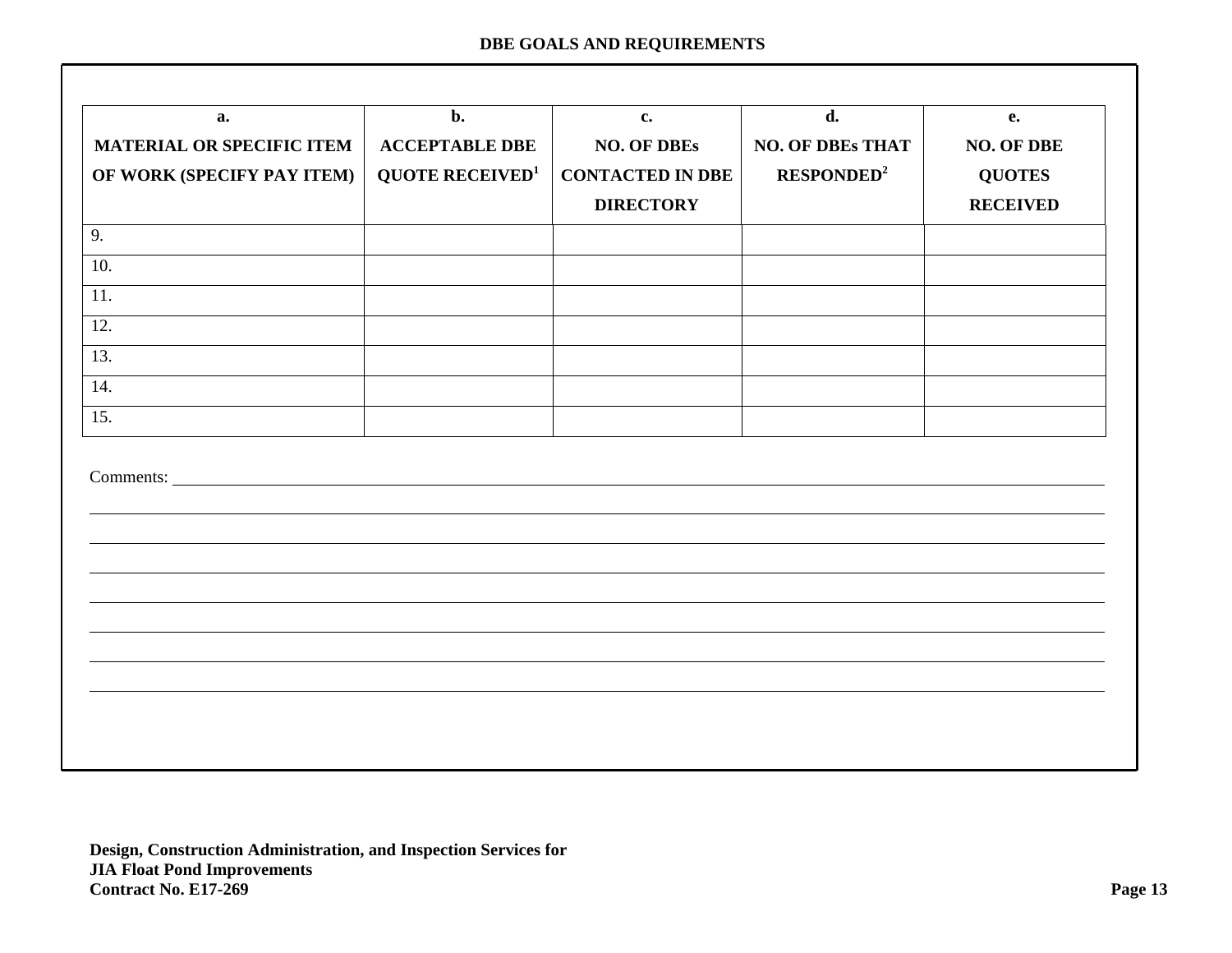**DBE GOALS AND REQUIREMENTS**

| a. MATERIAL OR SPECIFIC ITEM OF WORK (SPECIFY PAY ITEM) | b. ACCEPTABLE DBE QUOTE RECEIVED[1] | c. NO. OF DBEs CONTACTED IN DBE DIRECTORY | d. NO. OF DBEs THAT RESPONDED[2] | e. NO. OF DBE QUOTES RECEIVED |
|---|---|---|---|---|
| 9. | | | | |
| 10. | | | | |
| 11. | | | | |
| 12. | | | | |
| 13. | | | | |
| 14. | | | | |
| 15. | | | | |

Comments: \_\_\_\_\_\_\_\_\_\_\_\_\_\_\_\_\_\_\_\_\_\_\_\_\_\_\_\_\_\_\_\_\_\_\_\_\_\_\_\_\_\_\_\_\_\_\_\_\_\_\_\_\_\_\_\_\_\_\_\_\_\_\_\_\_\_\_\_\_\_\_\_\_\_

\_\_\_\_\_\_\_\_\_\_\_\_\_\_\_\_\_\_\_\_\_\_\_\_\_\_\_\_\_\_\_\_\_\_\_\_\_\_\_\_\_\_\_\_\_\_\_\_\_\_\_\_\_\_\_\_\_\_\_\_\_\_\_\_\_\_\_\_\_\_\_\_\_\_\_\_\_\_\_\_\_\_\_\_

\_\_\_\_\_\_\_\_\_\_\_\_\_\_\_\_\_\_\_\_\_\_\_\_\_\_\_\_\_\_\_\_\_\_\_\_\_\_\_\_\_\_\_\_\_\_\_\_\_\_\_\_\_\_\_\_\_\_\_\_\_\_\_\_\_\_\_\_\_\_\_\_\_\_\_\_\_\_\_\_\_\_\_\_

\_\_\_\_\_\_\_\_\_\_\_\_\_\_\_\_\_\_\_\_\_\_\_\_\_\_\_\_\_\_\_\_\_\_\_\_\_\_\_\_\_\_\_\_\_\_\_\_\_\_\_\_\_\_\_\_\_\_\_\_\_\_\_\_\_\_\_\_\_\_\_\_\_\_\_\_\_\_\_\_\_\_\_\_

\_\_\_\_\_\_\_\_\_\_\_\_\_\_\_\_\_\_\_\_\_\_\_\_\_\_\_\_\_\_\_\_\_\_\_\_\_\_\_\_\_\_\_\_\_\_\_\_\_\_\_\_\_\_\_\_\_\_\_\_\_\_\_\_\_\_\_\_\_\_\_\_\_\_\_\_\_\_\_\_\_\_\_\_

\_\_\_\_\_\_\_\_\_\_\_\_\_\_\_\_\_\_\_\_\_\_\_\_\_\_\_\_\_\_\_\_\_\_\_\_\_\_\_\_\_\_\_\_\_\_\_\_\_\_\_\_\_\_\_\_\_\_\_\_\_\_\_\_\_\_\_\_\_\_\_\_\_\_\_\_\_\_\_\_\_\_\_\_

\_\_\_\_\_\_\_\_\_\_\_\_\_\_\_\_\_\_\_\_\_\_\_\_\_\_\_\_\_\_\_\_\_\_\_\_\_\_\_\_\_\_\_\_\_\_\_\_\_\_\_\_\_\_\_\_\_\_\_\_\_\_\_\_\_\_\_\_\_\_\_\_\_\_\_\_\_\_\_\_\_\_\_\_

\_\_\_\_\_\_\_\_\_\_\_\_\_\_\_\_\_\_\_\_\_\_\_\_\_\_\_\_\_\_\_\_\_\_\_\_\_\_\_\_\_\_\_\_\_\_\_\_\_\_\_\_\_\_\_\_\_\_\_\_\_\_\_\_\_\_\_\_\_\_\_\_\_\_\_\_\_\_\_\_\_\_\_\_

**Design, Construction Administration, and Inspection Services for**
**JIA Float Pond Improvements**
**Contract No. E17-269**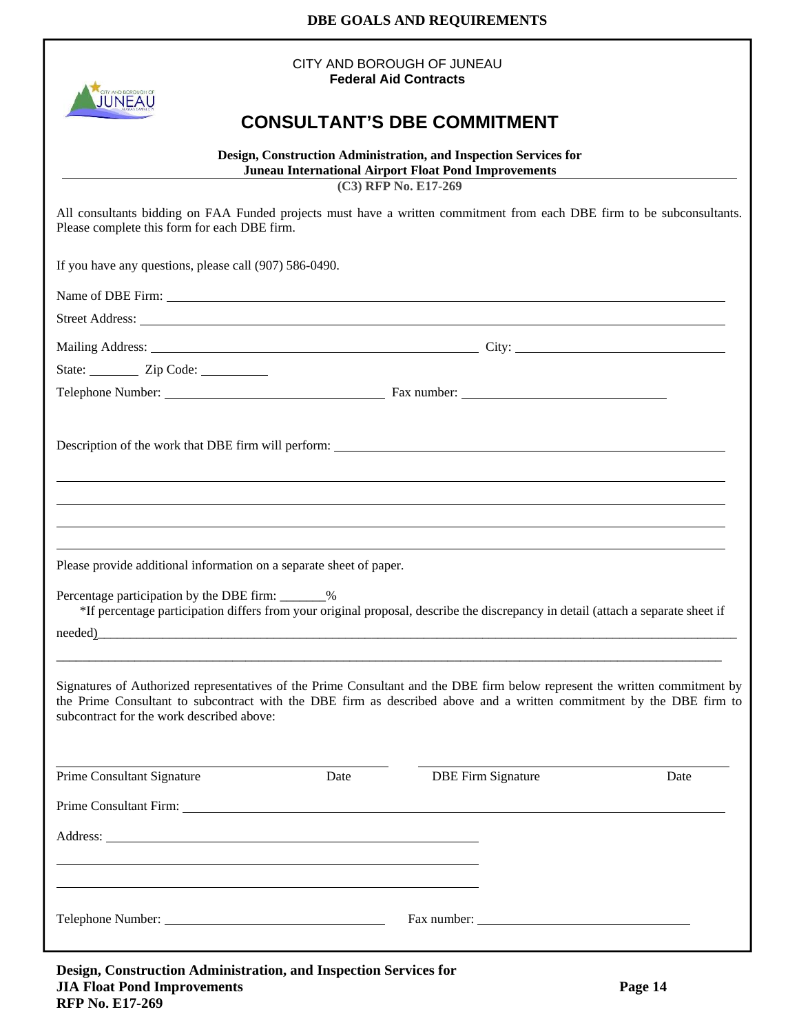DBE GOALS AND REQUIREMENTS

CITY AND BOROUGH OF JUNEAU
**Federal Aid Contracts**

# CONSULTANT'S DBE COMMITMENT

**Design, Construction Administration, and Inspection Services for Juneau International Airport Float Pond Improvements**
**(C3) RFP No. E17-269**

All consultants bidding on FAA Funded projects must have a written commitment from each DBE firm to be subconsultants. Please complete this form for each DBE firm.

If you have any questions, please call (907) 586-0490.

Name of DBE Firm: ____________________

Street Address: ____________________

Mailing Address: ____________________ City: ____________________

State: ________ Zip Code: __________

Telephone Number: ____________________ Fax number: ____________________

Description of the work that DBE firm will perform: ____________________

____________________

____________________

____________________

____________________

Please provide additional information on a separate sheet of paper.

Percentage participation by the DBE firm: _______%

*If percentage participation differs from your original proposal, describe the discrepancy in detail (attach a separate sheet if needed)____________________

____________________

Signatures of Authorized representatives of the Prime Consultant and the DBE firm below represent the written commitment by the Prime Consultant to subcontract with the DBE firm as described above and a written commitment by the DBE firm to subcontract for the work described above:

____________________ ____________________

Prime Consultant Signature    Date    DBE Firm Signature    Date

Prime Consultant Firm: ____________________

Address: ____________________

____________________

____________________

Telephone Number: ____________________ Fax number: ____________________

**Design, Construction Administration, and Inspection Services for JIA Float Pond Improvements**
**RFP No. E17-269**